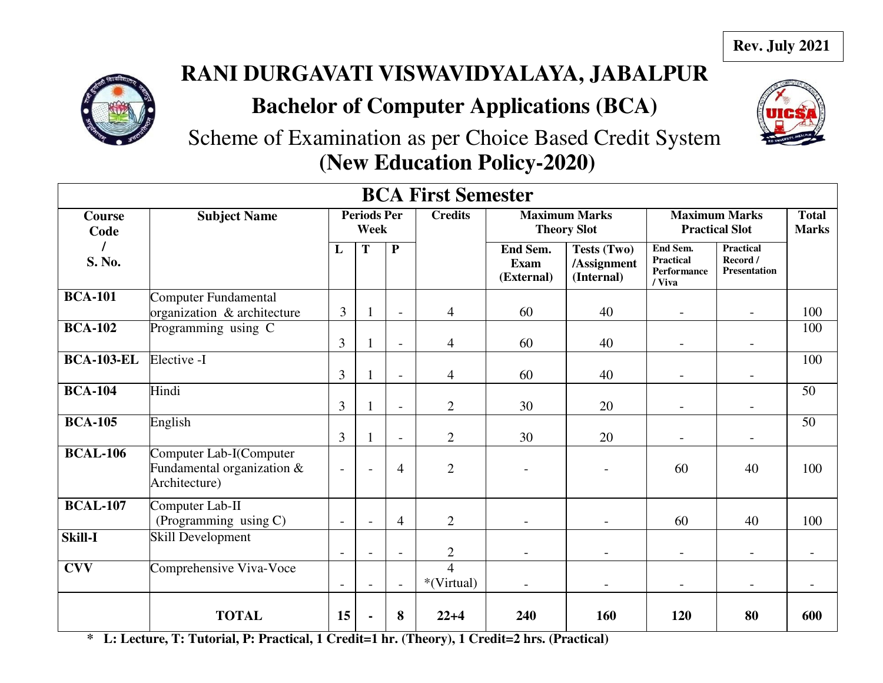Rev. July 2021

# RANI DURGAVATI VISWAVIDYALAYA, JABALPUR

## Bachelor of Computer Applications (BCA)

Scheme of Examination as per Choice Based Credit System

**(New Education Policy-2020)**

| **BCA First Semester** | | | | | | | | | | |
|---|---|---|---|---|---|---|---|---|---|---|
| **Course Code / S. No.** | **Subject Name** | **Periods Per Week** | | | **Credits** | **Maximum Marks Theory Slot** | | **Maximum Marks Practical Slot** | | **Total Marks** |
| | | **L** | **T** | **P** | | **End Sem. Exam (External)** | **Tests (Two) /Assignment (Internal)** | **End Sem. Practical Performance / Viva** | **Practical Record / Presentation** | |
| **BCA-101** | Computer Fundamental organization & architecture | 3 | 1 | - | 4 | 60 | 40 | - | - | 100 |
| **BCA-102** | Programming using C | 3 | 1 | - | 4 | 60 | 40 | - | - | 100 |
| **BCA-103-EL** | Elective -I | 3 | 1 | - | 4 | 60 | 40 | - | - | 100 |
| **BCA-104** | Hindi | 3 | 1 | - | 2 | 30 | 20 | - | - | 50 |
| **BCA-105** | English | 3 | 1 | - | 2 | 30 | 20 | - | - | 50 |
| **BCAL-106** | Computer Lab-I(Computer Fundamental organization & Architecture) | - | - | 4 | 2 | - | - | 60 | 40 | 100 |
| **BCAL-107** | Computer Lab-II (Programming using C) | - | - | 4 | 2 | - | - | 60 | 40 | 100 |
| **Skill-I** | Skill Development | - | - | - | 2 | - | - | - | - | - |
| **CVV** | Comprehensive Viva-Voce | - | - | - | 4 *(Virtual) | - | - | - | - | - |
| | **TOTAL** | **15** | **-** | **8** | **22+4** | **240** | **160** | **120** | **80** | **600** |

**\* L: Lecture, T: Tutorial, P: Practical, 1 Credit=1 hr. (Theory), 1 Credit=2 hrs. (Practical)**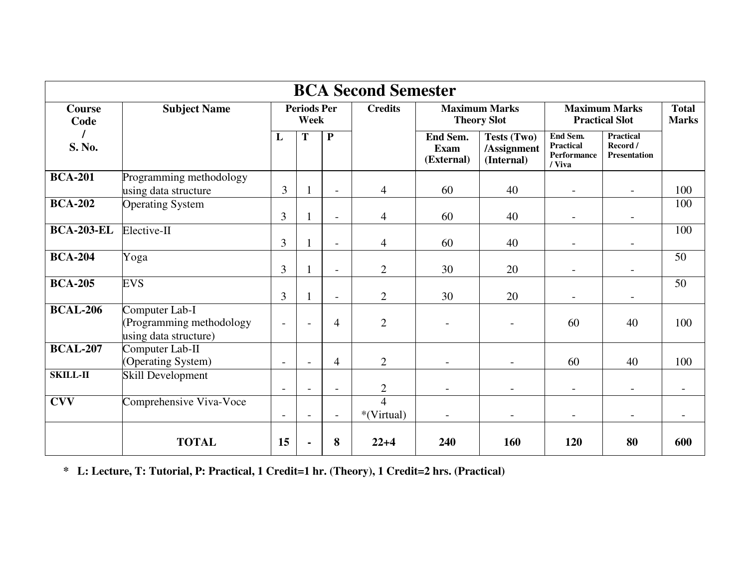# BCA Second Semester

| Course Code / S. No. | Subject Name | Periods Per Week | | | Credits | Maximum Marks Theory Slot | | Maximum Marks Practical Slot | | Total Marks |
|---|---|---|---|---|---|---|---|---|---|---|
| | | L | T | P | | End Sem. Exam (External) | Tests (Two) /Assignment (Internal) | End Sem. Practical Performance / Viva | Practical Record / Presentation | |
| **BCA-201** | Programming methodology using data structure | 3 | 1 | - | 4 | 60 | 40 | - | - | 100 |
| **BCA-202** | Operating System | 3 | 1 | - | 4 | 60 | 40 | - | - | 100 |
| **BCA-203-EL** | Elective-II | 3 | 1 | - | 4 | 60 | 40 | - | - | 100 |
| **BCA-204** | Yoga | 3 | 1 | - | 2 | 30 | 20 | - | - | 50 |
| **BCA-205** | EVS | 3 | 1 | - | 2 | 30 | 20 | - | - | 50 |
| **BCAL-206** | Computer Lab-I (Programming methodology using data structure) | - | - | 4 | 2 | - | - | 60 | 40 | 100 |
| **BCAL-207** | Computer Lab-II (Operating System) | - | - | 4 | 2 | - | - | 60 | 40 | 100 |
| **SKILL-II** | Skill Development | - | - | - | 2 | - | - | - | - | - |
| **CVV** | Comprehensive Viva-Voce | - | - | - | 4 *(Virtual) | - | - | - | - | - |
| | **TOTAL** | **15** | **-** | **8** | **22+4** | **240** | **160** | **120** | **80** | **600** |

**\* L: Lecture, T: Tutorial, P: Practical, 1 Credit=1 hr. (Theory), 1 Credit=2 hrs. (Practical)**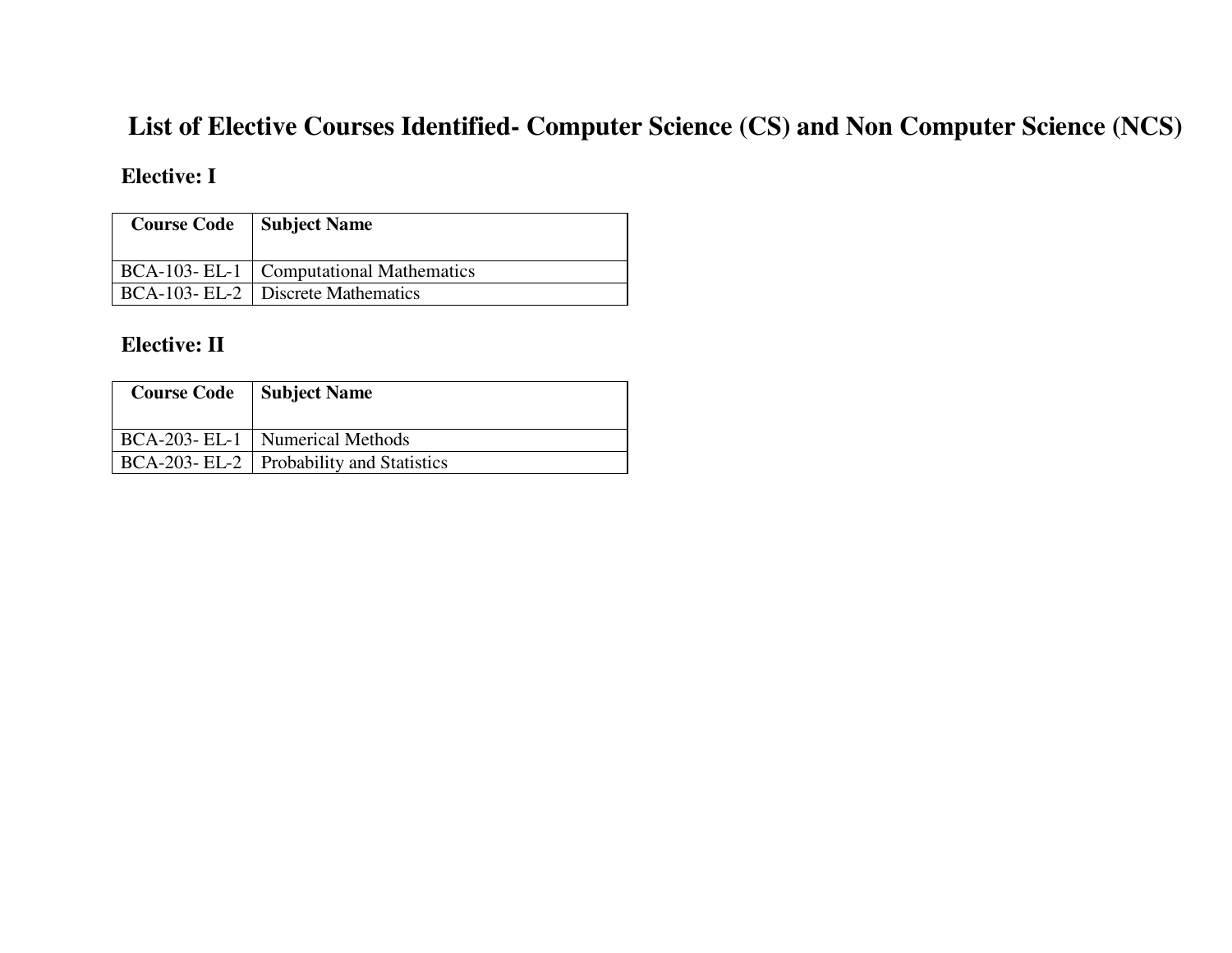# List of Elective Courses Identified- Computer Science (CS) and Non Computer Science (NCS)

## Elective: I

| Course Code | Subject Name |
|---|---|
| BCA-103- EL-1 | Computational Mathematics |
| BCA-103- EL-2 | Discrete Mathematics |

## Elective: II

| Course Code | Subject Name |
|---|---|
| BCA-203- EL-1 | Numerical Methods |
| BCA-203- EL-2 | Probability and Statistics |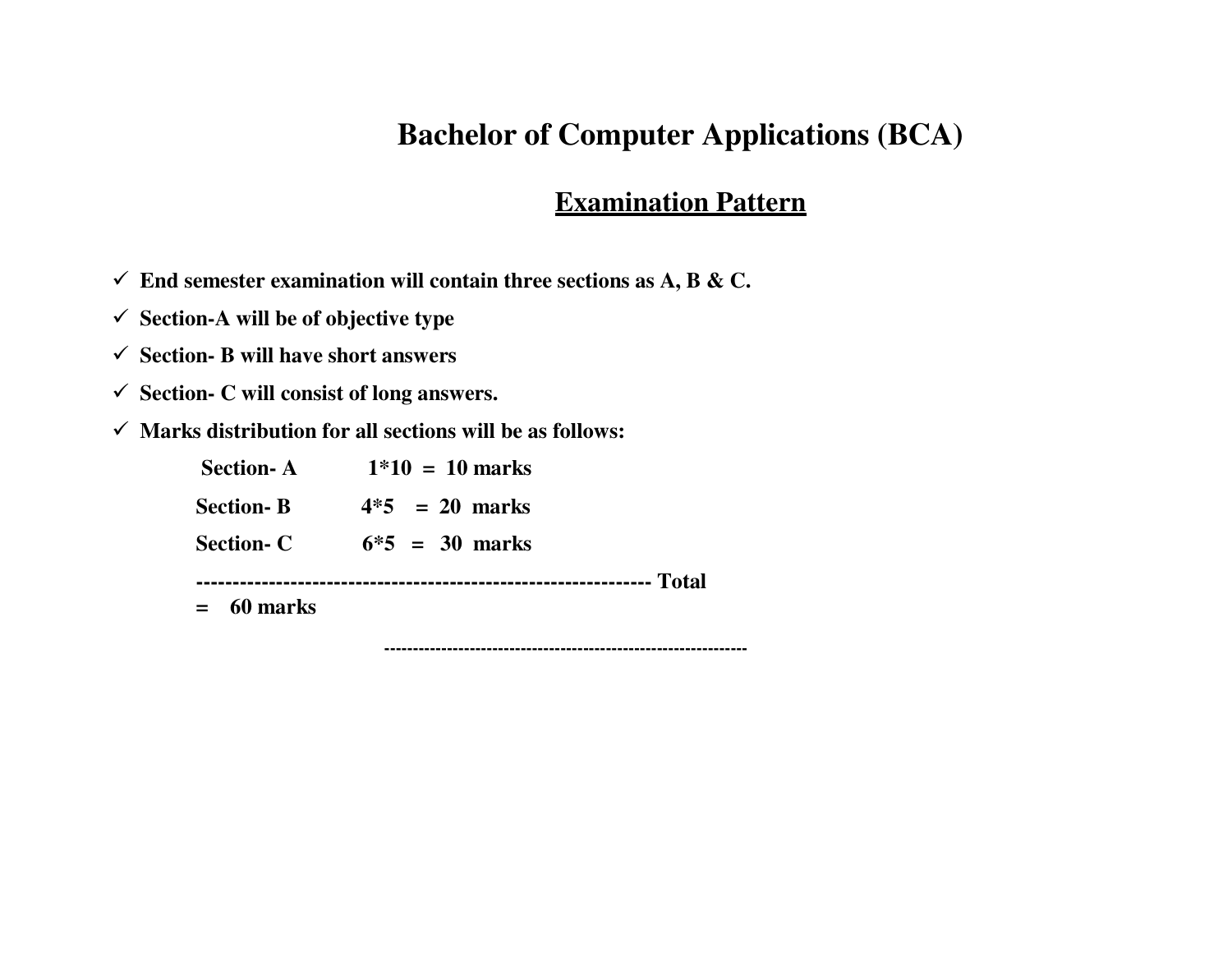# Bachelor of Computer Applications (BCA)

## Examination Pattern

- ✓ **End semester examination will contain three sections as A, B & C.**
- ✓ **Section-A will be of objective type**
- ✓ **Section- B will have short answers**
- ✓ **Section- C will consist of long answers.**
- ✓ **Marks distribution for all sections will be as follows:**

| | | |
|---|---|---|
| **Section- A** | **1*10** | **= 10 marks** |
| **Section- B** | **4*5** | **= 20 marks** |
| **Section- C** | **6*5** | **= 30 marks** |

**---------------------------------------------------------------- Total = 60 marks**

**----------------------------------------------------------------**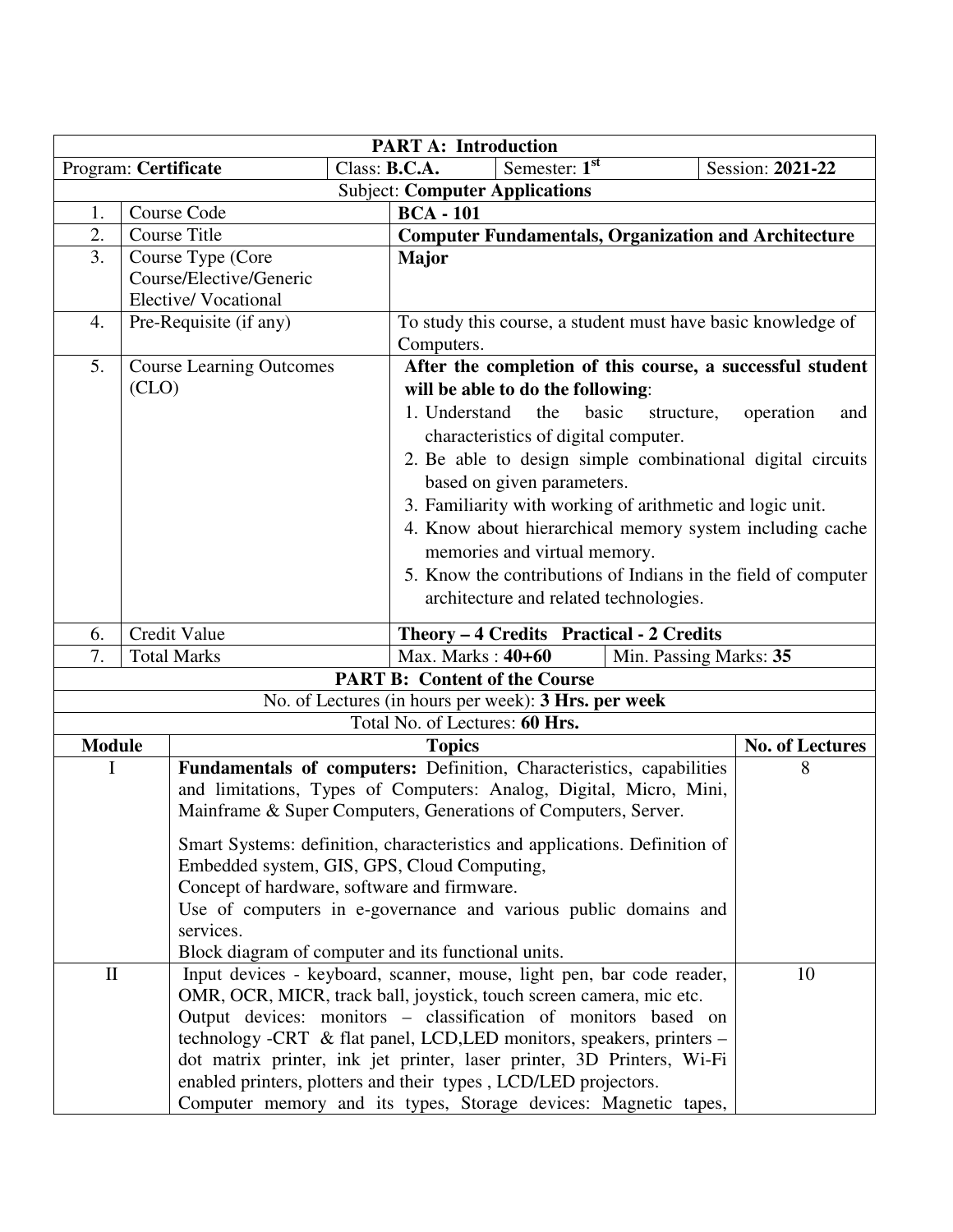| PART A: Introduction | | | | |
|---|---|---|---|---|
| Program: **Certificate** | Class: **B.C.A.** | Semester: **1st** | | Session: **2021-22** |
| Subject: **Computer Applications** | | | | |
| 1. | Course Code | **BCA - 101** | | |
| 2. | Course Title | **Computer Fundamentals, Organization and Architecture** | | |
| 3. | Course Type (Core Course/Elective/Generic Elective/ Vocational | **Major** | | |
| 4. | Pre-Requisite (if any) | To study this course, a student must have basic knowledge of Computers. | | |
| 5. | Course Learning Outcomes (CLO) | **After the completion of this course, a successful student will be able to do the following**: 1. Understand the basic structure, operation and characteristics of digital computer. 2. Be able to design simple combinational digital circuits based on given parameters. 3. Familiarity with working of arithmetic and logic unit. 4. Know about hierarchical memory system including cache memories and virtual memory. 5. Know the contributions of Indians in the field of computer architecture and related technologies. | | |
| 6. | Credit Value | **Theory – 4 Credits Practical - 2 Credits** | | |
| 7. | Total Marks | Max. Marks : **40+60** | Min. Passing Marks: **35** | |

| PART B: Content of the Course | | |
|---|---|---|
| No. of Lectures (in hours per week): **3 Hrs. per week** | | |
| Total No. of Lectures: **60 Hrs.** | | |
| **Module** | **Topics** | **No. of Lectures** |
| I | **Fundamentals of computers:** Definition, Characteristics, capabilities and limitations, Types of Computers: Analog, Digital, Micro, Mini, Mainframe & Super Computers, Generations of Computers, Server. Smart Systems: definition, characteristics and applications. Definition of Embedded system, GIS, GPS, Cloud Computing, Concept of hardware, software and firmware. Use of computers in e-governance and various public domains and services. Block diagram of computer and its functional units. | 8 |
| II | Input devices - keyboard, scanner, mouse, light pen, bar code reader, OMR, OCR, MICR, track ball, joystick, touch screen camera, mic etc. Output devices: monitors – classification of monitors based on technology -CRT & flat panel, LCD,LED monitors, speakers, printers – dot matrix printer, ink jet printer, laser printer, 3D Printers, Wi-Fi enabled printers, plotters and their types , LCD/LED projectors. Computer memory and its types, Storage devices: Magnetic tapes, | 10 |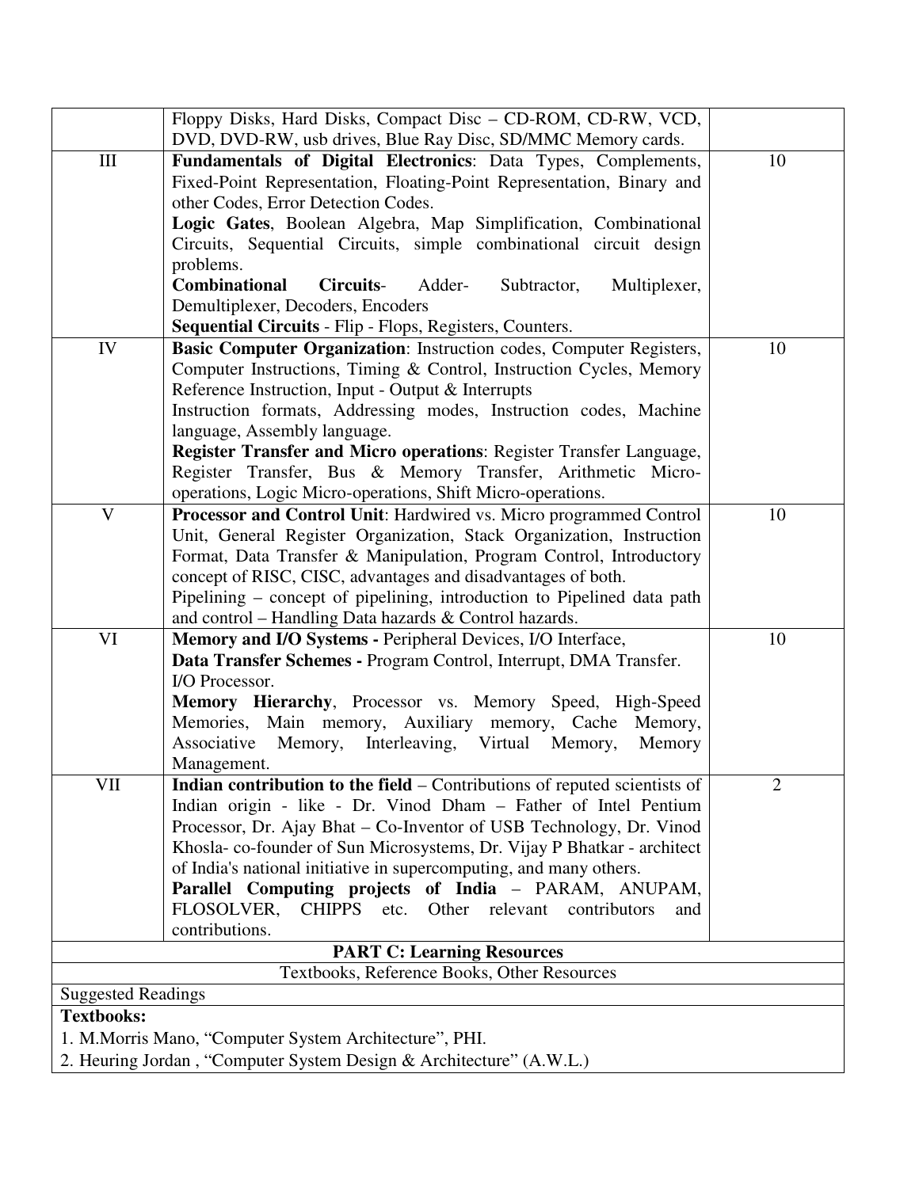| | | |
|---|---|---|
| | Floppy Disks, Hard Disks, Compact Disc – CD-ROM, CD-RW, VCD, DVD, DVD-RW, usb drives, Blue Ray Disc, SD/MMC Memory cards. | |
| III | **Fundamentals of Digital Electronics**: Data Types, Complements, Fixed-Point Representation, Floating-Point Representation, Binary and other Codes, Error Detection Codes.<br>**Logic Gates**, Boolean Algebra, Map Simplification, Combinational Circuits, Sequential Circuits, simple combinational circuit design problems.<br>**Combinational Circuits**- Adder- Subtractor, Multiplexer, Demultiplexer, Decoders, Encoders<br>**Sequential Circuits** - Flip - Flops, Registers, Counters. | 10 |
| IV | **Basic Computer Organization**: Instruction codes, Computer Registers, Computer Instructions, Timing & Control, Instruction Cycles, Memory Reference Instruction, Input - Output & Interrupts<br>Instruction formats, Addressing modes, Instruction codes, Machine language, Assembly language.<br>**Register Transfer and Micro operations**: Register Transfer Language, Register Transfer, Bus & Memory Transfer, Arithmetic Micro-operations, Logic Micro-operations, Shift Micro-operations. | 10 |
| V | **Processor and Control Unit**: Hardwired vs. Micro programmed Control Unit, General Register Organization, Stack Organization, Instruction Format, Data Transfer & Manipulation, Program Control, Introductory concept of RISC, CISC, advantages and disadvantages of both.<br>Pipelining – concept of pipelining, introduction to Pipelined data path and control – Handling Data hazards & Control hazards. | 10 |
| VI | **Memory and I/O Systems -** Peripheral Devices, I/O Interface,<br>**Data Transfer Schemes -** Program Control, Interrupt, DMA Transfer. I/O Processor.<br>**Memory Hierarchy**, Processor vs. Memory Speed, High-Speed Memories, Main memory, Auxiliary memory, Cache Memory, Associative Memory, Interleaving, Virtual Memory, Memory Management. | 10 |
| VII | **Indian contribution to the field** – Contributions of reputed scientists of Indian origin - like - Dr. Vinod Dham – Father of Intel Pentium Processor, Dr. Ajay Bhat – Co-Inventor of USB Technology, Dr. Vinod Khosla- co-founder of Sun Microsystems, Dr. Vijay P Bhatkar - architect of India's national initiative in supercomputing, and many others.<br>**Parallel Computing projects of India** – PARAM, ANUPAM, FLOSOLVER, CHIPPS etc. Other relevant contributors and contributions. | 2 |

**PART C: Learning Resources**

Textbooks, Reference Books, Other Resources

Suggested Readings

**Textbooks:**

1. M.Morris Mano, "Computer System Architecture", PHI.
2. Heuring Jordan , "Computer System Design & Architecture" (A.W.L.)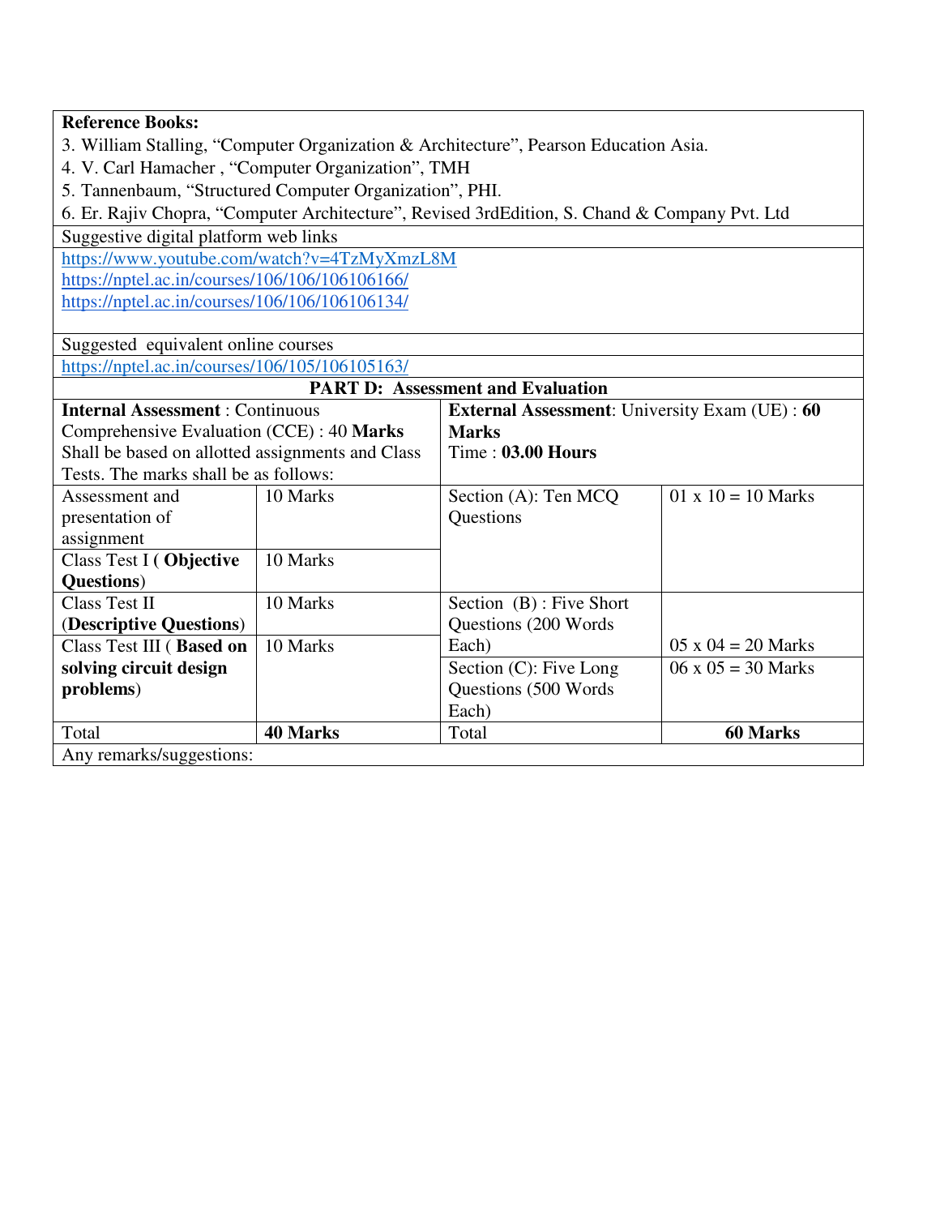**Reference Books:**

3. William Stalling, "Computer Organization & Architecture", Pearson Education Asia.
4. V. Carl Hamacher , "Computer Organization", TMH
5. Tannenbaum, "Structured Computer Organization", PHI.
6. Er. Rajiv Chopra, "Computer Architecture", Revised 3rdEdition, S. Chand & Company Pvt. Ltd

Suggestive digital platform web links

https://www.youtube.com/watch?v=4TzMyXmzL8M
https://nptel.ac.in/courses/106/106/106106166/
https://nptel.ac.in/courses/106/106/106106134/

Suggested equivalent online courses

https://nptel.ac.in/courses/106/105/106105163/

## PART D: Assessment and Evaluation

| **Internal Assessment** : Continuous Comprehensive Evaluation (CCE) : 40 **Marks** Shall be based on allotted assignments and Class Tests. The marks shall be as follows: | | **External Assessment**: University Exam (UE) : **60 Marks** Time : **03.00 Hours** | |
|---|---|---|---|
| Assessment and presentation of assignment | 10 Marks | Section (A): Ten MCQ Questions | 01 x 10 = 10 Marks |
| Class Test I ( **Objective Questions**) | 10 Marks | | |
| Class Test II (**Descriptive Questions**) | 10 Marks | Section (B) : Five Short Questions (200 Words Each) | 05 x 04 = 20 Marks |
| Class Test III ( **Based on solving circuit design problems**) | 10 Marks | Section (C): Five Long Questions (500 Words Each) | 06 x 05 = 30 Marks |
| Total | **40 Marks** | Total | **60 Marks** |

Any remarks/suggestions: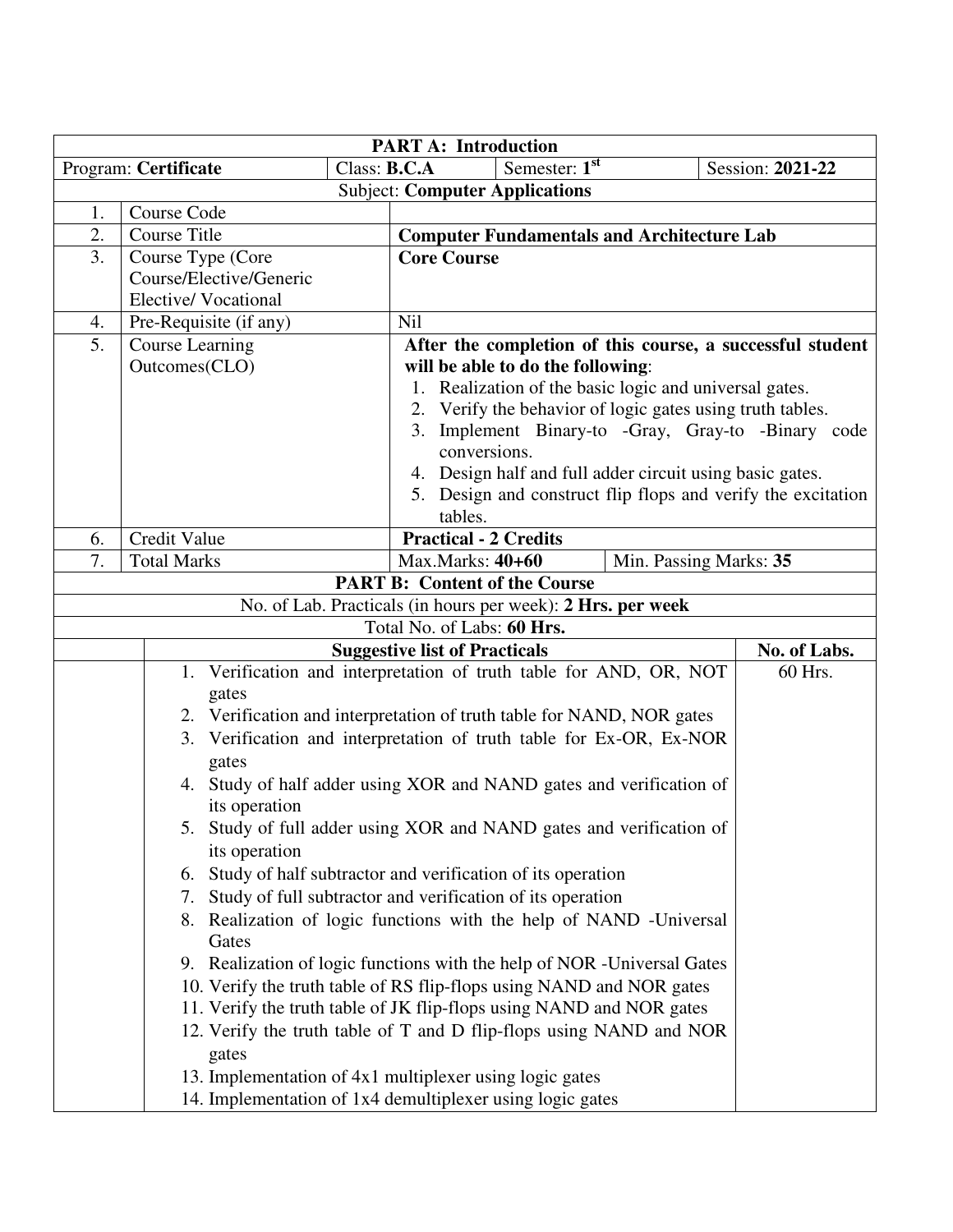| **PART A: Introduction** | | | |
|---|---|---|---|
| Program: **Certificate** | Class: **B.C.A** | Semester: **1st** | Session: **2021-22** |

**Subject: Computer Applications**

| | | |
|---|---|---|
| 1. | Course Code | |
| 2. | Course Title | **Computer Fundamentals and Architecture Lab** |
| 3. | Course Type (Core Course/Elective/Generic Elective/ Vocational | **Core Course** |
| 4. | Pre-Requisite (if any) | Nil |
| 5. | Course Learning Outcomes(CLO) | **After the completion of this course, a successful student will be able to do the following**:<br>1. Realization of the basic logic and universal gates.<br>2. Verify the behavior of logic gates using truth tables.<br>3. Implement Binary-to -Gray, Gray-to -Binary code conversions.<br>4. Design half and full adder circuit using basic gates.<br>5. Design and construct flip flops and verify the excitation tables. |
| 6. | Credit Value | **Practical - 2 Credits** |
| 7. | Total Marks | Max.Marks: **40+60** &nbsp;&nbsp;&nbsp; Min. Passing Marks: **35** |

**PART B: Content of the Course**

No. of Lab. Practicals (in hours per week): **2 Hrs. per week**

Total No. of Labs: **60 Hrs.**

| **Suggestive list of Practicals** | **No. of Labs.** |
|---|---|
| 1. Verification and interpretation of truth table for AND, OR, NOT gates<br>2. Verification and interpretation of truth table for NAND, NOR gates<br>3. Verification and interpretation of truth table for Ex-OR, Ex-NOR gates<br>4. Study of half adder using XOR and NAND gates and verification of its operation<br>5. Study of full adder using XOR and NAND gates and verification of its operation<br>6. Study of half subtractor and verification of its operation<br>7. Study of full subtractor and verification of its operation<br>8. Realization of logic functions with the help of NAND -Universal Gates<br>9. Realization of logic functions with the help of NOR -Universal Gates<br>10. Verify the truth table of RS flip-flops using NAND and NOR gates<br>11. Verify the truth table of JK flip-flops using NAND and NOR gates<br>12. Verify the truth table of T and D flip-flops using NAND and NOR gates<br>13. Implementation of 4x1 multiplexer using logic gates<br>14. Implementation of 1x4 demultiplexer using logic gates | 60 Hrs. |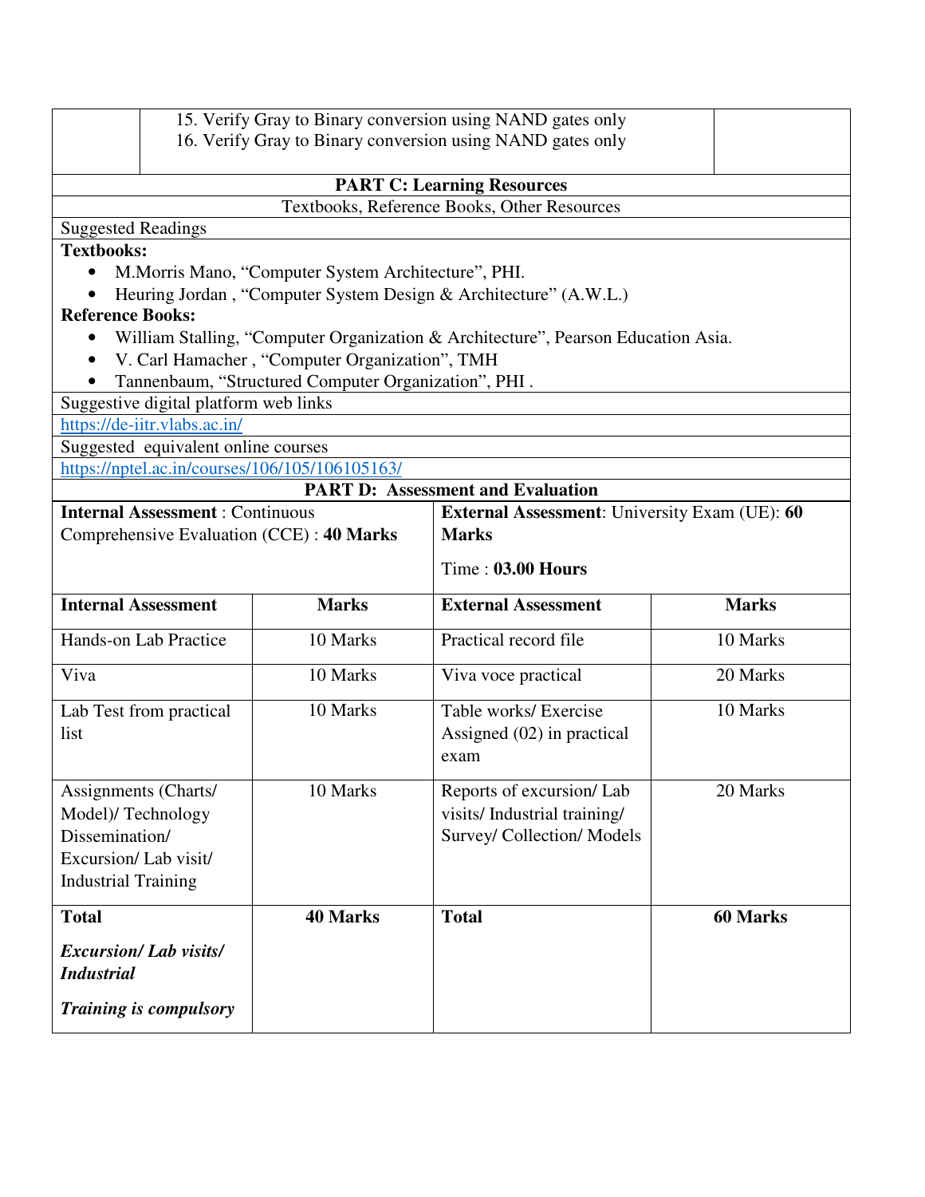15. Verify Gray to Binary conversion using NAND gates only
16. Verify Gray to Binary conversion using NAND gates only

## PART C: Learning Resources

Textbooks, Reference Books, Other Resources

Suggested Readings

**Textbooks:**

- M.Morris Mano, "Computer System Architecture", PHI.
- Heuring Jordan , "Computer System Design & Architecture" (A.W.L.)

**Reference Books:**

- William Stalling, "Computer Organization & Architecture", Pearson Education Asia.
- V. Carl Hamacher , "Computer Organization", TMH
- Tannenbaum, "Structured Computer Organization", PHI .

Suggestive digital platform web links

https://de-iitr.vlabs.ac.in/

Suggested equivalent online courses

https://nptel.ac.in/courses/106/105/106105163/

## PART D: Assessment and Evaluation

**Internal Assessment** : Continuous Comprehensive Evaluation (CCE) : **40 Marks**

**External Assessment**: University Exam (UE): **60 Marks**

Time : **03.00 Hours**

| **Internal Assessment** | **Marks** | **External Assessment** | **Marks** |
|---|---|---|---|
| Hands-on Lab Practice | 10 Marks | Practical record file | 10 Marks |
| Viva | 10 Marks | Viva voce practical | 20 Marks |
| Lab Test from practical list | 10 Marks | Table works/ Exercise Assigned (02) in practical exam | 10 Marks |
| Assignments (Charts/ Model)/ Technology Dissemination/ Excursion/ Lab visit/ Industrial Training | 10 Marks | Reports of excursion/ Lab visits/ Industrial training/ Survey/ Collection/ Models | 20 Marks |
| **Total** ***Excursion/ Lab visits/ Industrial Training is compulsory*** | **40 Marks** | **Total** | **60 Marks** |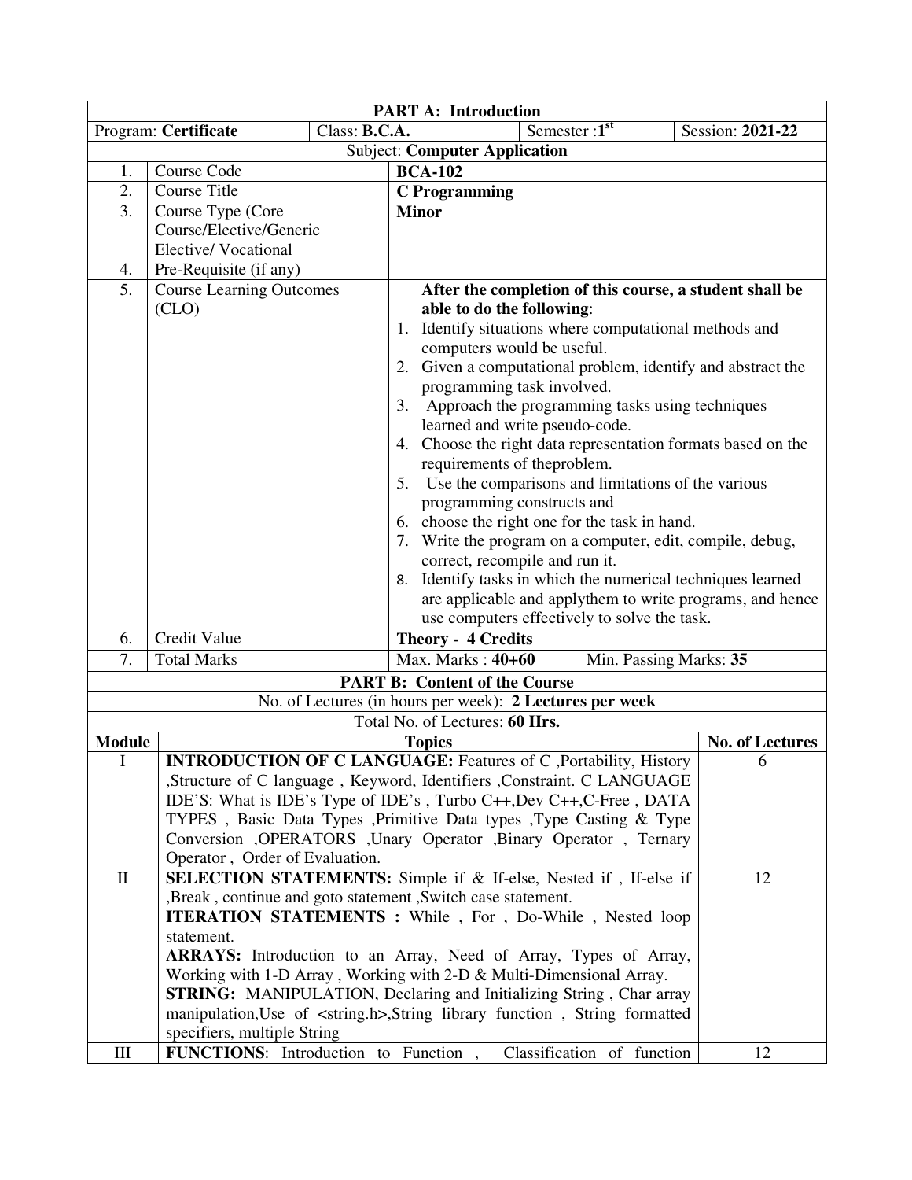| **PART A: Introduction** | | | |
|---|---|---|---|
| Program: **Certificate** | Class: **B.C.A.** | Semester :**1st** | Session: **2021-22** |
| Subject: **Computer Application** | | | |

| | | |
|---|---|---|
| 1. | Course Code | **BCA-102** |
| 2. | Course Title | **C Programming** |
| 3. | Course Type (Core Course/Elective/Generic Elective/ Vocational | **Minor** |
| 4. | Pre-Requisite (if any) | |
| 5. | Course Learning Outcomes (CLO) | **After the completion of this course, a student shall be able to do the following**:<br>1. Identify situations where computational methods and computers would be useful.<br>2. Given a computational problem, identify and abstract the programming task involved.<br>3. Approach the programming tasks using techniques learned and write pseudo-code.<br>4. Choose the right data representation formats based on the requirements of theproblem.<br>5. Use the comparisons and limitations of the various programming constructs and<br>6. choose the right one for the task in hand.<br>7. Write the program on a computer, edit, compile, debug, correct, recompile and run it.<br>8. Identify tasks in which the numerical techniques learned are applicable and applythem to write programs, and hence use computers effectively to solve the task. |
| 6. | Credit Value | **Theory - 4 Credits** |
| 7. | Total Marks | Max. Marks : **40+60** &nbsp;&nbsp;&nbsp; Min. Passing Marks: **35** |

| **PART B: Content of the Course** | | |
|---|---|---|
| No. of Lectures (in hours per week): **2 Lectures per week** | | |
| Total No. of Lectures: **60 Hrs.** | | |
| **Module** | **Topics** | **No. of Lectures** |
| I | **INTRODUCTION OF C LANGUAGE:** Features of C ,Portability, History ,Structure of C language , Keyword, Identifiers ,Constraint. C LANGUAGE IDE'S: What is IDE's Type of IDE's , Turbo C++,Dev C++,C-Free , DATA TYPES , Basic Data Types ,Primitive Data types ,Type Casting & Type Conversion ,OPERATORS ,Unary Operator ,Binary Operator , Ternary Operator , Order of Evaluation. | 6 |
| II | **SELECTION STATEMENTS:** Simple if & If-else, Nested if , If-else if ,Break , continue and goto statement ,Switch case statement.<br>**ITERATION STATEMENTS :** While , For , Do-While , Nested loop statement.<br>**ARRAYS:** Introduction to an Array, Need of Array, Types of Array, Working with 1-D Array , Working with 2-D & Multi-Dimensional Array.<br>**STRING:** MANIPULATION, Declaring and Initializing String , Char array manipulation,Use of <string.h>,String library function , String formatted specifiers, multiple String | 12 |
| III | **FUNCTIONS**: Introduction to Function , Classification of function | 12 |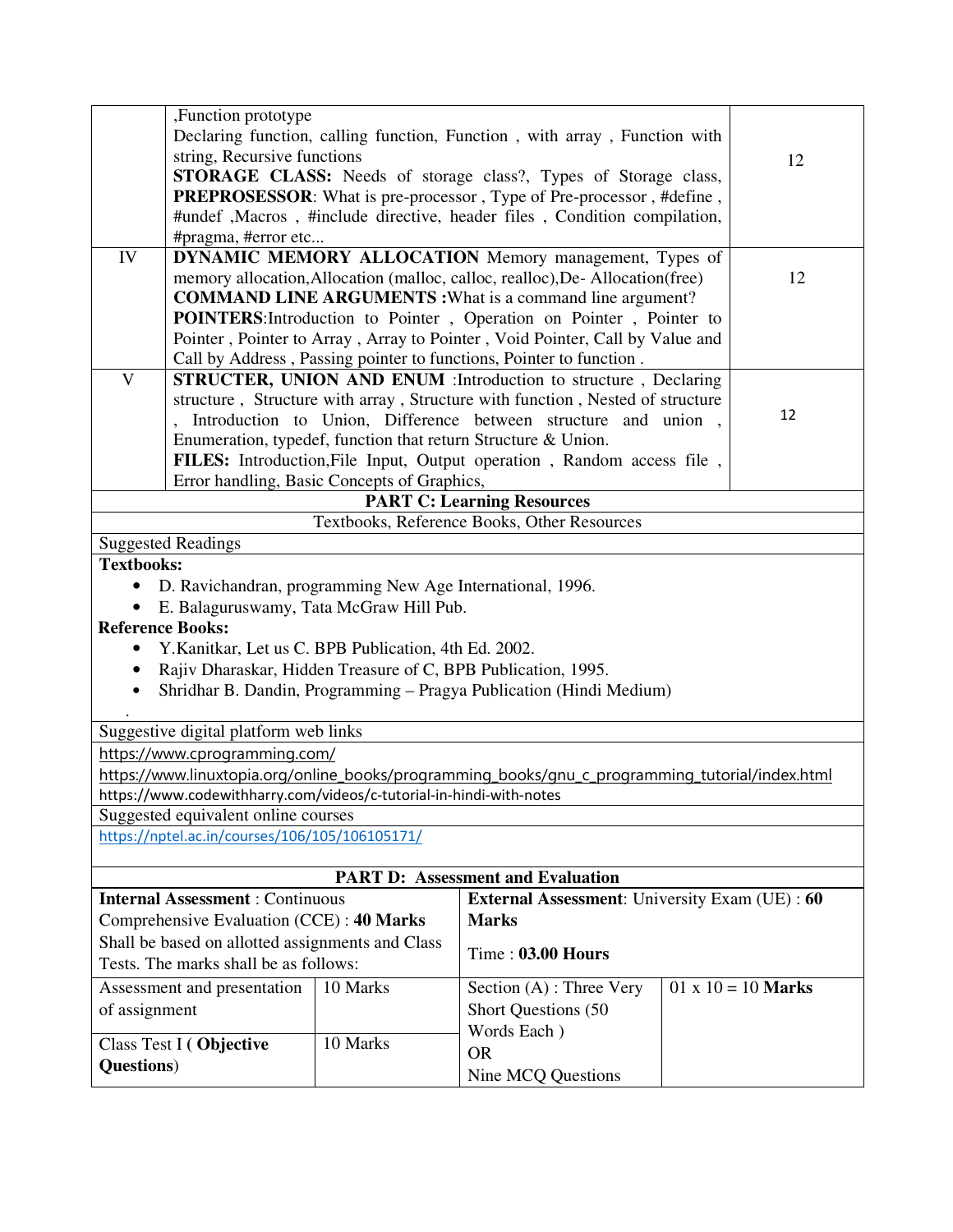| | | |
|---|---|---|
| | ,Function prototype<br>Declaring function, calling function, Function , with array , Function with string, Recursive functions<br>**STORAGE CLASS:** Needs of storage class?, Types of Storage class,<br>**PREPROSESSOR**: What is pre-processor , Type of Pre-processor , #define , #undef ,Macros , #include directive, header files , Condition compilation, #pragma, #error etc... | 12 |
| IV | **DYNAMIC MEMORY ALLOCATION** Memory management, Types of memory allocation,Allocation (malloc, calloc, realloc),De- Allocation(free)<br>**COMMAND LINE ARGUMENTS :**What is a command line argument?<br>**POINTERS**:Introduction to Pointer , Operation on Pointer , Pointer to Pointer , Pointer to Array , Array to Pointer , Void Pointer, Call by Value and Call by Address , Passing pointer to functions, Pointer to function . | 12 |
| V | **STRUCTER, UNION AND ENUM** :Introduction to structure , Declaring structure , Structure with array , Structure with function , Nested of structure , Introduction to Union, Difference between structure and union , Enumeration, typedef, function that return Structure & Union.<br>**FILES:** Introduction,File Input, Output operation , Random access file , Error handling, Basic Concepts of Graphics, | 12 |

## PART C: Learning Resources

Textbooks, Reference Books, Other Resources

Suggested Readings

**Textbooks:**

- D. Ravichandran, programming New Age International, 1996.
- E. Balaguruswamy, Tata McGraw Hill Pub.

**Reference Books:**

- Y.Kanitkar, Let us C. BPB Publication, 4th Ed. 2002.
- Rajiv Dharaskar, Hidden Treasure of C, BPB Publication, 1995.
- Shridhar B. Dandin, Programming – Pragya Publication (Hindi Medium)

Suggestive digital platform web links

https://www.cprogramming.com/
https://www.linuxtopia.org/online_books/programming_books/gnu_c_programming_tutorial/index.html
https://www.codewithharry.com/videos/c-tutorial-in-hindi-with-notes

Suggested equivalent online courses

https://nptel.ac.in/courses/106/105/106105171/

## PART D: Assessment and Evaluation

| **Internal Assessment** : Continuous Comprehensive Evaluation (CCE) : **40 Marks**<br>Shall be based on allotted assignments and Class Tests. The marks shall be as follows: | | **External Assessment**: University Exam (UE) : **60 Marks**<br>Time : **03.00 Hours** | |
|---|---|---|---|
| Assessment and presentation of assignment | 10 Marks | Section (A) : Three Very Short Questions (50 Words Each )<br>OR<br>Nine MCQ Questions | 01 x 10 = 10 **Marks** |
| Class Test I ( **Objective Questions**) | 10 Marks | | |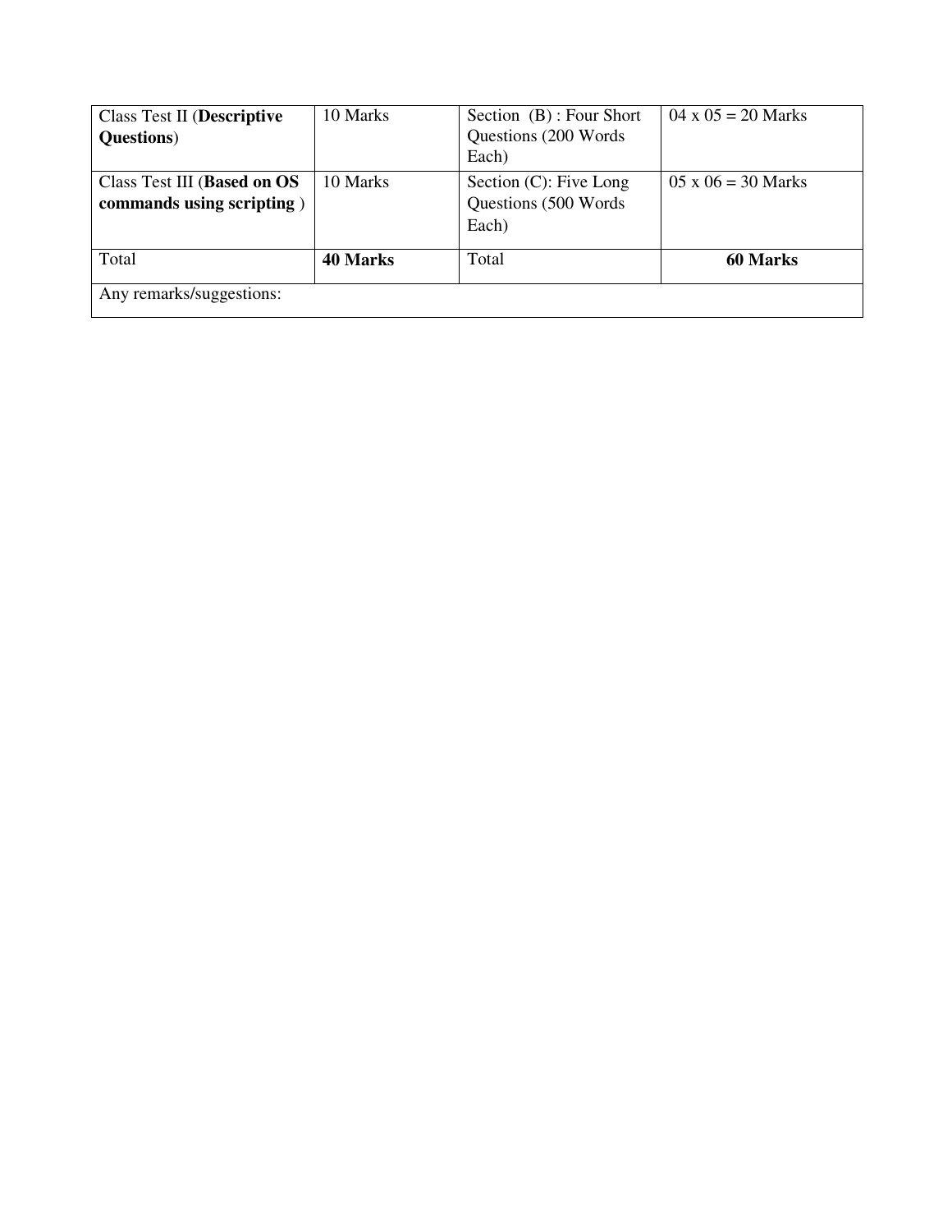| Class Test II (**Descriptive Questions**) | 10 Marks | Section (B) : Four Short Questions (200 Words Each) | 04 x 05 = 20 Marks |
|---|---|---|---|
| Class Test III (**Based on OS commands using scripting** ) | 10 Marks | Section (C): Five Long Questions (500 Words Each) | 05 x 06 = 30 Marks |
| Total | **40 Marks** | Total | **60 Marks** |
| Any remarks/suggestions: | | | |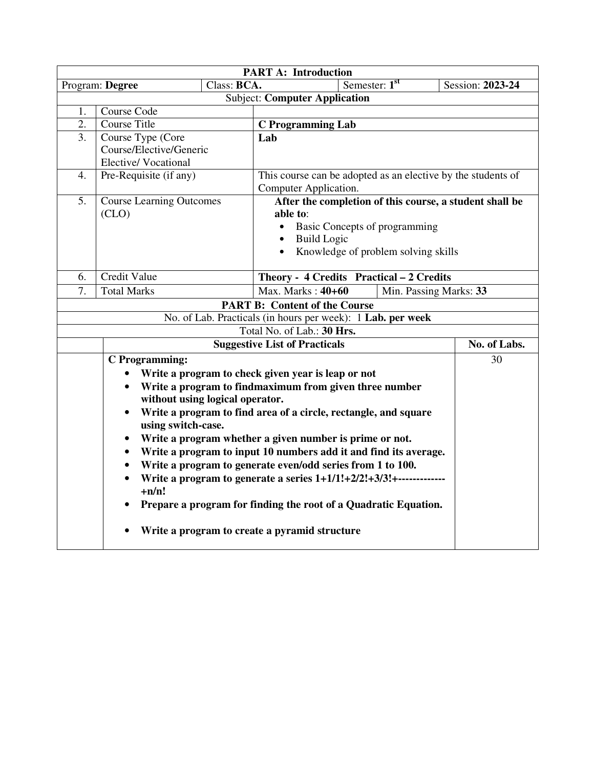| PART A: Introduction | | | |
|---|---|---|---|
| Program: **Degree** | Class: **BCA.** | Semester: **1st** | Session: **2023-24** |
| Subject: **Computer Application** | | | |

| | | |
|---|---|---|
| 1. | Course Code | |
| 2. | Course Title | **C Programming Lab** |
| 3. | Course Type (Core Course/Elective/Generic Elective/ Vocational | **Lab** |
| 4. | Pre-Requisite (if any) | This course can be adopted as an elective by the students of Computer Application. |
| 5. | Course Learning Outcomes (CLO) | **After the completion of this course, a student shall be able to**:<br>• Basic Concepts of programming<br>• Build Logic<br>• Knowledge of problem solving skills |
| 6. | Credit Value | **Theory - 4 Credits Practical – 2 Credits** |
| 7. | Total Marks | Max. Marks : **40+60** &nbsp;&nbsp; Min. Passing Marks: **33** |

| PART B: Content of the Course | |
|---|---|
| No. of Lab. Practicals (in hours per week): 1 **Lab. per week** | |
| Total No. of Lab.: **30 Hrs.** | |
| **Suggestive List of Practicals** | **No. of Labs.** |
| **C Programming:**<br>• **Write a program to check given year is leap or not**<br>• **Write a program to findmaximum from given three number without using logical operator.**<br>• **Write a program to find area of a circle, rectangle, and square using switch-case.**<br>• **Write a program whether a given number is prime or not.**<br>• **Write a program to input 10 numbers add it and find its average.**<br>• **Write a program to generate even/odd series from 1 to 100.**<br>• **Write a program to generate a series 1+1/1!+2/2!+3/3!+-------------+n/n!**<br>• **Prepare a program for finding the root of a Quadratic Equation.**<br>• **Write a program to create a pyramid structure** | 30 |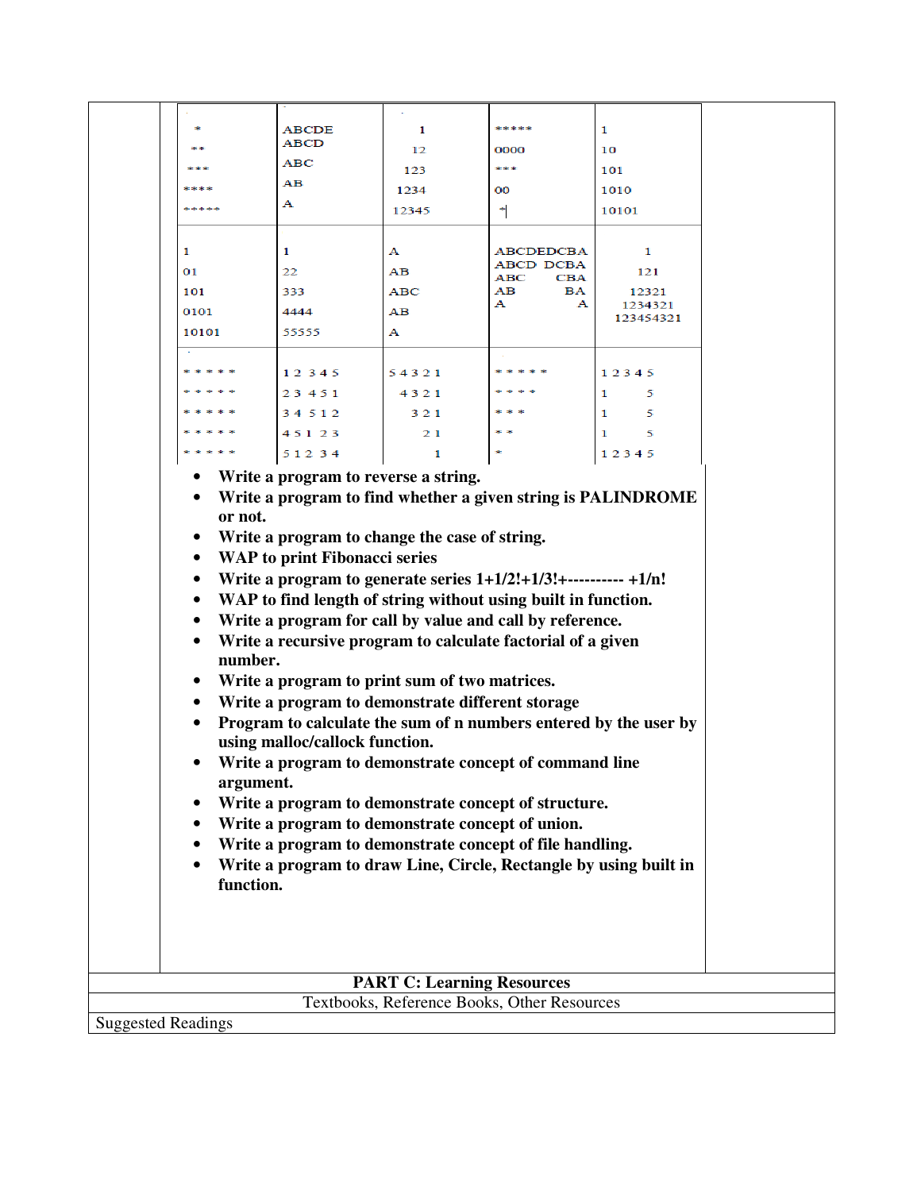| | | | | |
|---|---|---|---|---|
| *<br>**<br>***<br>****<br>***** | ABCDE<br>ABCD<br>ABC<br>AB<br>A | 1<br>12<br>123<br>1234<br>12345 | *****<br>0000<br>***<br>00<br>* | 1<br>10<br>101<br>1010<br>10101 |
| 1<br>01<br>101<br>0101<br>10101 | 1<br>22<br>333<br>4444<br>55555 | A<br>AB<br>ABC<br>AB<br>A | ABCDEDCBA<br>ABCD DCBA<br>ABC CBA<br>AB BA<br>A A | 1<br>121<br>12321<br>1234321<br>123454321 |
| * * * * *<br>* * * * *<br>* * * * *<br>* * * * *<br>* * * * * | 1 2 3 4 5<br>2 3 4 5 1<br>3 4 5 1 2<br>4 5 1 2 3<br>5 1 2 3 4 | 5 4 3 2 1<br>4 3 2 1<br>3 2 1<br>2 1<br>1 | * * * * *<br>* * * *<br>* * *<br>* *<br>* | 1 2 3 4 5<br>1 5<br>1 5<br>1 5<br>1 2 3 4 5 |

- **Write a program to reverse a string.**
- **Write a program to find whether a given string is PALINDROME or not.**
- **Write a program to change the case of string.**
- **WAP to print Fibonacci series**
- **Write a program to generate series 1+1/2!+1/3!+---------- +1/n!**
- **WAP to find length of string without using built in function.**
- **Write a program for call by value and call by reference.**
- **Write a recursive program to calculate factorial of a given number.**
- **Write a program to print sum of two matrices.**
- **Write a program to demonstrate different storage**
- **Program to calculate the sum of n numbers entered by the user by using malloc/callock function.**
- **Write a program to demonstrate concept of command line argument.**
- **Write a program to demonstrate concept of structure.**
- **Write a program to demonstrate concept of union.**
- **Write a program to demonstrate concept of file handling.**
- **Write a program to draw Line, Circle, Rectangle by using built in function.**

| **PART C: Learning Resources** |
|---|
| Textbooks, Reference Books, Other Resources |
| Suggested Readings |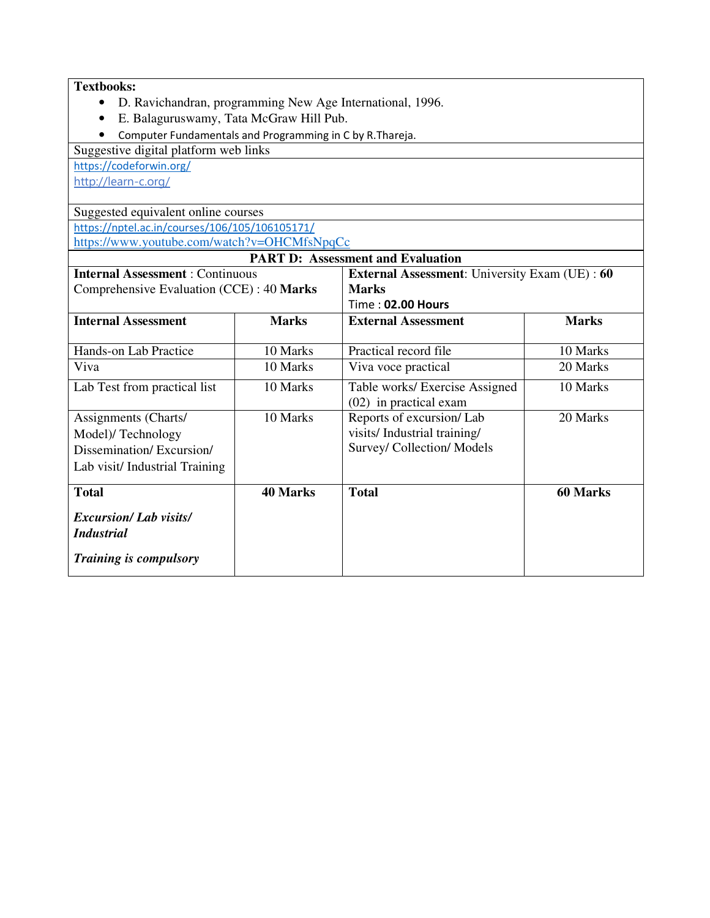**Textbooks:**

- D. Ravichandran, programming New Age International, 1996.
- E. Balaguruswamy, Tata McGraw Hill Pub.
- Computer Fundamentals and Programming in C by R.Thareja.

Suggestive digital platform web links

https://codeforwin.org/
http://learn-c.org/

Suggested equivalent online courses

https://nptel.ac.in/courses/106/105/106105171/
https://www.youtube.com/watch?v=OHCMfsNpqCc

## PART D: Assessment and Evaluation

**Internal Assessment** : Continuous Comprehensive Evaluation (CCE) : 40 **Marks**

**External Assessment**: University Exam (UE) : **60 Marks**
Time : **02.00 Hours**

| Internal Assessment | Marks | External Assessment | Marks |
|---|---|---|---|
| Hands-on Lab Practice | 10 Marks | Practical record file | 10 Marks |
| Viva | 10 Marks | Viva voce practical | 20 Marks |
| Lab Test from practical list | 10 Marks | Table works/ Exercise Assigned (02) in practical exam | 10 Marks |
| Assignments (Charts/ Model)/ Technology Dissemination/ Excursion/ Lab visit/ Industrial Training | 10 Marks | Reports of excursion/ Lab visits/ Industrial training/ Survey/ Collection/ Models | 20 Marks |
| **Total** <br> ***Excursion/ Lab visits/ Industrial*** <br> ***Training is compulsory*** | **40 Marks** | **Total** | **60 Marks** |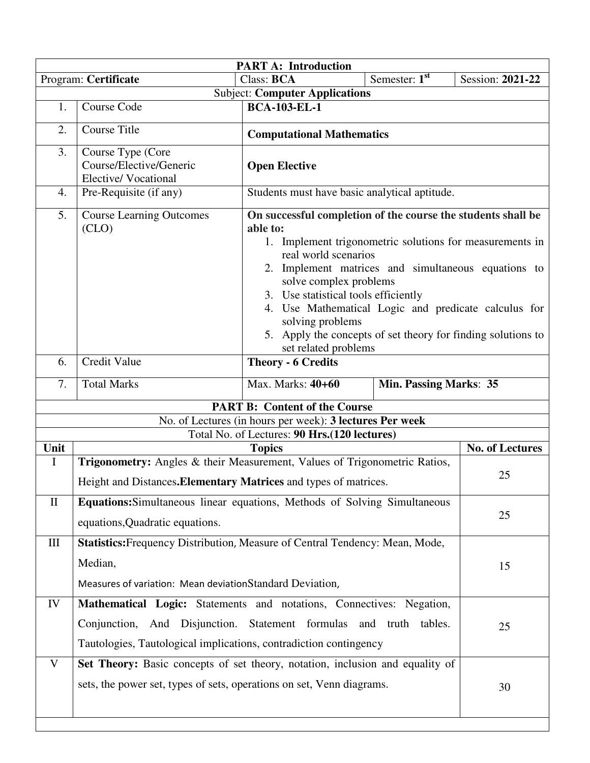| PART A: Introduction | | | |
|---|---|---|---|
| Program: **Certificate** | Class: **BCA** | Semester: **1st** | Session: **2021-22** |
| Subject: **Computer Applications** | | | |

| | | | |
|---|---|---|---|
| 1. | Course Code | **BCA-103-EL-1** | |
| 2. | Course Title | **Computational Mathematics** | |
| 3. | Course Type (Core Course/Elective/Generic Elective/ Vocational | **Open Elective** | |
| 4. | Pre-Requisite (if any) | Students must have basic analytical aptitude. | |
| 5. | Course Learning Outcomes (CLO) | **On successful completion of the course the students shall be able to:** 1. Implement trigonometric solutions for measurements in real world scenarios 2. Implement matrices and simultaneous equations to solve complex problems 3. Use statistical tools efficiently 4. Use Mathematical Logic and predicate calculus for solving problems 5. Apply the concepts of set theory for finding solutions to set related problems | |
| 6. | Credit Value | **Theory - 6 Credits** | |
| 7. | Total Marks | Max. Marks: **40+60** | **Min. Passing Marks**: **35** |

**PART B: Content of the Course**

No. of Lectures (in hours per week): **3 lectures Per week**

Total No. of Lectures: **90 Hrs.(120 lectures)**

| Unit | Topics | No. of Lectures |
|---|---|---|
| I | **Trigonometry:** Angles & their Measurement, Values of Trigonometric Ratios, Height and Distances.**Elementary Matrices** and types of matrices. | 25 |
| II | **Equations:**Simultaneous linear equations, Methods of Solving Simultaneous equations,Quadratic equations. | 25 |
| III | **Statistics:**Frequency Distribution, Measure of Central Tendency: Mean, Mode, Median, Measures of variation: Mean deviationStandard Deviation, | 15 |
| IV | **Mathematical Logic:** Statements and notations, Connectives: Negation, Conjunction, And Disjunction. Statement formulas and truth tables. Tautologies, Tautological implications, contradiction contingency | 25 |
| V | **Set Theory:** Basic concepts of set theory, notation, inclusion and equality of sets, the power set, types of sets, operations on set, Venn diagrams. | 30 |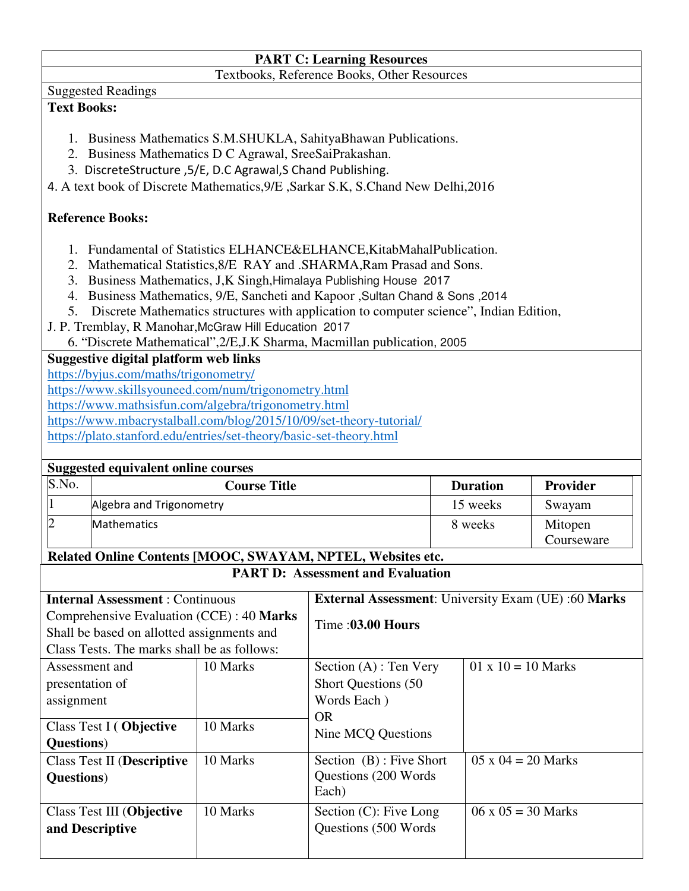## PART C: Learning Resources

Textbooks, Reference Books, Other Resources

Suggested Readings

**Text Books:**

1. Business Mathematics S.M.SHUKLA, SahityaBhawan Publications.
2. Business Mathematics D C Agrawal, SreeSaiPrakashan.
3. DiscreteStructure ,5/E, D.C Agrawal,S Chand Publishing.

4. A text book of Discrete Mathematics,9/E ,Sarkar S.K, S.Chand New Delhi,2016

**Reference Books:**

1. Fundamental of Statistics ELHANCE&ELHANCE,KitabMahalPublication.
2. Mathematical Statistics,8/E RAY and .SHARMA,Ram Prasad and Sons.
3. Business Mathematics, J,K Singh,Himalaya Publishing House 2017
4. Business Mathematics, 9/E, Sancheti and Kapoor ,Sultan Chand & Sons ,2014
5. Discrete Mathematics structures with application to computer science", Indian Edition,

J. P. Tremblay, R Manohar,McGraw Hill Education 2017

6. "Discrete Mathematical",2/E,J.K Sharma, Macmillan publication, 2005

**Suggestive digital platform web links**

https://byjus.com/maths/trigonometry/
https://www.skillsyouneed.com/num/trigonometry.html
https://www.mathsisfun.com/algebra/trigonometry.html
https://www.mbacrystalball.com/blog/2015/10/09/set-theory-tutorial/
https://plato.stanford.edu/entries/set-theory/basic-set-theory.html

**Suggested equivalent online courses**

| S.No. | Course Title | Duration | Provider |
|---|---|---|---|
| 1 | Algebra and Trigonometry | 15 weeks | Swayam |
| 2 | Mathematics | 8 weeks | Mitopen Courseware |

**Related Online Contents [MOOC, SWAYAM, NPTEL, Websites etc.**

## PART D: Assessment and Evaluation

| **Internal Assessment** : Continuous Comprehensive Evaluation (CCE) : 40 **Marks** Shall be based on allotted assignments and Class Tests. The marks shall be as follows: | | **External Assessment**: University Exam (UE) :60 **Marks** Time :**03.00 Hours** | |
|---|---|---|---|
| Assessment and presentation of assignment | 10 Marks | Section (A) : Ten Very Short Questions (50 Words Each ) OR Nine MCQ Questions | 01 x 10 = 10 Marks |
| Class Test I ( **Objective Questions**) | 10 Marks | | |
| Class Test II (**Descriptive Questions**) | 10 Marks | Section (B) : Five Short Questions (200 Words Each) | 05 x 04 = 20 Marks |
| Class Test III (**Objective and Descriptive** | 10 Marks | Section (C): Five Long Questions (500 Words | 06 x 05 = 30 Marks |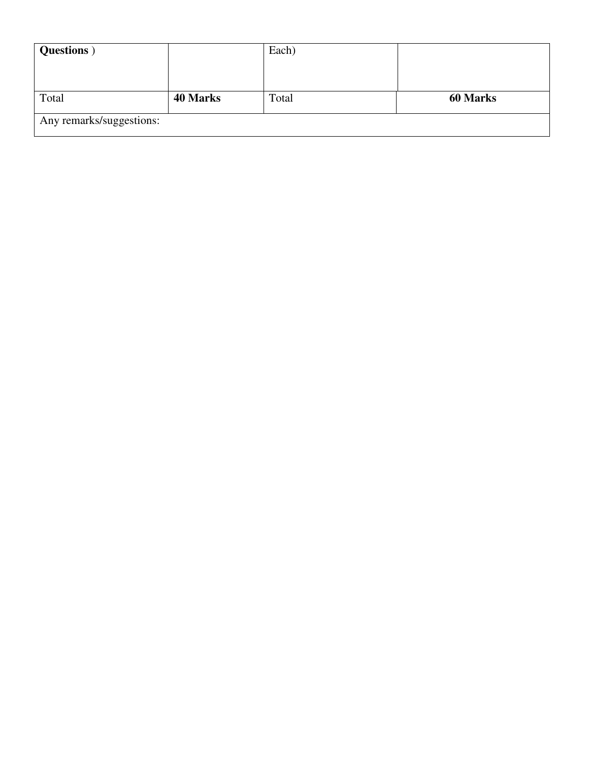| **Questions** ) | | Each) | |
|---|---|---|---|
| Total | **40 Marks** | Total | **60 Marks** |
| Any remarks/suggestions: | | | |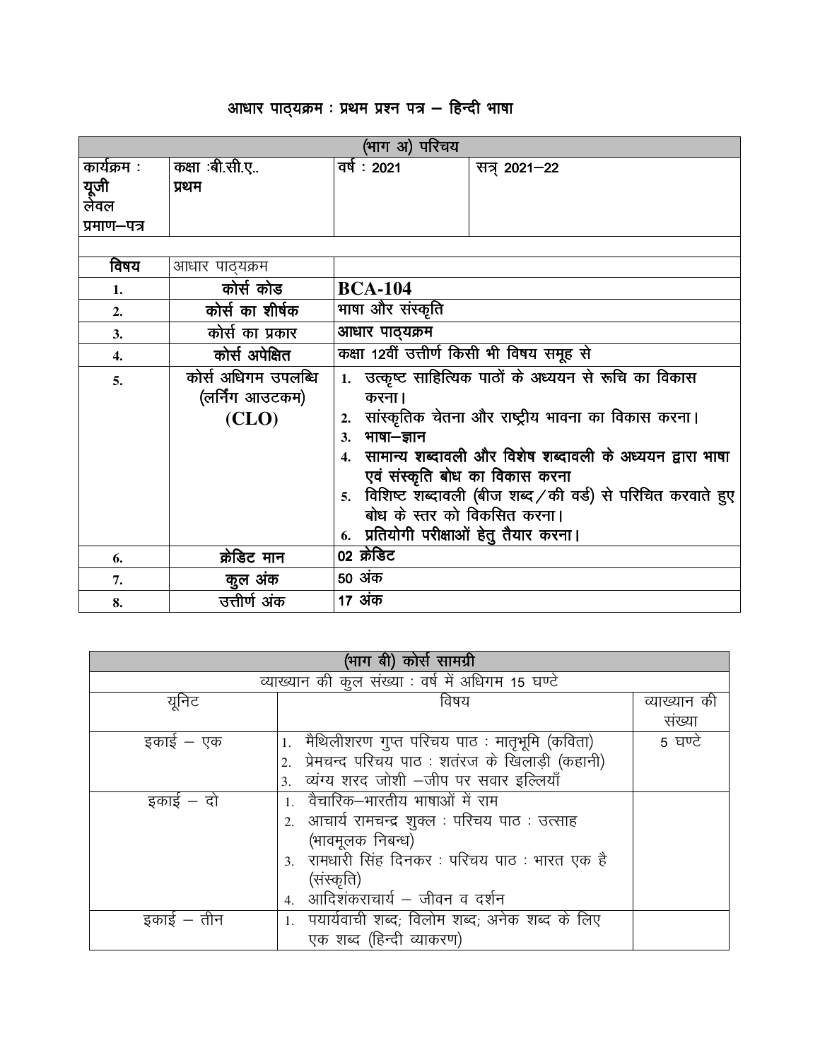# आधार पाठ्यक्रम : प्रथम प्रश्न पत्र – हिन्दी भाषा

| (भाग अ) परिचय | | | |
|---|---|---|---|
| कार्यक्रम : यूजी लेवल प्रमाण–पत्र | कक्षा :बी.सी.ए.. प्रथम | वर्ष : 2021 | सत्र् 2021–22 |
| | | | |
| **विषय** | आधार पाठ्यक्रम | | |
| 1. | **कोर्स कोड** | **BCA-104** | |
| 2. | **कोर्स का शीर्षक** | भाषा और संस्कृति | |
| 3. | **कोर्स का प्रकार** | आधार पाठ्यक्रम | |
| 4. | **कोर्स अपेक्षित** | कक्षा 12वीं उत्तीर्ण किसी भी विषय समूह से | |
| 5. | कोर्स अधिगम उपलब्धि (लर्निंग आउटकम) **(CLO)** | 1. उत्कृष्ट साहित्यिक पाठों के अध्ययन से रूचि का विकास करना। 2. सांस्कृतिक चेतना और राष्ट्रीय भावना का विकास करना। 3. भाषा–ज्ञान 4. सामान्य शब्दावली और विशेष शब्दावली के अध्ययन द्वारा भाषा एवं संस्कृति बोध का विकास करना 5. विशिष्ट शब्दावली (बीज शब्द/की वर्ड) से परिचित करवाते हुए बोध के स्तर को विकसित करना। 6. प्रतियोगी परीक्षाओं हेतु तैयार करना। | |
| 6. | **क्रेडिट मान** | 02 क्रेडिट | |
| 7. | **कुल अंक** | 50 अंक | |
| 8. | उत्तीर्ण अंक | 17 अंक | |

| (भाग बी) कोर्स सामग्री | | |
|---|---|---|
| व्याख्यान की कुल संख्या : वर्ष में अधिगम 15 घण्टे | | |
| यूनिट | विषय | व्याख्यान की संख्या |
| इकाई – एक | 1. मैथिलीशरण गुप्त परिचय पाठ : मातृभूमि (कविता) 2. प्रेमचन्द परिचय पाठ : शतरंज के खिलाड़ी (कहानी) 3. व्यंग्य शरद जोशी –जीप पर सवार इल्लियाँ | 5 घण्टे |
| इकाई – दो | 1. वैचारिक–भारतीय भाषाओं में राम 2. आचार्य रामचन्द्र शुक्ल : परिचय पाठ : उत्साह (भावमूलक निबन्ध) 3. रामधारी सिंह दिनकर : परिचय पाठ : भारत एक है (संस्कृति) 4. आदिशंकराचार्य – जीवन व दर्शन | |
| इकाई – तीन | 1. पयार्यवाची शब्द; विलोम शब्द; अनेक शब्द के लिए एक शब्द (हिन्दी व्याकरण) | |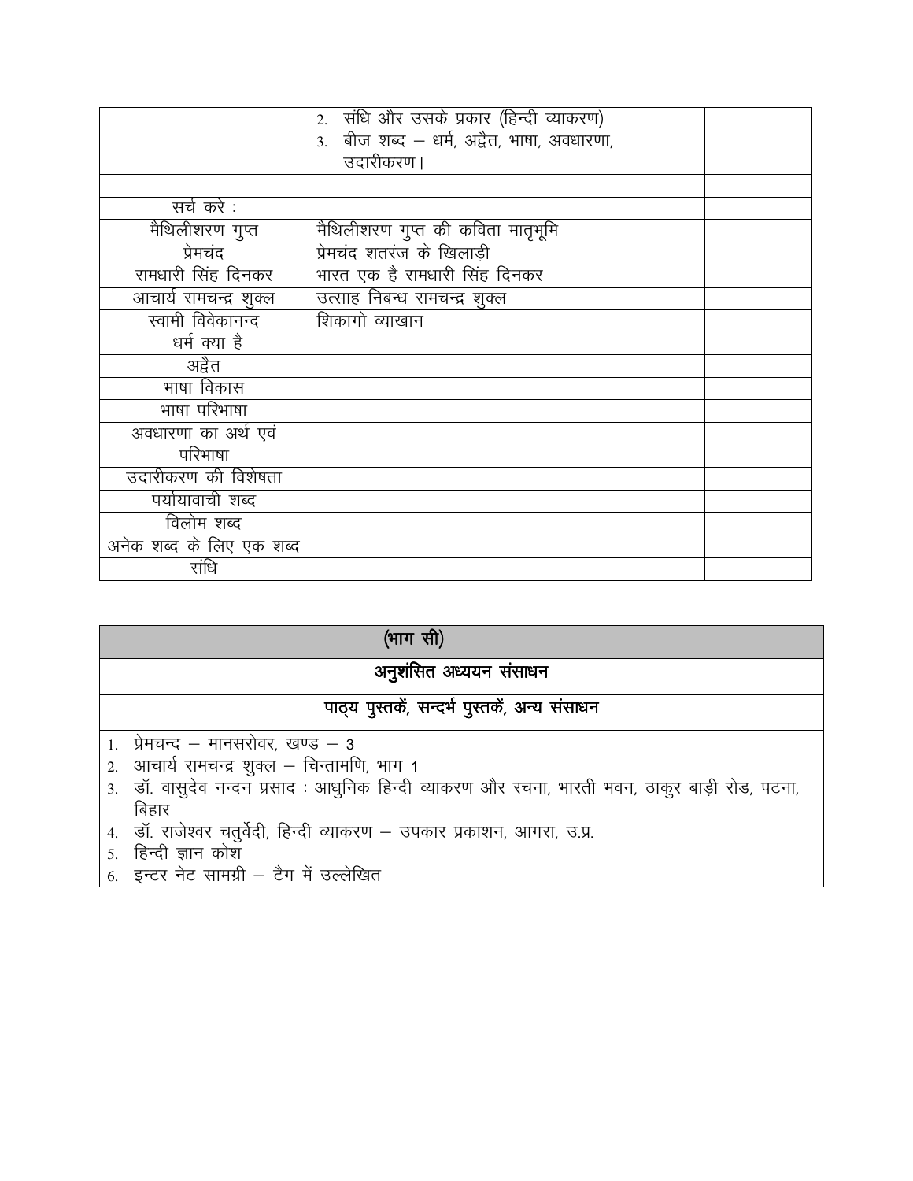| | | |
|---|---|---|
| | 2. संधि और उसके प्रकार (हिन्दी व्याकरण)<br>3. बीज शब्द – धर्म, अद्वैत, भाषा, अवधारणा, उदारीकरण। | |
| | | |
| सर्च करे : | | |
| मैथिलीशरण गुप्त | मैथिलीशरण गुप्त की कविता मातृभूमि | |
| प्रेमचंद | प्रेमचंद शतरंज के खिलाड़ी | |
| रामधारी सिंह दिनकर | भारत एक है रामधारी सिंह दिनकर | |
| आचार्य रामचन्द्र शुक्ल | उत्साह निबन्ध रामचन्द्र शुक्ल | |
| स्वामी विवेकानन्द<br>धर्म क्या है | शिकागो व्याखान | |
| अद्वैत | | |
| भाषा विकास | | |
| भाषा परिभाषा | | |
| अवधारणा का अर्थ एवं परिभाषा | | |
| उदारीकरण की विशेषता | | |
| पर्यायावाची शब्द | | |
| विलोम शब्द | | |
| अनेक शब्द के लिए एक शब्द | | |
| संधि | | |

| (भाग सी) |
|---|
| **अनुशंसित अध्ययन संसाधन** |
| **पाठ्य पुस्तकें, सन्दर्भ पुस्तकें, अन्य संसाधन** |

1. प्रेमचन्द – मानसरोवर, खण्ड – 3
2. आचार्य रामचन्द्र शुक्ल – चिन्तामणि, भाग 1
3. डॉ. वासुदेव नन्दन प्रसाद : आधुनिक हिन्दी व्याकरण और रचना, भारती भवन, ठाकुर बाड़ी रोड, पटना, बिहार
4. डॉ. राजेश्वर चतुर्वेदी, हिन्दी व्याकरण – उपकार प्रकाशन, आगरा, उ.प्र.
5. हिन्दी ज्ञान कोश
6. इन्टर नेट सामग्री – टैग में उल्लेखित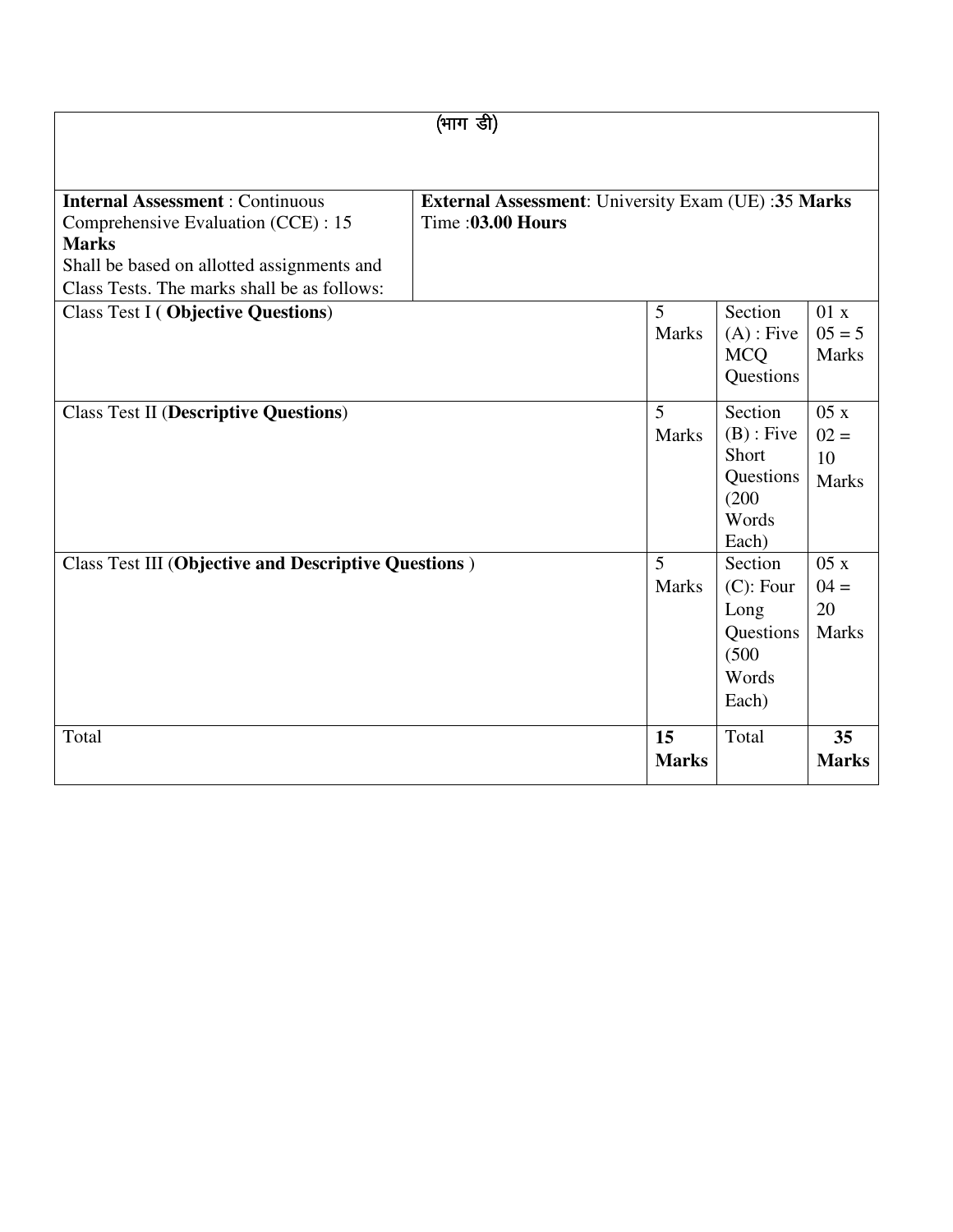(भाग डी)

| **Internal Assessment** : Continuous Comprehensive Evaluation (CCE) : 15 **Marks** Shall be based on allotted assignments and Class Tests. The marks shall be as follows: | **External Assessment**: University Exam (UE) :3**5 Marks** Time :**03.00 Hours** | | |
|---|---|---|---|
| Class Test I ( **Objective Questions**) | 5 Marks | Section (A) : Five MCQ Questions | 01 x 05 = 5 Marks |
| Class Test II (**Descriptive Questions**) | 5 Marks | Section (B) : Five Short Questions (200 Words Each) | 05 x 02 = 10 Marks |
| Class Test III (**Objective and Descriptive Questions** ) | 5 Marks | Section (C): Four Long Questions (500 Words Each) | 05 x 04 = 20 Marks |
| Total | **15 Marks** | Total | **35 Marks** |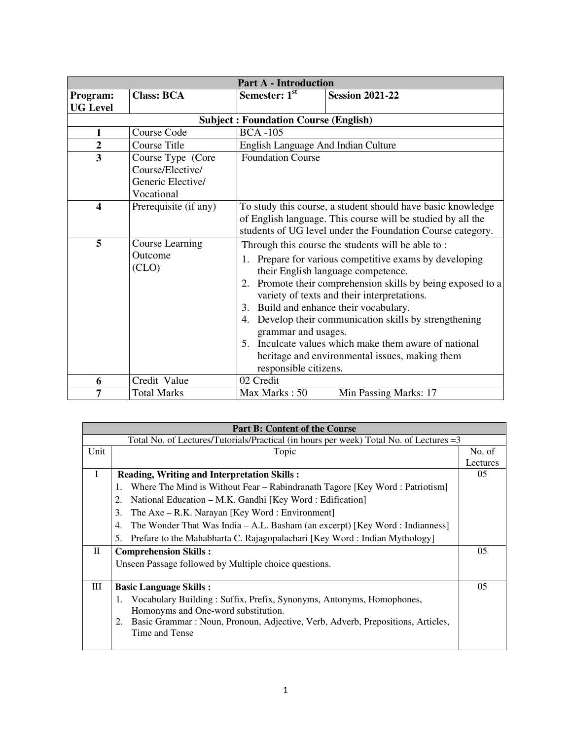| Part A - Introduction | | | |
|---|---|---|---|
| **Program: UG Level** | **Class: BCA** | **Semester: 1st** | **Session 2021-22** |
| **Subject : Foundation Course (English)** | | | |
| **1** | Course Code | BCA -105 | |
| **2** | Course Title | English Language And Indian Culture | |
| **3** | Course Type (Core Course/Elective/ Generic Elective/ Vocational | Foundation Course | |
| **4** | Prerequisite (if any) | To study this course, a student should have basic knowledge of English language. This course will be studied by all the students of UG level under the Foundation Course category. | |
| **5** | Course Learning Outcome (CLO) | Through this course the students will be able to :<br>1. Prepare for various competitive exams by developing their English language competence.<br>2. Promote their comprehension skills by being exposed to a variety of texts and their interpretations.<br>3. Build and enhance their vocabulary.<br>4. Develop their communication skills by strengthening grammar and usages.<br>5. Inculcate values which make them aware of national heritage and environmental issues, making them responsible citizens. | |
| **6** | Credit Value | 02 Credit | |
| **7** | Total Marks | Max Marks : 50 | Min Passing Marks: 17 |

| Part B: Content of the Course | | |
|---|---|---|
| Total No. of Lectures/Tutorials/Practical (in hours per week) Total No. of Lectures =3 | | |
| Unit | Topic | No. of Lectures |
| I | **Reading, Writing and Interpretation Skills :**<br>1. Where The Mind is Without Fear – Rabindranath Tagore [Key Word : Patriotism]<br>2. National Education – M.K. Gandhi [Key Word : Edification]<br>3. The Axe – R.K. Narayan [Key Word : Environment]<br>4. The Wonder That Was India – A.L. Basham (an excerpt) [Key Word : Indianness]<br>5. Prefare to the Mahabharta C. Rajagopalachari [Key Word : Indian Mythology] | 05 |
| II | **Comprehension Skills :**<br>Unseen Passage followed by Multiple choice questions. | 05 |
| III | **Basic Language Skills :**<br>1. Vocabulary Building : Suffix, Prefix, Synonyms, Antonyms, Homophones, Homonyms and One-word substitution.<br>2. Basic Grammar : Noun, Pronoun, Adjective, Verb, Adverb, Prepositions, Articles, Time and Tense | 05 |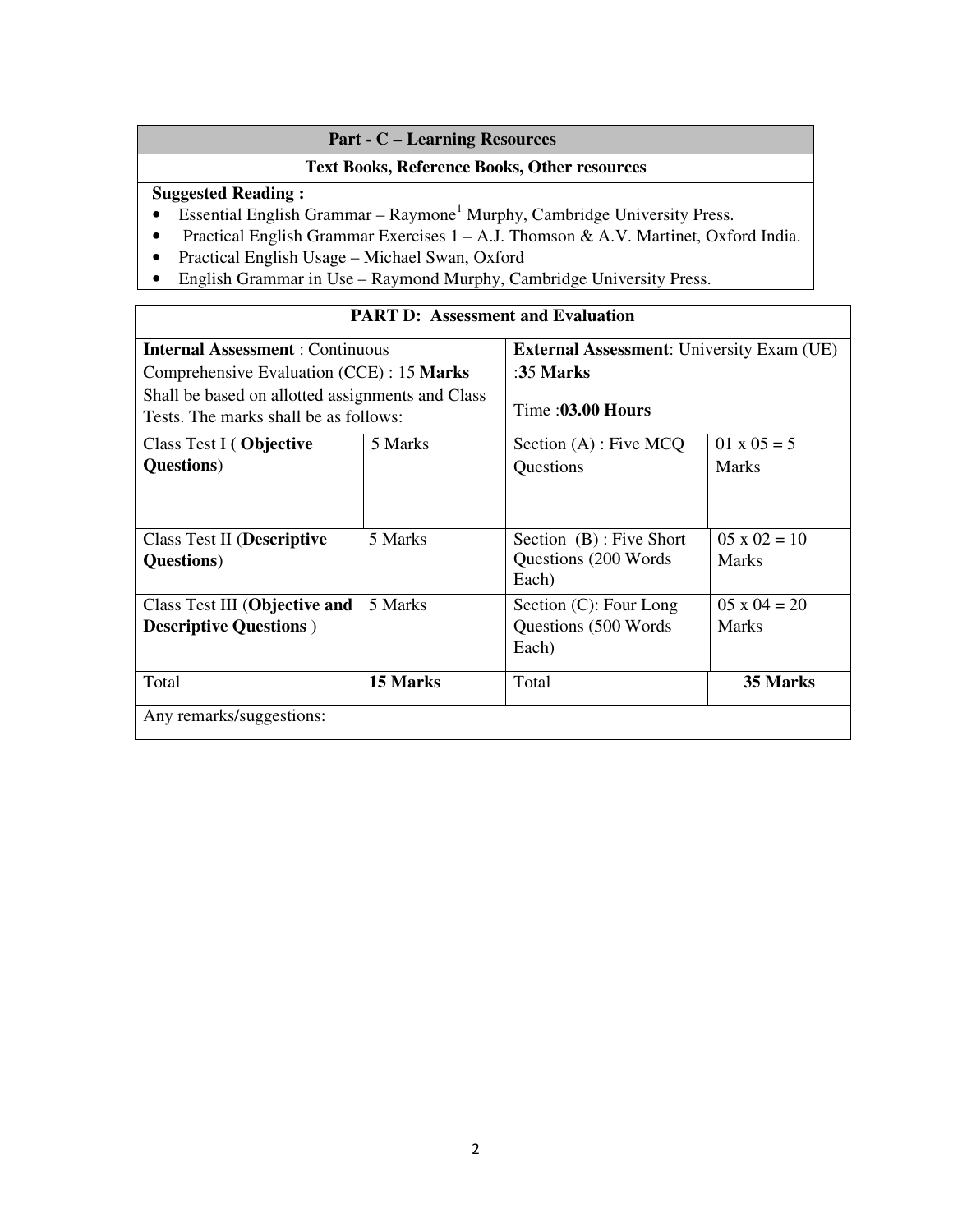| Part - C – Learning Resources |
|---|
| **Text Books, Reference Books, Other resources** |

**Suggested Reading :**

- Essential English Grammar – Raymone[1] Murphy, Cambridge University Press.
- Practical English Grammar Exercises 1 – A.J. Thomson & A.V. Martinet, Oxford India.
- Practical English Usage – Michael Swan, Oxford
- English Grammar in Use – Raymond Murphy, Cambridge University Press.

| PART D: Assessment and Evaluation | | | |
|---|---|---|---|
| **Internal Assessment** : Continuous Comprehensive Evaluation (CCE) : 15 **Marks** Shall be based on allotted assignments and Class Tests. The marks shall be as follows: | | **External Assessment**: University Exam (UE) :35 **Marks** Time :**03.00 Hours** | |
| Class Test I ( **Objective Questions**) | 5 Marks | Section (A) : Five MCQ Questions | 01 x 05 = 5 Marks |
| Class Test II (**Descriptive Questions**) | 5 Marks | Section (B) : Five Short Questions (200 Words Each) | 05 x 02 = 10 Marks |
| Class Test III (**Objective and Descriptive Questions** ) | 5 Marks | Section (C): Four Long Questions (500 Words Each) | 05 x 04 = 20 Marks |
| Total | **15 Marks** | Total | **35 Marks** |
| Any remarks/suggestions: | | | |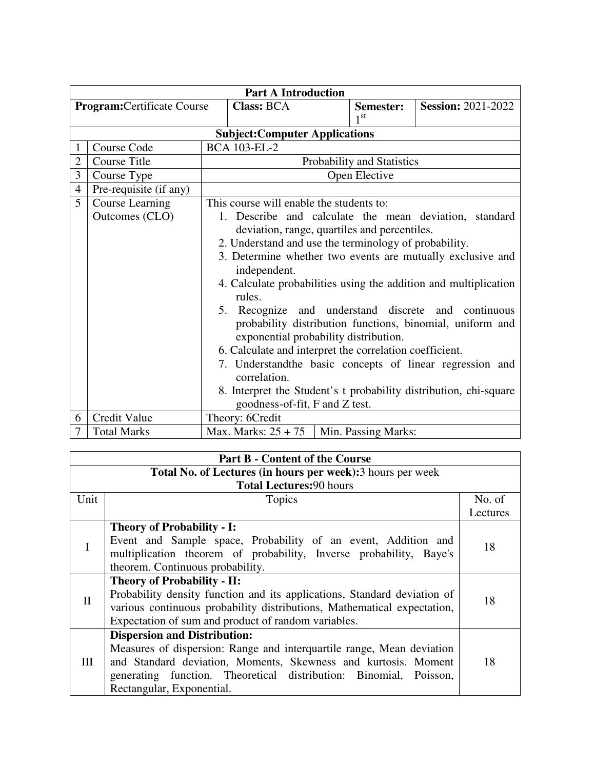| Part A Introduction | | | | |
|---|---|---|---|---|
| **Program:** Certificate Course | | **Class:** BCA | **Semester:** 1st | **Session:** 2021-2022 |

| **Subject: Computer Applications** | | |
|---|---|---|
| 1 | Course Code | BCA 103-EL-2 |
| 2 | Course Title | Probability and Statistics |
| 3 | Course Type | Open Elective |
| 4 | Pre-requisite (if any) | |
| 5 | Course Learning Outcomes (CLO) | This course will enable the students to:<br>1. Describe and calculate the mean deviation, standard deviation, range, quartiles and percentiles.<br>2. Understand and use the terminology of probability.<br>3. Determine whether two events are mutually exclusive and independent.<br>4. Calculate probabilities using the addition and multiplication rules.<br>5. Recognize and understand discrete and continuous probability distribution functions, binomial, uniform and exponential probability distribution.<br>6. Calculate and interpret the correlation coefficient.<br>7. Understandthe basic concepts of linear regression and correlation.<br>8. Interpret the Student's t probability distribution, chi-square goodness-of-fit, F and Z test. |
| 6 | Credit Value | Theory: 6Credit |
| 7 | Total Marks | Max. Marks: 25 + 75 &nbsp;&nbsp; Min. Passing Marks: |

| **Part B - Content of the Course** | | |
|---|---|---|
| **Total No. of Lectures (in hours per week):** 3 hours per week<br>**Total Lectures:** 90 hours | | |
| Unit | Topics | No. of Lectures |
| I | **Theory of Probability - I:**<br>Event and Sample space, Probability of an event, Addition and multiplication theorem of probability, Inverse probability, Baye's theorem. Continuous probability. | 18 |
| II | **Theory of Probability - II:**<br>Probability density function and its applications, Standard deviation of various continuous probability distributions, Mathematical expectation, Expectation of sum and product of random variables. | 18 |
| III | **Dispersion and Distribution:**<br>Measures of dispersion: Range and interquartile range, Mean deviation and Standard deviation, Moments, Skewness and kurtosis. Moment generating function. Theoretical distribution: Binomial, Poisson, Rectangular, Exponential. | 18 |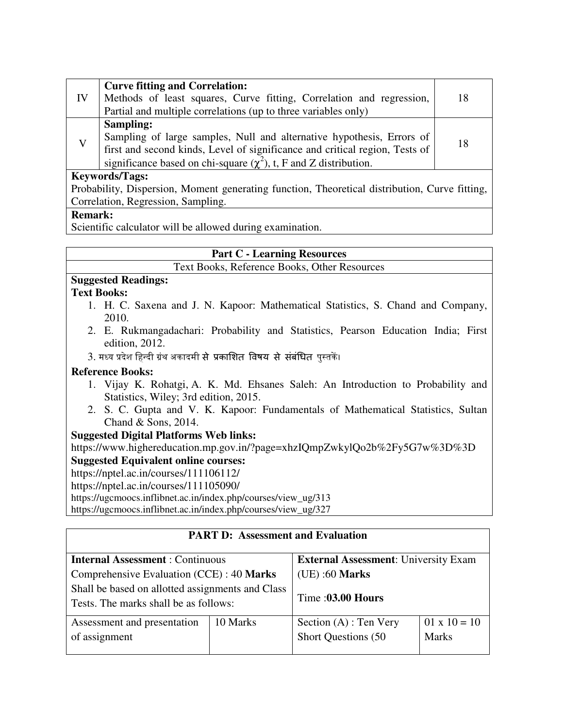| | | |
|---|---|---|
| IV | **Curve fitting and Correlation:** Methods of least squares, Curve fitting, Correlation and regression, Partial and multiple correlations (up to three variables only) | 18 |
| V | **Sampling:** Sampling of large samples, Null and alternative hypothesis, Errors of first and second kinds, Level of significance and critical region, Tests of significance based on chi-square ($\chi^2$), t, F and Z distribution. | 18 |

**Keywords/Tags:**

Probability, Dispersion, Moment generating function, Theoretical distribution, Curve fitting, Correlation, Regression, Sampling.

**Remark:**

Scientific calculator will be allowed during examination.

## Part C - Learning Resources

Text Books, Reference Books, Other Resources

**Suggested Readings:**

**Text Books:**

1. H. C. Saxena and J. N. Kapoor: Mathematical Statistics, S. Chand and Company, 2010.
2. E. Rukmangadachari: Probability and Statistics, Pearson Education India; First edition, 2012.
3. मध्य प्रदेश हिन्दी ग्रंथ अकादमी से प्रकाशित विषय से संबंधित पुस्तकें।

**Reference Books:**

1. Vijay K. Rohatgi, A. K. Md. Ehsanes Saleh: An Introduction to Probability and Statistics, Wiley; 3rd edition, 2015.
2. S. C. Gupta and V. K. Kapoor: Fundamentals of Mathematical Statistics, Sultan Chand & Sons, 2014.

**Suggested Digital Platforms Web links:**

https://www.highereducation.mp.gov.in/?page=xhzIQmpZwkylQo2b%2Fy5G7w%3D%3D

**Suggested Equivalent online courses:**

https://nptel.ac.in/courses/111106112/

https://nptel.ac.in/courses/111105090/

https://ugcmoocs.inflibnet.ac.in/index.php/courses/view_ug/313

https://ugcmoocs.inflibnet.ac.in/index.php/courses/view_ug/327

## PART D: Assessment and Evaluation

| **Internal Assessment** : Continuous Comprehensive Evaluation (CCE) : 40 **Marks** Shall be based on allotted assignments and Class Tests. The marks shall be as follows: | | **External Assessment**: University Exam (UE) :60 **Marks** Time :**03.00 Hours** | |
|---|---|---|---|
| Assessment and presentation of assignment | 10 Marks | Section (A) : Ten Very Short Questions (50 | 01 x 10 = 10 Marks |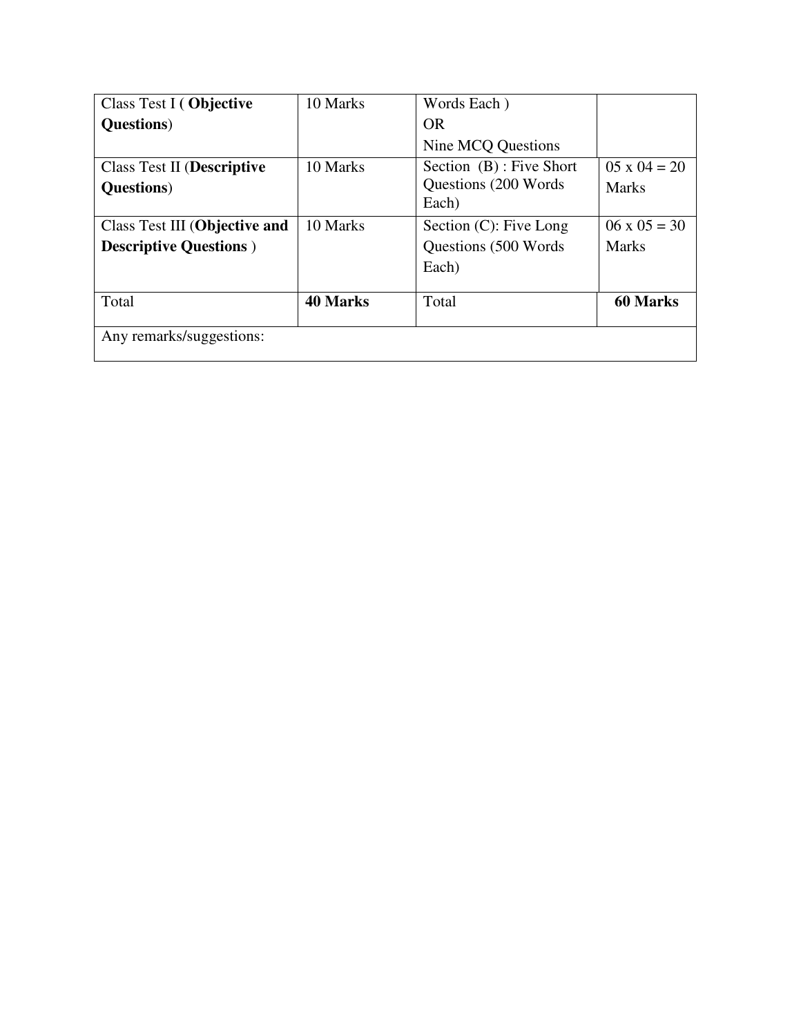| Class Test I ( **Objective Questions**) | 10 Marks | Words Each )<br>OR<br>Nine MCQ Questions | |
|---|---|---|---|
| Class Test II (**Descriptive Questions**) | 10 Marks | Section (B) : Five Short Questions (200 Words Each) | 05 x 04 = 20 Marks |
| Class Test III (**Objective and Descriptive Questions** ) | 10 Marks | Section (C): Five Long Questions (500 Words Each) | 06 x 05 = 30 Marks |
| Total | **40 Marks** | Total | **60 Marks** |
| Any remarks/suggestions: | | | |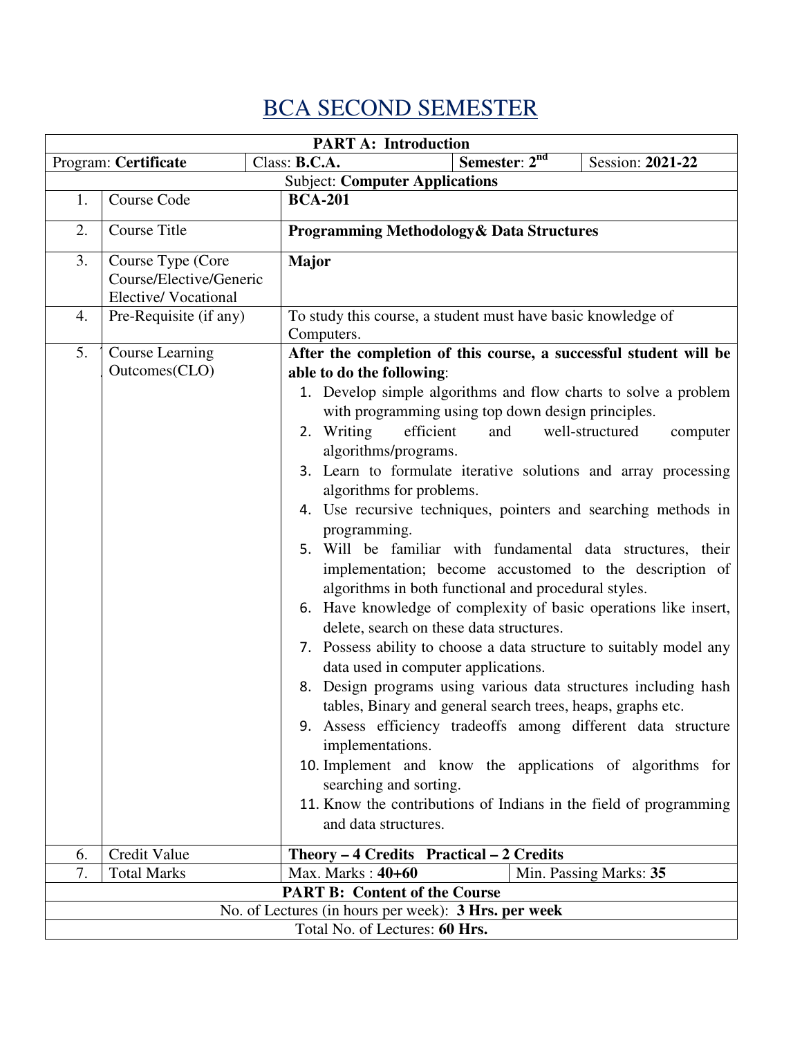# BCA SECOND SEMESTER

| PART A: Introduction | | | |
|---|---|---|---|
| Program: **Certificate** | Class: **B.C.A.** | **Semester**: **$2^{nd}$** | Session: **2021-22** |
| Subject: **Computer Applications** | | | |

| | | |
|---|---|---|
| 1. | Course Code | **BCA-201** |
| 2. | Course Title | **Programming Methodology& Data Structures** |
| 3. | Course Type (Core Course/Elective/Generic Elective/ Vocational | **Major** |
| 4. | Pre-Requisite (if any) | To study this course, a student must have basic knowledge of Computers. |
| 5. | Course Learning Outcomes(CLO) | **After the completion of this course, a successful student will be able to do the following**:<br>1. Develop simple algorithms and flow charts to solve a problem with programming using top down design principles.<br>2. Writing efficient and well-structured computer algorithms/programs.<br>3. Learn to formulate iterative solutions and array processing algorithms for problems.<br>4. Use recursive techniques, pointers and searching methods in programming.<br>5. Will be familiar with fundamental data structures, their implementation; become accustomed to the description of algorithms in both functional and procedural styles.<br>6. Have knowledge of complexity of basic operations like insert, delete, search on these data structures.<br>7. Possess ability to choose a data structure to suitably model any data used in computer applications.<br>8. Design programs using various data structures including hash tables, Binary and general search trees, heaps, graphs etc.<br>9. Assess efficiency tradeoffs among different data structure implementations.<br>10. Implement and know the applications of algorithms for searching and sorting.<br>11. Know the contributions of Indians in the field of programming and data structures. |
| 6. | Credit Value | **Theory – 4 Credits Practical – 2 Credits** |
| 7. | Total Marks | Max. Marks : **40+60** &nbsp;&nbsp;&nbsp; Min. Passing Marks: **35** |

| PART B: Content of the Course |
|---|
| No. of Lectures (in hours per week): **3 Hrs. per week** |
| Total No. of Lectures: **60 Hrs.** |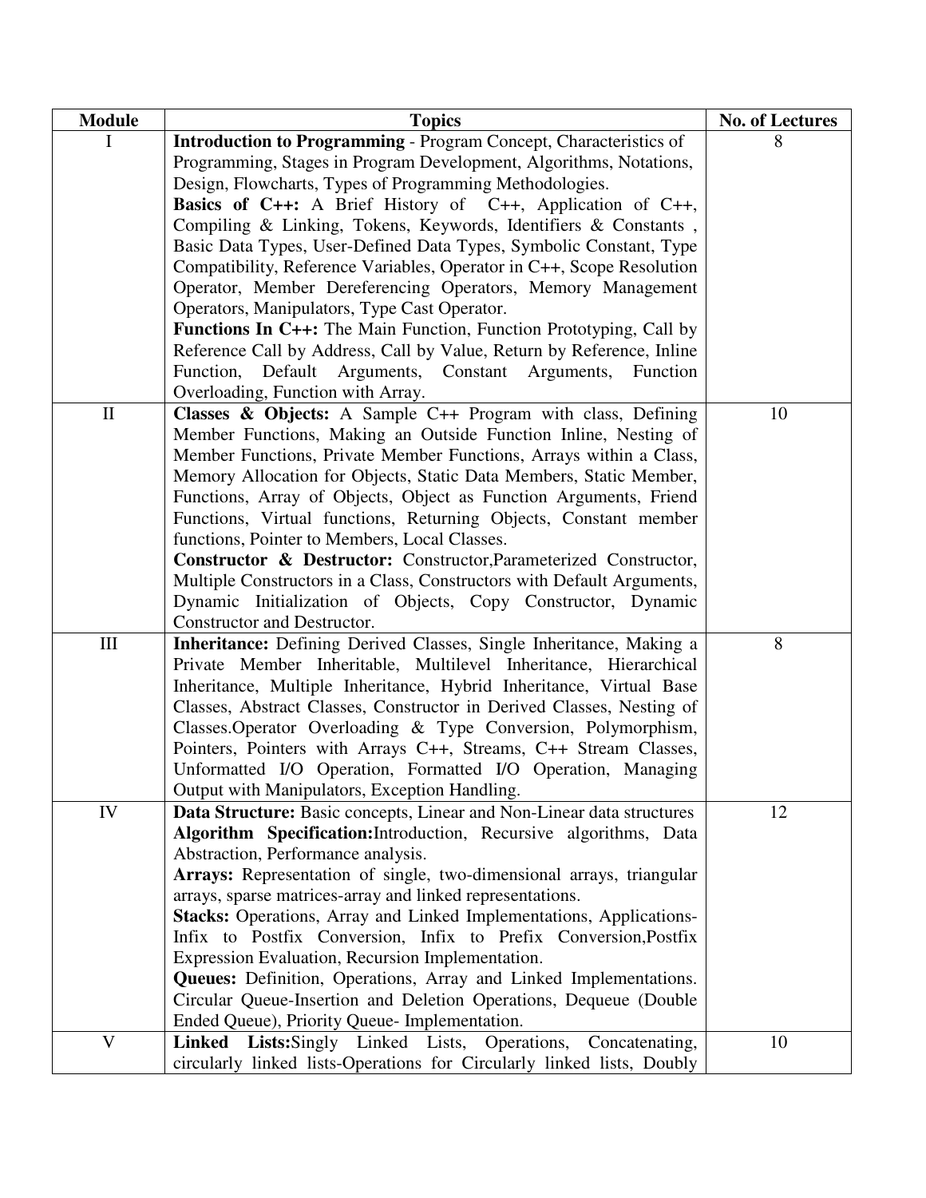| Module | Topics | No. of Lectures |
|---|---|---|
| I | **Introduction to Programming** - Program Concept, Characteristics of Programming, Stages in Program Development, Algorithms, Notations, Design, Flowcharts, Types of Programming Methodologies.<br>**Basics of C++:** A Brief History of C++, Application of C++, Compiling & Linking, Tokens, Keywords, Identifiers & Constants , Basic Data Types, User-Defined Data Types, Symbolic Constant, Type Compatibility, Reference Variables, Operator in C++, Scope Resolution Operator, Member Dereferencing Operators, Memory Management Operators, Manipulators, Type Cast Operator.<br>**Functions In C++:** The Main Function, Function Prototyping, Call by Reference Call by Address, Call by Value, Return by Reference, Inline Function, Default Arguments, Constant Arguments, Function Overloading, Function with Array. | 8 |
| II | **Classes & Objects:** A Sample C++ Program with class, Defining Member Functions, Making an Outside Function Inline, Nesting of Member Functions, Private Member Functions, Arrays within a Class, Memory Allocation for Objects, Static Data Members, Static Member, Functions, Array of Objects, Object as Function Arguments, Friend Functions, Virtual functions, Returning Objects, Constant member functions, Pointer to Members, Local Classes.<br>**Constructor & Destructor:** Constructor,Parameterized Constructor, Multiple Constructors in a Class, Constructors with Default Arguments, Dynamic Initialization of Objects, Copy Constructor, Dynamic Constructor and Destructor. | 10 |
| III | **Inheritance:** Defining Derived Classes, Single Inheritance, Making a Private Member Inheritable, Multilevel Inheritance, Hierarchical Inheritance, Multiple Inheritance, Hybrid Inheritance, Virtual Base Classes, Abstract Classes, Constructor in Derived Classes, Nesting of Classes.Operator Overloading & Type Conversion, Polymorphism, Pointers, Pointers with Arrays C++, Streams, C++ Stream Classes, Unformatted I/O Operation, Formatted I/O Operation, Managing Output with Manipulators, Exception Handling. | 8 |
| IV | **Data Structure:** Basic concepts, Linear and Non-Linear data structures<br>**Algorithm Specification:**Introduction, Recursive algorithms, Data Abstraction, Performance analysis.<br>**Arrays:** Representation of single, two-dimensional arrays, triangular arrays, sparse matrices-array and linked representations.<br>**Stacks:** Operations, Array and Linked Implementations, Applications-Infix to Postfix Conversion, Infix to Prefix Conversion,Postfix Expression Evaluation, Recursion Implementation.<br>**Queues:** Definition, Operations, Array and Linked Implementations. Circular Queue-Insertion and Deletion Operations, Dequeue (Double Ended Queue), Priority Queue- Implementation. | 12 |
| V | **Linked Lists:**Singly Linked Lists, Operations, Concatenating, circularly linked lists-Operations for Circularly linked lists, Doubly | 10 |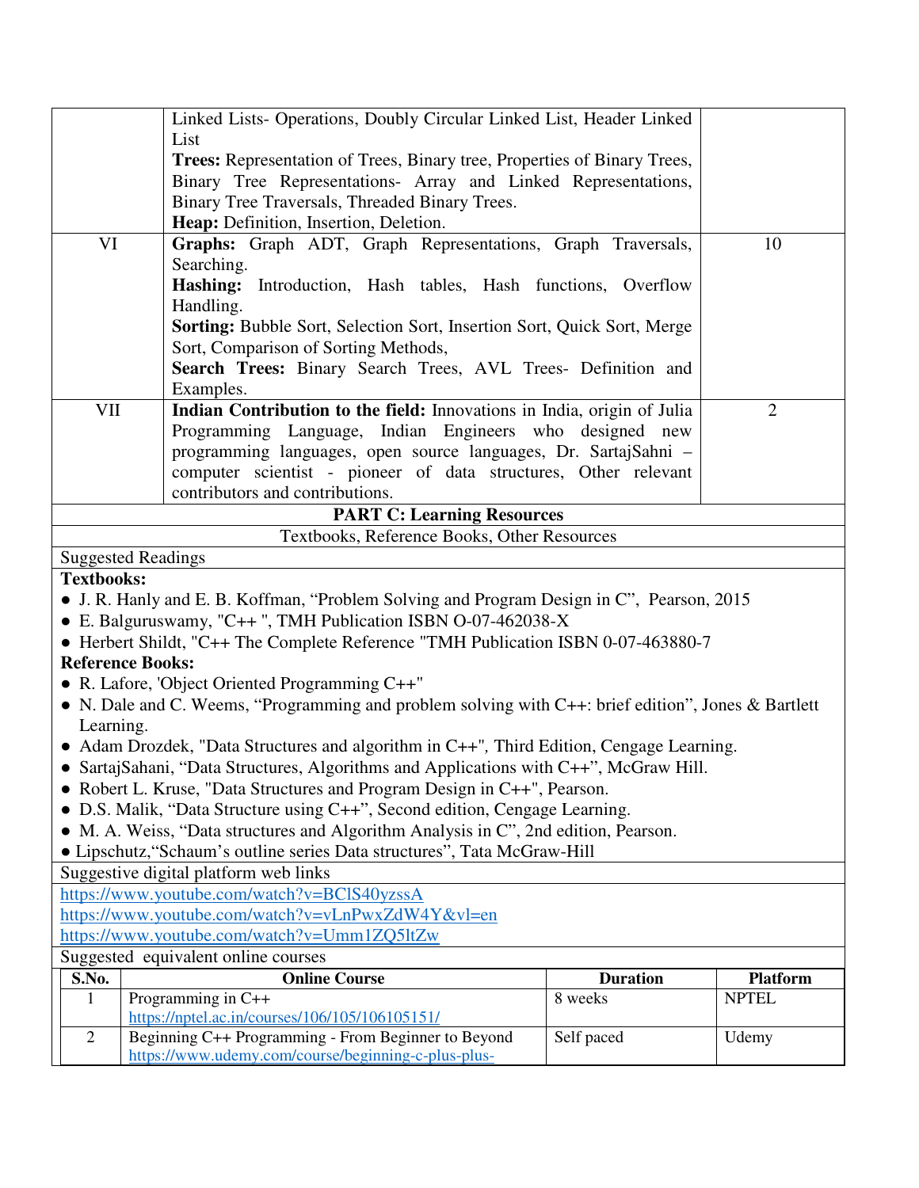| | | |
|---|---|---|
| | Linked Lists- Operations, Doubly Circular Linked List, Header Linked List<br>**Trees:** Representation of Trees, Binary tree, Properties of Binary Trees, Binary Tree Representations- Array and Linked Representations, Binary Tree Traversals, Threaded Binary Trees.<br>**Heap:** Definition, Insertion, Deletion. | |
| VI | **Graphs:** Graph ADT, Graph Representations, Graph Traversals, Searching.<br>**Hashing:** Introduction, Hash tables, Hash functions, Overflow Handling.<br>**Sorting:** Bubble Sort, Selection Sort, Insertion Sort, Quick Sort, Merge Sort, Comparison of Sorting Methods,<br>**Search Trees:** Binary Search Trees, AVL Trees- Definition and Examples. | 10 |
| VII | **Indian Contribution to the field:** Innovations in India, origin of Julia Programming Language, Indian Engineers who designed new programming languages, open source languages, Dr. SartajSahni – computer scientist - pioneer of data structures, Other relevant contributors and contributions. | 2 |

**PART C: Learning Resources**

Textbooks, Reference Books, Other Resources

Suggested Readings

**Textbooks:**

- J. R. Hanly and E. B. Koffman, “Problem Solving and Program Design in C”, Pearson, 2015
- E. Balguruswamy, "C++ ", TMH Publication ISBN O-07-462038-X
- Herbert Shildt, "C++ The Complete Reference "TMH Publication ISBN 0-07-463880-7

**Reference Books:**

- R. Lafore, 'Object Oriented Programming C++"
- N. Dale and C. Weems, “Programming and problem solving with C++: brief edition”, Jones & Bartlett Learning.
- Adam Drozdek, "Data Structures and algorithm in C++", Third Edition, Cengage Learning.
- SartajSahani, “Data Structures, Algorithms and Applications with C++”, McGraw Hill.
- Robert L. Kruse, "Data Structures and Program Design in C++", Pearson.
- D.S. Malik, “Data Structure using C++”, Second edition, Cengage Learning.
- M. A. Weiss, “Data structures and Algorithm Analysis in C”, 2nd edition, Pearson.
- Lipschutz,“Schaum’s outline series Data structures”, Tata McGraw-Hill

Suggestive digital platform web links

https://www.youtube.com/watch?v=BClS40yzssA
https://www.youtube.com/watch?v=vLnPwxZdW4Y&vl=en
https://www.youtube.com/watch?v=Umm1ZQ5ltZw

Suggested equivalent online courses

| S.No. | Online Course | Duration | Platform |
|---|---|---|---|
| 1 | Programming in C++<br>https://nptel.ac.in/courses/106/105/106105151/ | 8 weeks | NPTEL |
| 2 | Beginning C++ Programming - From Beginner to Beyond<br>https://www.udemy.com/course/beginning-c-plus-plus- | Self paced | Udemy |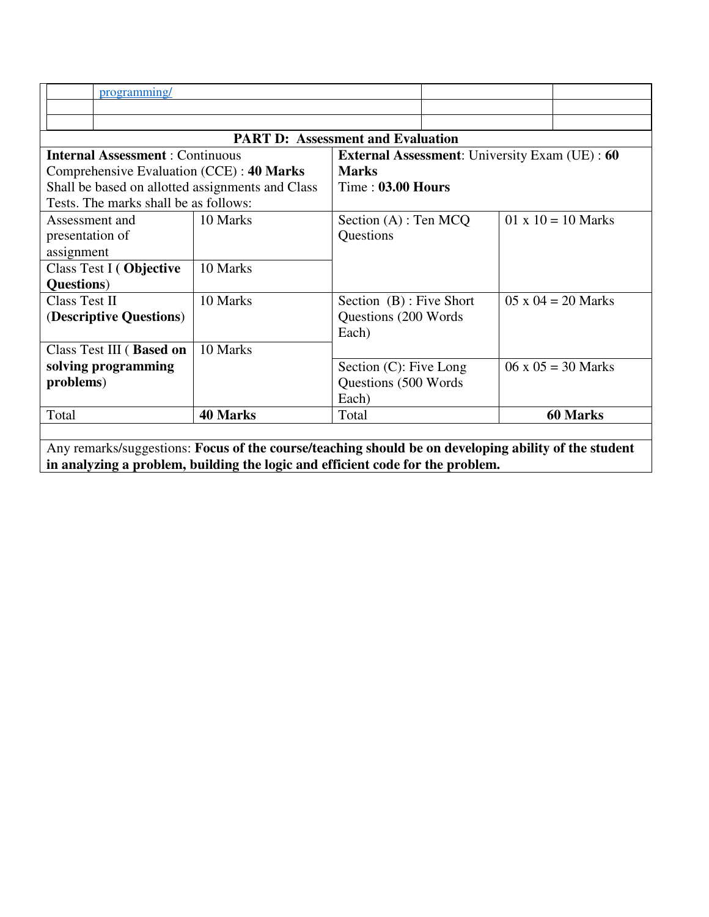| | | | |
|---|---|---|---|
| | programming/ | | |
| | | | |
| | | | |

## PART D: Assessment and Evaluation

| **Internal Assessment** : Continuous Comprehensive Evaluation (CCE) : **40 Marks** Shall be based on allotted assignments and Class Tests. The marks shall be as follows: | | **External Assessment**: University Exam (UE) : **60 Marks** Time : **03.00 Hours** | |
|---|---|---|---|
| Assessment and presentation of assignment | 10 Marks | Section (A) : Ten MCQ Questions | 01 x 10 = 10 Marks |
| Class Test I ( **Objective Questions**) | 10 Marks | | |
| Class Test II (**Descriptive Questions**) | 10 Marks | Section (B) : Five Short Questions (200 Words Each) | 05 x 04 = 20 Marks |
| Class Test III ( **Based on solving programming problems**) | 10 Marks | | |
| | | Section (C): Five Long Questions (500 Words Each) | 06 x 05 = 30 Marks |
| Total | **40 Marks** | Total | **60 Marks** |

Any remarks/suggestions: **Focus of the course/teaching should be on developing ability of the student in analyzing a problem, building the logic and efficient code for the problem.**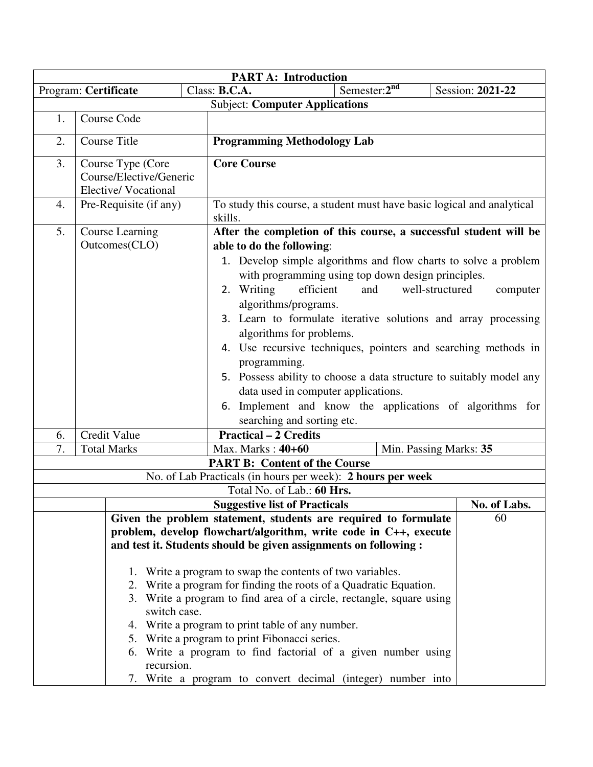## PART A: Introduction

| Program: **Certificate** | Class: **B.C.A.** | Semester: **2nd** | Session: **2021-22** |
|---|---|---|---|

**Subject: Computer Applications**

| | | |
|---|---|---|
| 1. | Course Code | |
| 2. | Course Title | **Programming Methodology Lab** |
| 3. | Course Type (Core Course/Elective/Generic Elective/ Vocational | **Core Course** |
| 4. | Pre-Requisite (if any) | To study this course, a student must have basic logical and analytical skills. |
| 5. | Course Learning Outcomes(CLO) | **After the completion of this course, a successful student will be able to do the following**:<br>1. Develop simple algorithms and flow charts to solve a problem with programming using top down design principles.<br>2. Writing efficient and well-structured computer algorithms/programs.<br>3. Learn to formulate iterative solutions and array processing algorithms for problems.<br>4. Use recursive techniques, pointers and searching methods in programming.<br>5. Possess ability to choose a data structure to suitably model any data used in computer applications.<br>6. Implement and know the applications of algorithms for searching and sorting etc. |
| 6. | Credit Value | **Practical – 2 Credits** |
| 7. | Total Marks | Max. Marks : **40+60** — Min. Passing Marks: **35** |

## PART B: Content of the Course

No. of Lab Practicals (in hours per week): **2 hours per week**

Total No. of Lab.: **60 Hrs.**

| Suggestive list of Practicals | No. of Labs. |
|---|---|
| **Given the problem statement, students are required to formulate problem, develop flowchart/algorithm, write code in C++, execute and test it. Students should be given assignments on following :**<br><br>1. Write a program to swap the contents of two variables.<br>2. Write a program for finding the roots of a Quadratic Equation.<br>3. Write a program to find area of a circle, rectangle, square using switch case.<br>4. Write a program to print table of any number.<br>5. Write a program to print Fibonacci series.<br>6. Write a program to find factorial of a given number using recursion.<br>7. Write a program to convert decimal (integer) number into | 60 |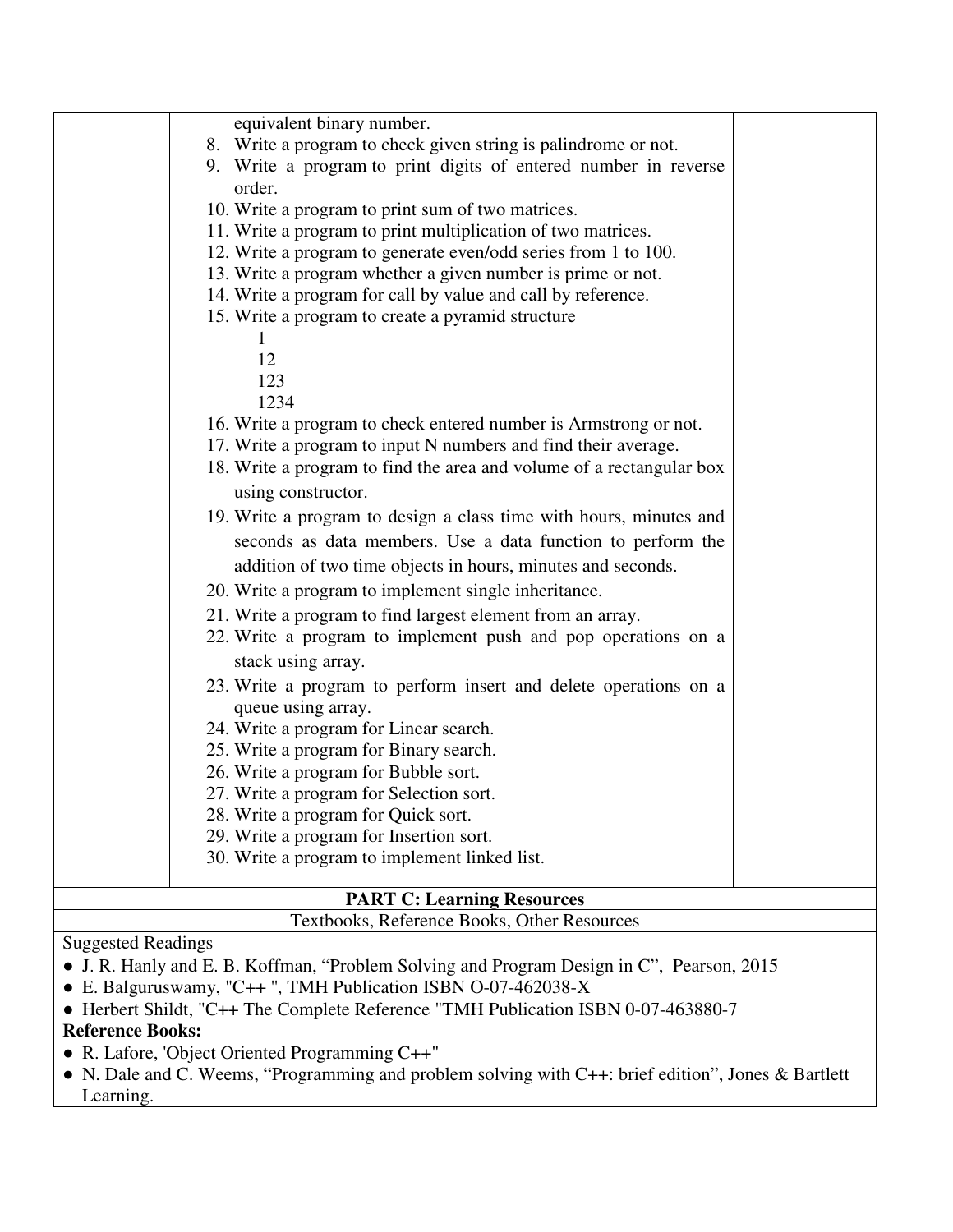| | equivalent binary number.<br>8. Write a program to check given string is palindrome or not.<br>9. Write a program to print digits of entered number in reverse order.<br>10. Write a program to print sum of two matrices.<br>11. Write a program to print multiplication of two matrices.<br>12. Write a program to generate even/odd series from 1 to 100.<br>13. Write a program whether a given number is prime or not.<br>14. Write a program for call by value and call by reference.<br>15. Write a program to create a pyramid structure<br>1<br>12<br>123<br>1234<br>16. Write a program to check entered number is Armstrong or not.<br>17. Write a program to input N numbers and find their average.<br>18. Write a program to find the area and volume of a rectangular box using constructor.<br>19. Write a program to design a class time with hours, minutes and seconds as data members. Use a data function to perform the addition of two time objects in hours, minutes and seconds.<br>20. Write a program to implement single inheritance.<br>21. Write a program to find largest element from an array.<br>22. Write a program to implement push and pop operations on a stack using array.<br>23. Write a program to perform insert and delete operations on a queue using array.<br>24. Write a program for Linear search.<br>25. Write a program for Binary search.<br>26. Write a program for Bubble sort.<br>27. Write a program for Selection sort.<br>28. Write a program for Quick sort.<br>29. Write a program for Insertion sort.<br>30. Write a program to implement linked list. | |
|---|---|---|

**PART C: Learning Resources**

Textbooks, Reference Books, Other Resources

Suggested Readings

- J. R. Hanly and E. B. Koffman, "Problem Solving and Program Design in C", Pearson, 2015
- E. Balguruswamy, "C++ ", TMH Publication ISBN O-07-462038-X
- Herbert Shildt, "C++ The Complete Reference "TMH Publication ISBN 0-07-463880-7

**Reference Books:**

- R. Lafore, 'Object Oriented Programming C++"
- N. Dale and C. Weems, "Programming and problem solving with C++: brief edition", Jones & Bartlett Learning.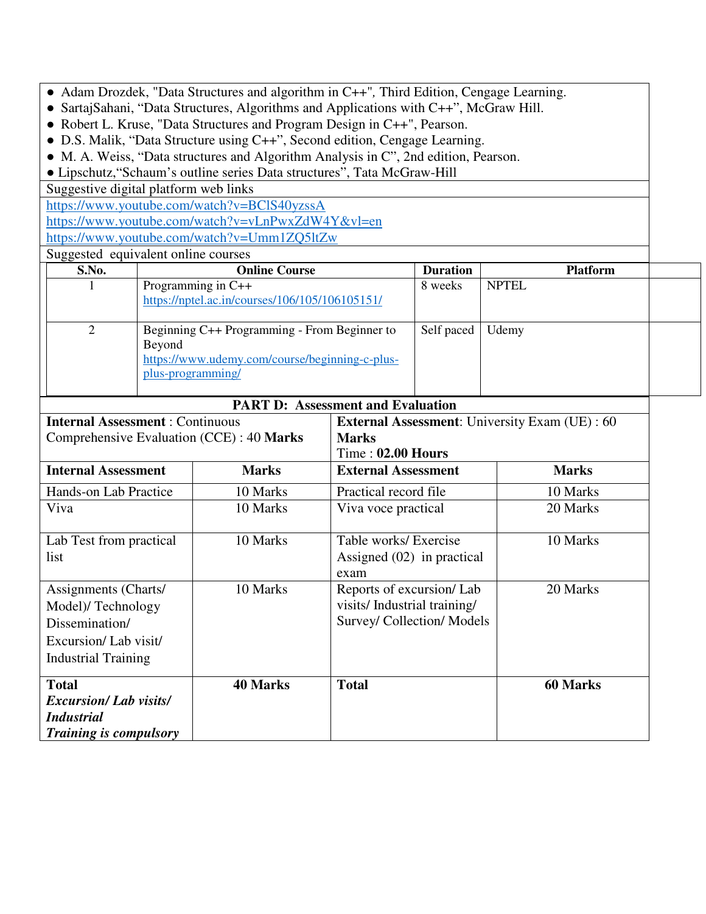- Adam Drozdek, "Data Structures and algorithm in C++", Third Edition, Cengage Learning.
- SartajSahani, "Data Structures, Algorithms and Applications with C++", McGraw Hill.
- Robert L. Kruse, "Data Structures and Program Design in C++", Pearson.
- D.S. Malik, "Data Structure using C++", Second edition, Cengage Learning.
- M. A. Weiss, "Data structures and Algorithm Analysis in C", 2nd edition, Pearson.
- Lipschutz,"Schaum's outline series Data structures", Tata McGraw-Hill

Suggestive digital platform web links

https://www.youtube.com/watch?v=BClS40yzssA
https://www.youtube.com/watch?v=vLnPwxZdW4Y&vl=en
https://www.youtube.com/watch?v=Umm1ZQ5ltZw

Suggested equivalent online courses

| S.No. | Online Course | Duration | Platform |
|---|---|---|---|
| 1 | Programming in C++ https://nptel.ac.in/courses/106/105/106105151/ | 8 weeks | NPTEL |
| 2 | Beginning C++ Programming - From Beginner to Beyond https://www.udemy.com/course/beginning-c-plus-plus-programming/ | Self paced | Udemy |

## PART D: Assessment and Evaluation

**Internal Assessment** : Continuous Comprehensive Evaluation (CCE) : 40 **Marks**

**External Assessment**: University Exam (UE) : 60 **Marks**
Time : **02.00 Hours**

| **Internal Assessment** | **Marks** | **External Assessment** | **Marks** |
|---|---|---|---|
| Hands-on Lab Practice | 10 Marks | Practical record file | 10 Marks |
| Viva | 10 Marks | Viva voce practical | 20 Marks |
| Lab Test from practical list | 10 Marks | Table works/ Exercise Assigned (02) in practical exam | 10 Marks |
| Assignments (Charts/ Model)/ Technology Dissemination/ Excursion/ Lab visit/ Industrial Training | 10 Marks | Reports of excursion/ Lab visits/ Industrial training/ Survey/ Collection/ Models | 20 Marks |
| **Total** ***Excursion/ Lab visits/ Industrial Training is compulsory*** | **40 Marks** | **Total** | **60 Marks** |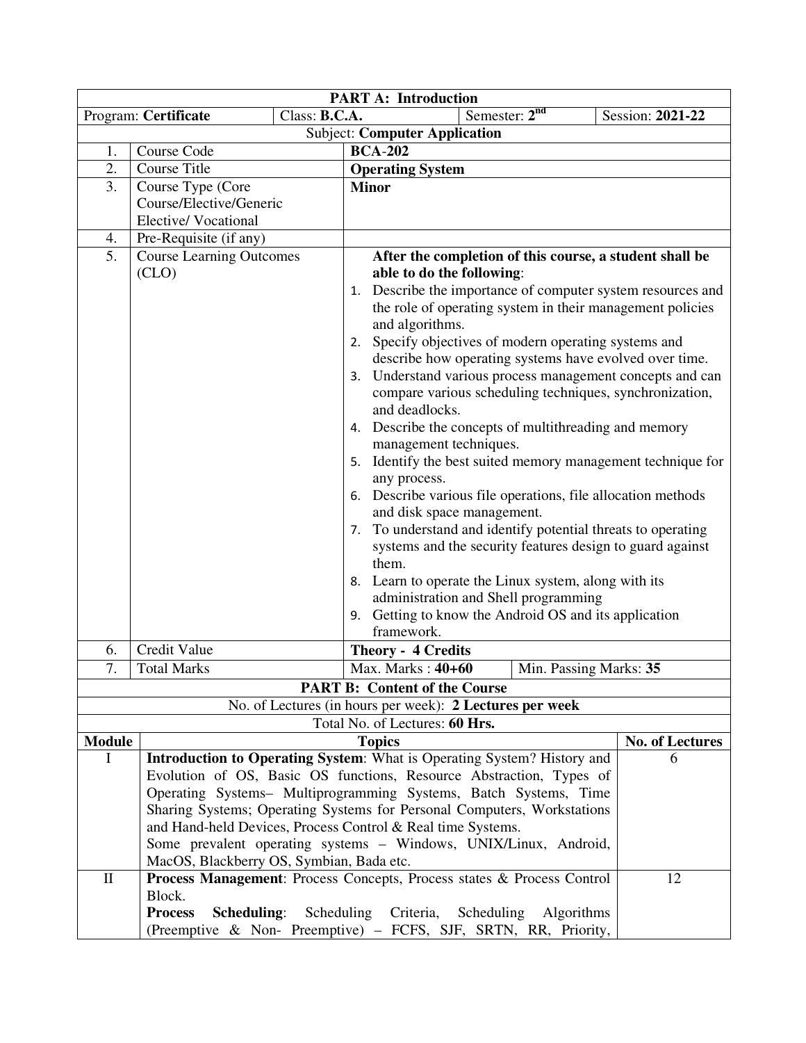| **PART A: Introduction** | | | |
|---|---|---|---|
| Program: **Certificate** | Class: **B.C.A.** | Semester: **2nd** | Session: **2021-22** |
| Subject: **Computer Application** | | | |

| | | |
|---|---|---|
| 1. | Course Code | **BCA-202** |
| 2. | Course Title | **Operating System** |
| 3. | Course Type (Core Course/Elective/Generic Elective/ Vocational | **Minor** |
| 4. | Pre-Requisite (if any) | |
| 5. | Course Learning Outcomes (CLO) | **After the completion of this course, a student shall be able to do the following**:<br>1. Describe the importance of computer system resources and the role of operating system in their management policies and algorithms.<br>2. Specify objectives of modern operating systems and describe how operating systems have evolved over time.<br>3. Understand various process management concepts and can compare various scheduling techniques, synchronization, and deadlocks.<br>4. Describe the concepts of multithreading and memory management techniques.<br>5. Identify the best suited memory management technique for any process.<br>6. Describe various file operations, file allocation methods and disk space management.<br>7. To understand and identify potential threats to operating systems and the security features design to guard against them.<br>8. Learn to operate the Linux system, along with its administration and Shell programming<br>9. Getting to know the Android OS and its application framework. |
| 6. | Credit Value | **Theory - 4 Credits** |
| 7. | Total Marks | Max. Marks : **40+60** — Min. Passing Marks: **35** |

**PART B: Content of the Course**

No. of Lectures (in hours per week): **2 Lectures per week**

Total No. of Lectures: **60 Hrs.**

| Module | Topics | No. of Lectures |
|---|---|---|
| I | **Introduction to Operating System**: What is Operating System? History and Evolution of OS, Basic OS functions, Resource Abstraction, Types of Operating Systems– Multiprogramming Systems, Batch Systems, Time Sharing Systems; Operating Systems for Personal Computers, Workstations and Hand-held Devices, Process Control & Real time Systems.<br>Some prevalent operating systems – Windows, UNIX/Linux, Android, MacOS, Blackberry OS, Symbian, Bada etc. | 6 |
| II | **Process Management**: Process Concepts, Process states & Process Control Block.<br>**Process Scheduling**: Scheduling Criteria, Scheduling Algorithms (Preemptive & Non- Preemptive) – FCFS, SJF, SRTN, RR, Priority, | 12 |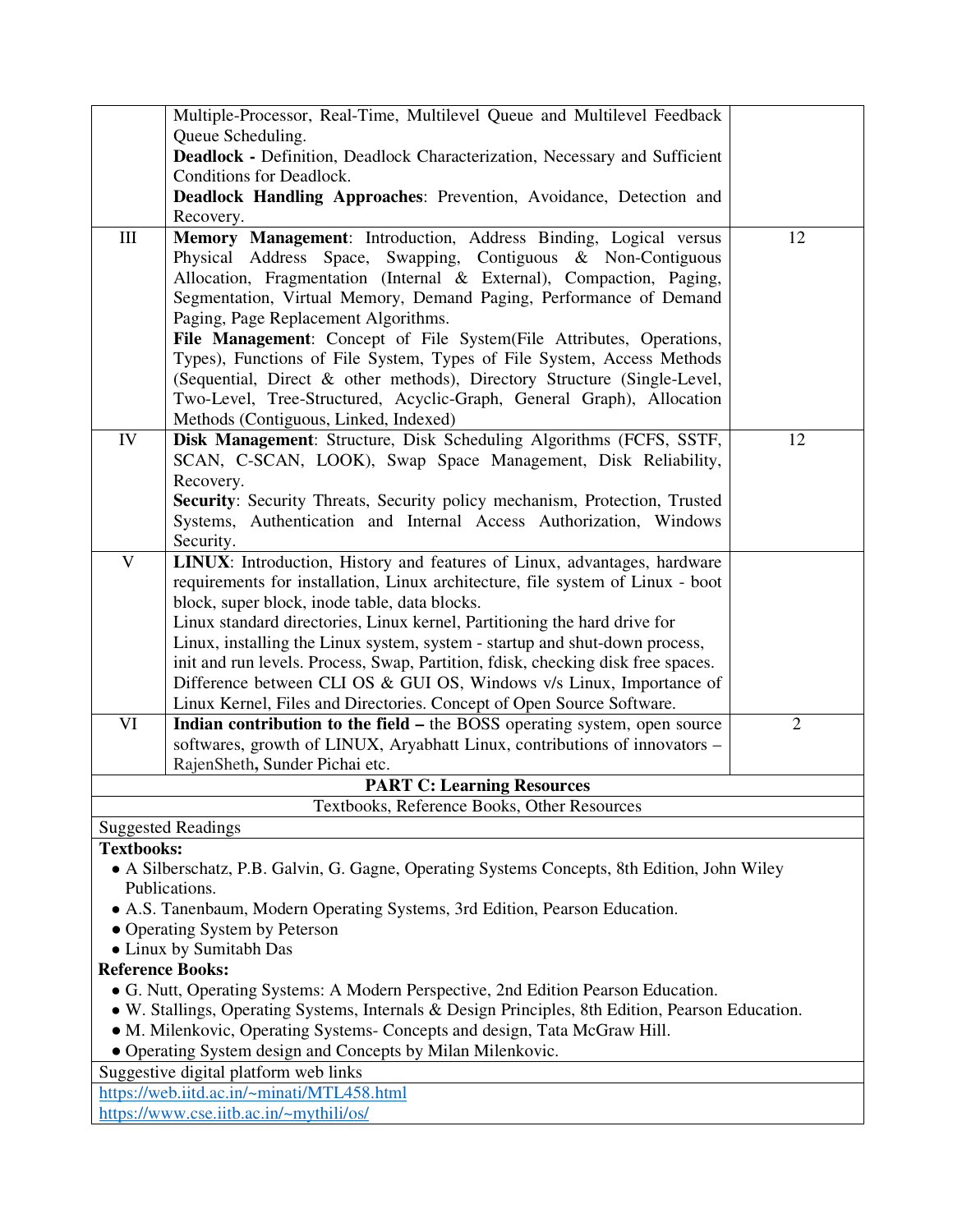|  |  |  |
|---|---|---|
|  | Multiple-Processor, Real-Time, Multilevel Queue and Multilevel Feedback Queue Scheduling.<br>**Deadlock -** Definition, Deadlock Characterization, Necessary and Sufficient Conditions for Deadlock.<br>**Deadlock Handling Approaches**: Prevention, Avoidance, Detection and Recovery. |  |
| III | **Memory Management**: Introduction, Address Binding, Logical versus Physical Address Space, Swapping, Contiguous & Non-Contiguous Allocation, Fragmentation (Internal & External), Compaction, Paging, Segmentation, Virtual Memory, Demand Paging, Performance of Demand Paging, Page Replacement Algorithms.<br>**File Management**: Concept of File System(File Attributes, Operations, Types), Functions of File System, Types of File System, Access Methods (Sequential, Direct & other methods), Directory Structure (Single-Level, Two-Level, Tree-Structured, Acyclic-Graph, General Graph), Allocation Methods (Contiguous, Linked, Indexed) | 12 |
| IV | **Disk Management**: Structure, Disk Scheduling Algorithms (FCFS, SSTF, SCAN, C-SCAN, LOOK), Swap Space Management, Disk Reliability, Recovery.<br>**Security**: Security Threats, Security policy mechanism, Protection, Trusted Systems, Authentication and Internal Access Authorization, Windows Security. | 12 |
| V | **LINUX**: Introduction, History and features of Linux, advantages, hardware requirements for installation, Linux architecture, file system of Linux - boot block, super block, inode table, data blocks.<br>Linux standard directories, Linux kernel, Partitioning the hard drive for Linux, installing the Linux system, system - startup and shut-down process, init and run levels. Process, Swap, Partition, fdisk, checking disk free spaces. Difference between CLI OS & GUI OS, Windows v/s Linux, Importance of Linux Kernel, Files and Directories. Concept of Open Source Software. |  |
| VI | **Indian contribution to the field –** the BOSS operating system, open source softwares, growth of LINUX, Aryabhatt Linux, contributions of innovators – RajenSheth**,** Sunder Pichai etc. | 2 |

**PART C: Learning Resources**

Textbooks, Reference Books, Other Resources

Suggested Readings

**Textbooks:**

- A Silberschatz, P.B. Galvin, G. Gagne, Operating Systems Concepts, 8th Edition, John Wiley Publications.
- A.S. Tanenbaum, Modern Operating Systems, 3rd Edition, Pearson Education.
- Operating System by Peterson
- Linux by Sumitabh Das

**Reference Books:**

- G. Nutt, Operating Systems: A Modern Perspective, 2nd Edition Pearson Education.
- W. Stallings, Operating Systems, Internals & Design Principles, 8th Edition, Pearson Education.
- M. Milenkovic, Operating Systems- Concepts and design, Tata McGraw Hill.
- Operating System design and Concepts by Milan Milenkovic.

Suggestive digital platform web links

https://web.iitd.ac.in/~minati/MTL458.html

https://www.cse.iitb.ac.in/~mythili/os/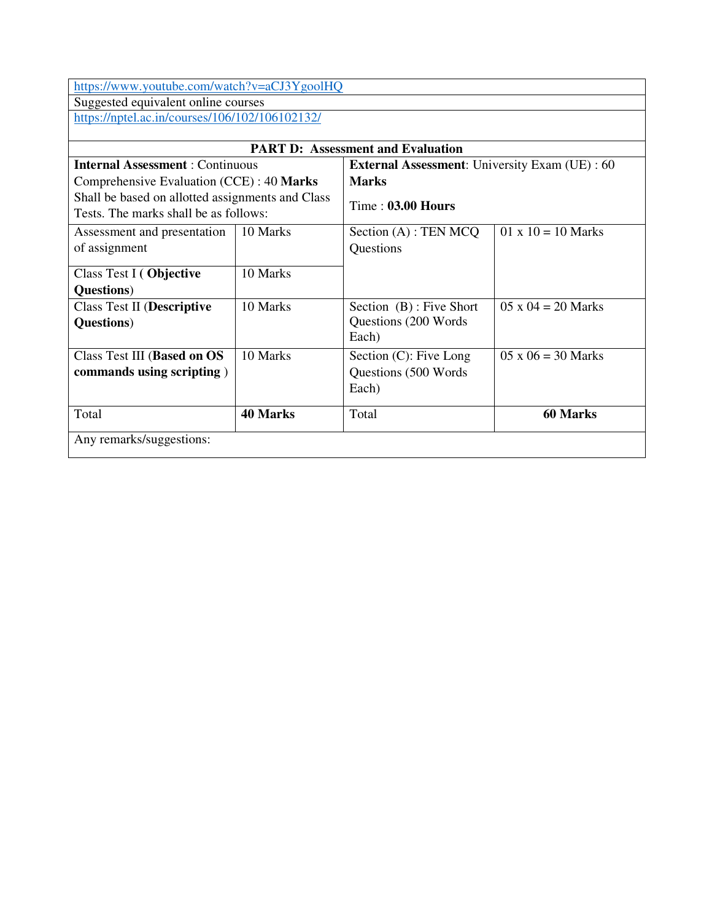https://www.youtube.com/watch?v=aCJ3YgoolHQ

Suggested equivalent online courses

https://nptel.ac.in/courses/106/102/106102132/

## PART D: Assessment and Evaluation

| **Internal Assessment** : Continuous Comprehensive Evaluation (CCE) : 40 **Marks** Shall be based on allotted assignments and Class Tests. The marks shall be as follows: | | **External Assessment**: University Exam (UE) : 60 **Marks** Time : **03.00 Hours** | |
|---|---|---|---|
| Assessment and presentation of assignment | 10 Marks | Section (A) : TEN MCQ Questions | 01 x 10 = 10 Marks |
| Class Test I ( **Objective Questions**) | 10 Marks | | |
| Class Test II (**Descriptive Questions**) | 10 Marks | Section (B) : Five Short Questions (200 Words Each) | 05 x 04 = 20 Marks |
| Class Test III (**Based on OS commands using scripting** ) | 10 Marks | Section (C): Five Long Questions (500 Words Each) | 05 x 06 = 30 Marks |
| Total | **40 Marks** | Total | **60 Marks** |

Any remarks/suggestions: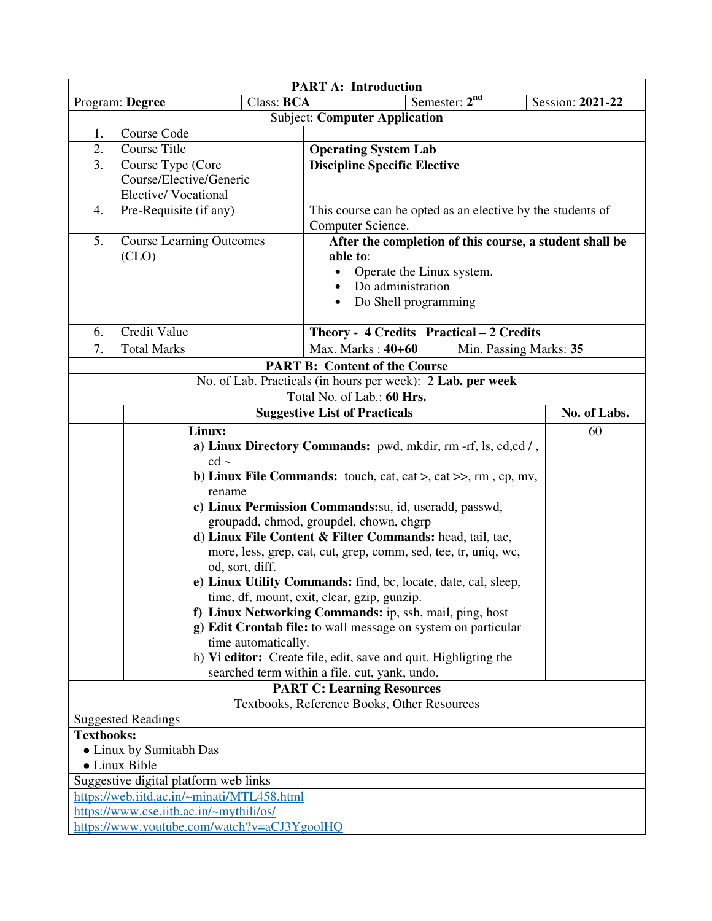## PART A: Introduction

| Program: **Degree** | Class: **BCA** | Semester: **2nd** | Session: **2021-22** |
|---|---|---|---|

Subject: **Computer Application**

| | | |
|---|---|---|
| 1. | Course Code | |
| 2. | Course Title | **Operating System Lab** |
| 3. | Course Type (Core Course/Elective/Generic Elective/ Vocational | **Discipline Specific Elective** |
| 4. | Pre-Requisite (if any) | This course can be opted as an elective by the students of Computer Science. |
| 5. | Course Learning Outcomes (CLO) | **After the completion of this course, a student shall be able to**:<br>• Operate the Linux system.<br>• Do administration<br>• Do Shell programming |
| 6. | Credit Value | **Theory - 4 Credits Practical – 2 Credits** |
| 7. | Total Marks | Max. Marks : **40+60** &nbsp;&nbsp; Min. Passing Marks: **35** |

## PART B: Content of the Course

No. of Lab. Practicals (in hours per week): 2 **Lab. per week**

Total No. of Lab.: **60 Hrs.**

| | Suggestive List of Practicals | No. of Labs. |
|---|---|---|
| | **Linux:**<br>a) **Linux Directory Commands:** pwd, mkdir, rm -rf, ls, cd,cd / , cd ~<br>b) **Linux File Commands:** touch, cat, cat >, cat >>, rm , cp, mv, rename<br>c) **Linux Permission Commands:**su, id, useradd, passwd, groupadd, chmod, groupdel, chown, chgrp<br>d) **Linux File Content & Filter Commands:** head, tail, tac, more, less, grep, cat, cut, grep, comm, sed, tee, tr, uniq, wc, od, sort, diff.<br>e) **Linux Utility Commands:** find, bc, locate, date, cal, sleep, time, df, mount, exit, clear, gzip, gunzip.<br>f) **Linux Networking Commands:** ip, ssh, mail, ping, host<br>g) **Edit Crontab file:** to wall message on system on particular time automatically.<br>h) **Vi editor:** Create file, edit, save and quit. Highligting the searched term within a file. cut, yank, undo. | 60 |

## PART C: Learning Resources

Textbooks, Reference Books, Other Resources

Suggested Readings

**Textbooks:**

- Linux by Sumitabh Das
- Linux Bible

Suggestive digital platform web links

https://web.iitd.ac.in/~minati/MTL458.html
https://www.cse.iitb.ac.in/~mythili/os/
https://www.youtube.com/watch?v=aCJ3YgoolHQ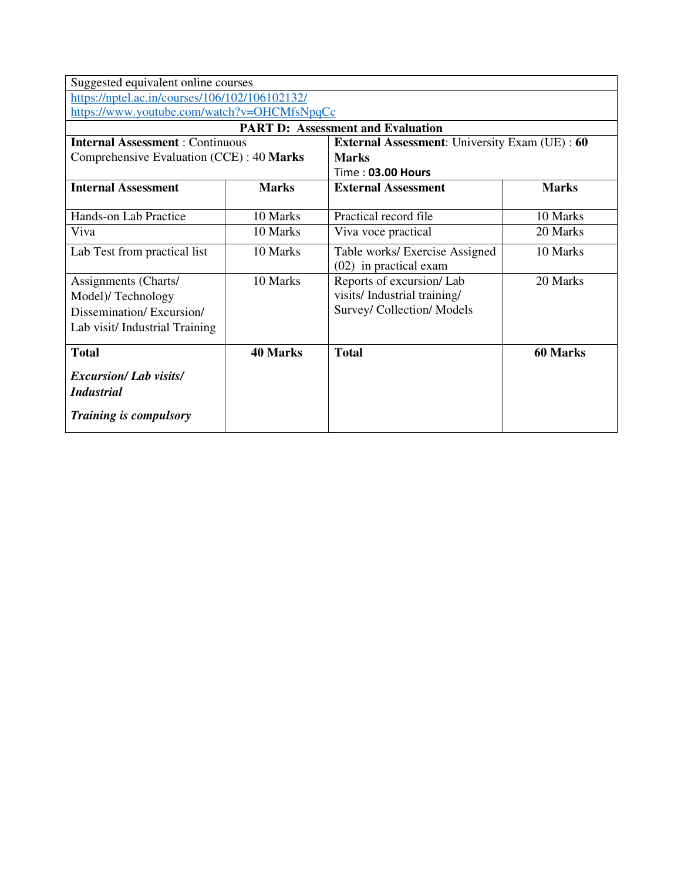Suggested equivalent online courses

https://nptel.ac.in/courses/106/102/106102132/
https://www.youtube.com/watch?v=OHCMfsNpqCc

**PART D: Assessment and Evaluation**

| **Internal Assessment** : Continuous Comprehensive Evaluation (CCE) : 40 **Marks** | | **External Assessment**: University Exam (UE) : **60 Marks** Time : **03.00 Hours** | |
|---|---|---|---|
| **Internal Assessment** | **Marks** | **External Assessment** | **Marks** |
| Hands-on Lab Practice | 10 Marks | Practical record file | 10 Marks |
| Viva | 10 Marks | Viva voce practical | 20 Marks |
| Lab Test from practical list | 10 Marks | Table works/ Exercise Assigned (02) in practical exam | 10 Marks |
| Assignments (Charts/ Model)/ Technology Dissemination/ Excursion/ Lab visit/ Industrial Training | 10 Marks | Reports of excursion/ Lab visits/ Industrial training/ Survey/ Collection/ Models | 20 Marks |
| **Total** ***Excursion/ Lab visits/ Industrial Training is compulsory*** | **40 Marks** | **Total** | **60 Marks** |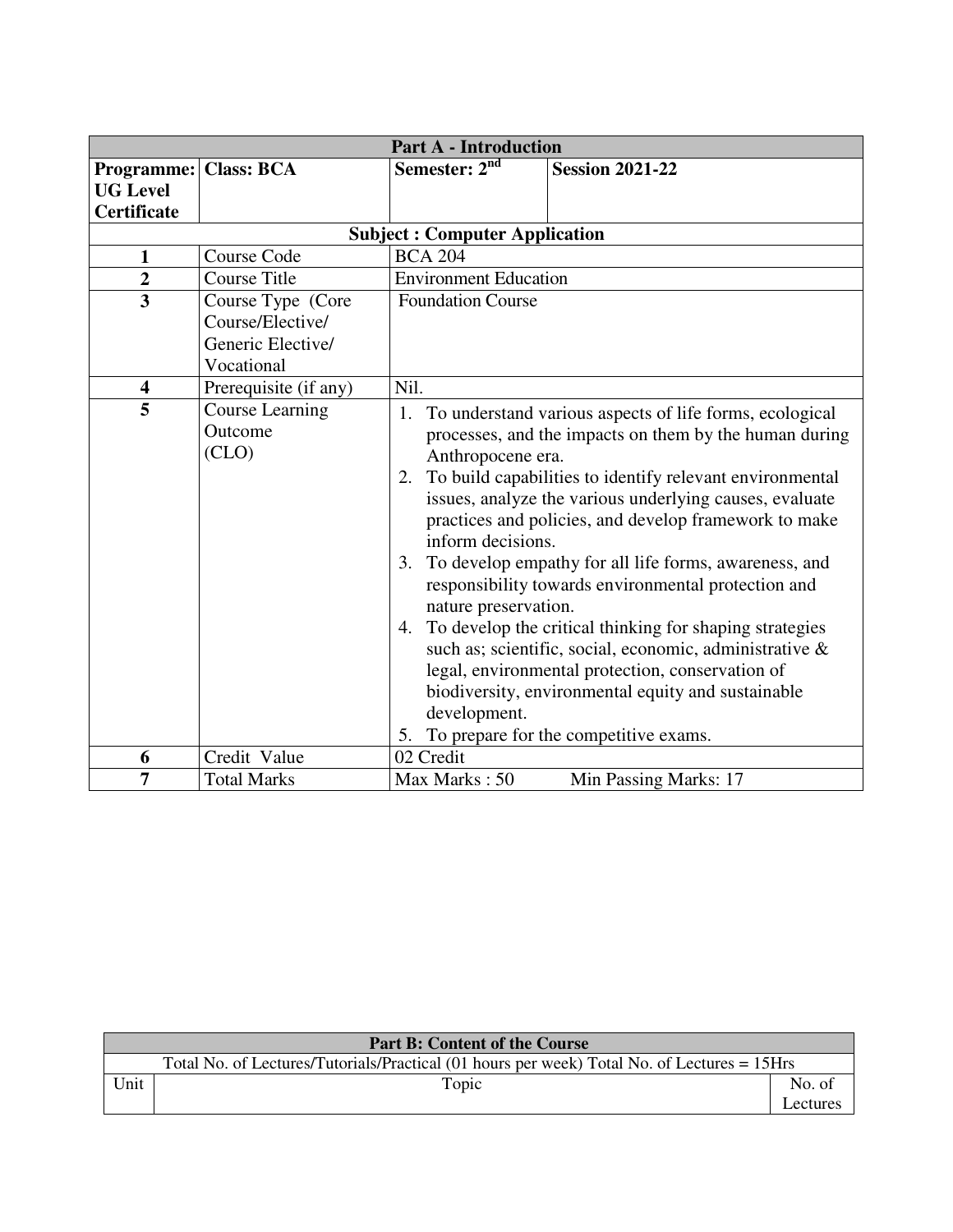| Part A - Introduction | | | |
|---|---|---|---|
| **Programme: UG Level Certificate** | **Class: BCA** | **Semester: 2nd** | **Session 2021-22** |
| **Subject : Computer Application** | | | |
| **1** | Course Code | BCA 204 | |
| **2** | Course Title | Environment Education | |
| **3** | Course Type (Core Course/Elective/ Generic Elective/ Vocational | Foundation Course | |
| **4** | Prerequisite (if any) | Nil. | |
| **5** | Course Learning Outcome (CLO) | 1. To understand various aspects of life forms, ecological processes, and the impacts on them by the human during Anthropocene era.<br>2. To build capabilities to identify relevant environmental issues, analyze the various underlying causes, evaluate practices and policies, and develop framework to make inform decisions.<br>3. To develop empathy for all life forms, awareness, and responsibility towards environmental protection and nature preservation.<br>4. To develop the critical thinking for shaping strategies such as; scientific, social, economic, administrative & legal, environmental protection, conservation of biodiversity, environmental equity and sustainable development.<br>5. To prepare for the competitive exams. | |
| **6** | Credit Value | 02 Credit | |
| **7** | Total Marks | Max Marks : 50 | Min Passing Marks: 17 |

| Part B: Content of the Course | | |
|---|---|---|
| Total No. of Lectures/Tutorials/Practical (01 hours per week) Total No. of Lectures = 15Hrs | | |
| Unit | Topic | No. of Lectures |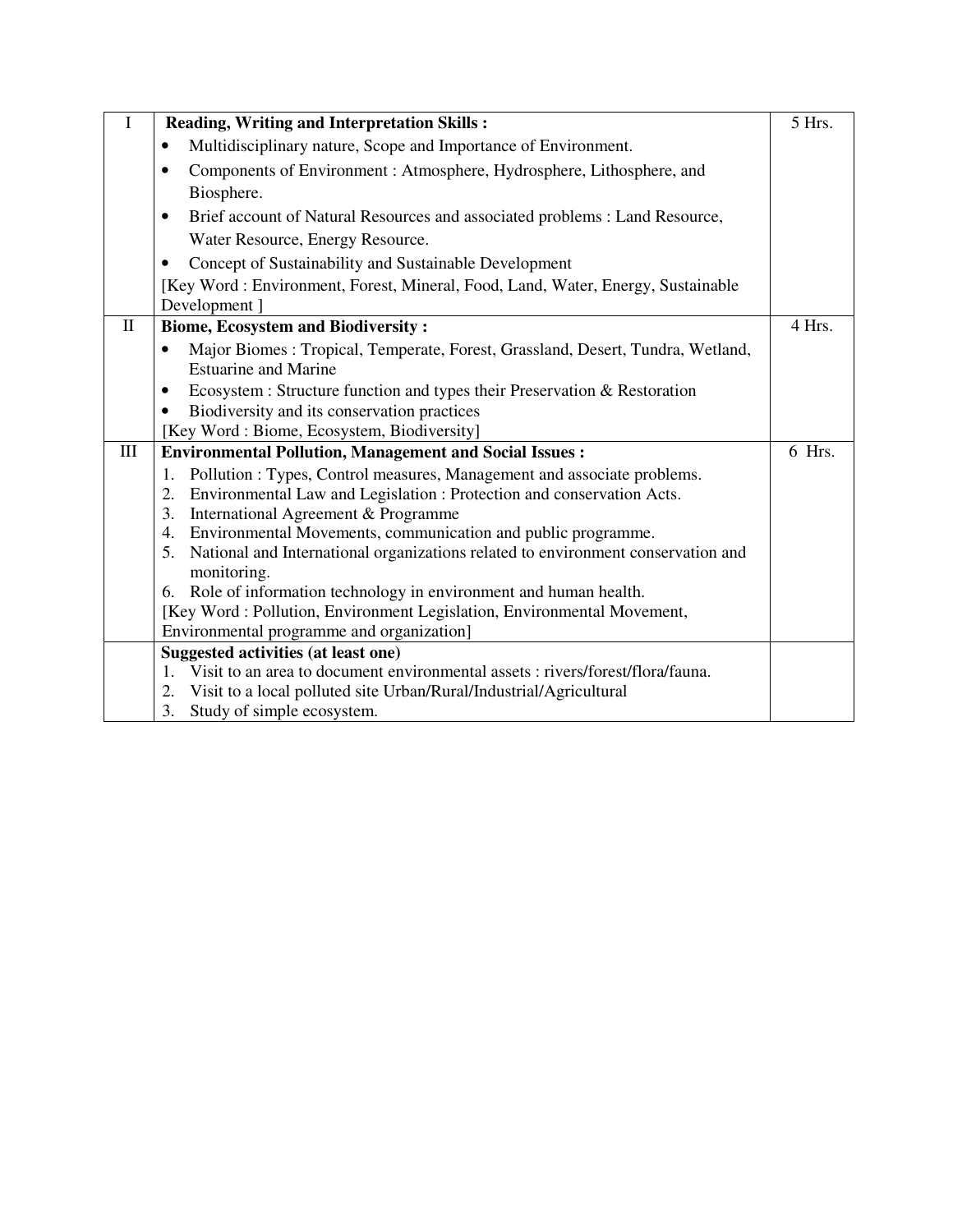| I | **Reading, Writing and Interpretation Skills :**<br>• Multidisciplinary nature, Scope and Importance of Environment.<br>• Components of Environment : Atmosphere, Hydrosphere, Lithosphere, and Biosphere.<br>• Brief account of Natural Resources and associated problems : Land Resource, Water Resource, Energy Resource.<br>• Concept of Sustainability and Sustainable Development<br>[Key Word : Environment, Forest, Mineral, Food, Land, Water, Energy, Sustainable Development ] | 5 Hrs. |
|---|---|---|
| II | **Biome, Ecosystem and Biodiversity :**<br>• Major Biomes : Tropical, Temperate, Forest, Grassland, Desert, Tundra, Wetland, Estuarine and Marine<br>• Ecosystem : Structure function and types their Preservation & Restoration<br>• Biodiversity and its conservation practices<br>[Key Word : Biome, Ecosystem, Biodiversity] | 4 Hrs. |
| III | **Environmental Pollution, Management and Social Issues :**<br>1. Pollution : Types, Control measures, Management and associate problems.<br>2. Environmental Law and Legislation : Protection and conservation Acts.<br>3. International Agreement & Programme<br>4. Environmental Movements, communication and public programme.<br>5. National and International organizations related to environment conservation and monitoring.<br>6. Role of information technology in environment and human health.<br>[Key Word : Pollution, Environment Legislation, Environmental Movement, Environmental programme and organization] | 6 Hrs. |
| | **Suggested activities (at least one)**<br>1. Visit to an area to document environmental assets : rivers/forest/flora/fauna.<br>2. Visit to a local polluted site Urban/Rural/Industrial/Agricultural<br>3. Study of simple ecosystem. | |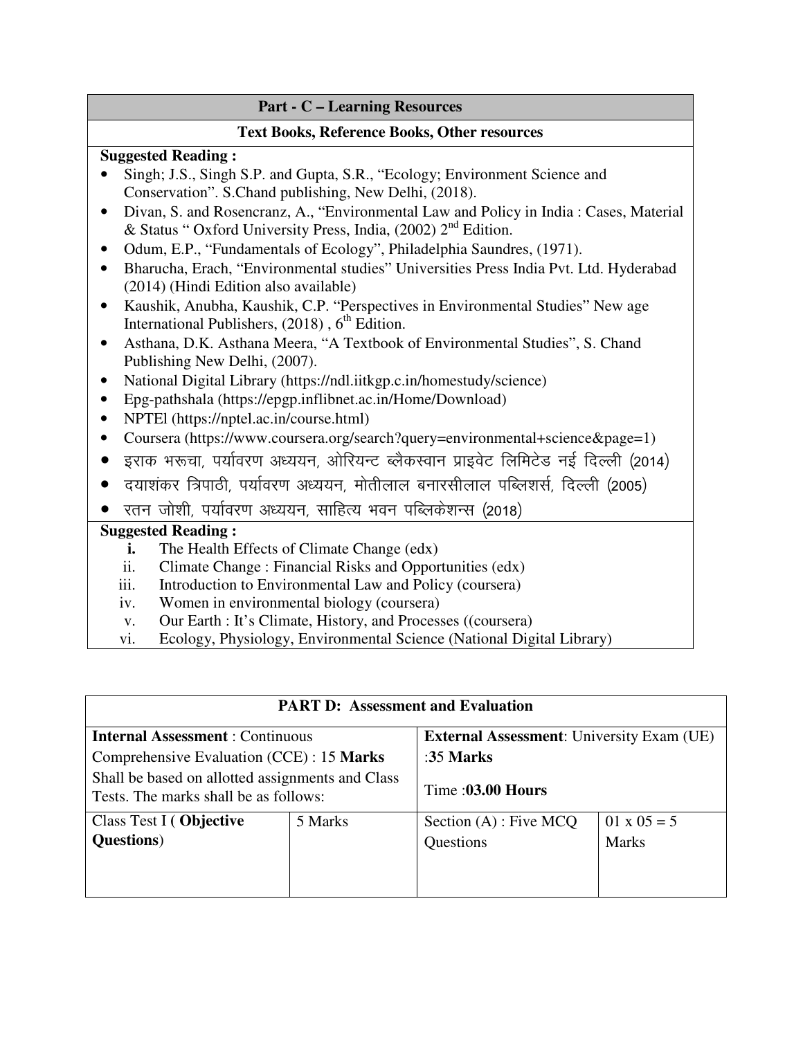## Part - C – Learning Resources

### Text Books, Reference Books, Other resources

**Suggested Reading :**

- Singh; J.S., Singh S.P. and Gupta, S.R., "Ecology; Environment Science and Conservation". S.Chand publishing, New Delhi, (2018).
- Divan, S. and Rosencranz, A., "Environmental Law and Policy in India : Cases, Material & Status " Oxford University Press, India, (2002) 2nd Edition.
- Odum, E.P., "Fundamentals of Ecology", Philadelphia Saundres, (1971).
- Bharucha, Erach, "Environmental studies" Universities Press India Pvt. Ltd. Hyderabad (2014) (Hindi Edition also available)
- Kaushik, Anubha, Kaushik, C.P. "Perspectives in Environmental Studies" New age International Publishers, (2018) , 6th Edition.
- Asthana, D.K. Asthana Meera, "A Textbook of Environmental Studies", S. Chand Publishing New Delhi, (2007).
- National Digital Library (https://ndl.iitkgp.c.in/homestudy/science)
- Epg-pathshala (https://epgp.inflibnet.ac.in/Home/Download)
- NPTEl (https://nptel.ac.in/course.html)
- Coursera (https://www.coursera.org/search?query=environmental+science&page=1)
- इराक भरूचा, पर्यावरण अध्ययन, ओरियन्ट ब्लैकस्वान प्राइवेट लिमिटेड नई दिल्ली (2014)
- दयाशंकर त्रिपाठी, पर्यावरण अध्ययन, मोतीलाल बनारसीलाल पब्लिशर्स, दिल्ली (2005)
- रतन जोशी, पर्यावरण अध्ययन, साहित्य भवन पब्लिकेशन्स (2018)

**Suggested Reading :**

i. The Health Effects of Climate Change (edx)
ii. Climate Change : Financial Risks and Opportunities (edx)
iii. Introduction to Environmental Law and Policy (coursera)
iv. Women in environmental biology (coursera)
v. Our Earth : It's Climate, History, and Processes ((coursera)
vi. Ecology, Physiology, Environmental Science (National Digital Library)

## PART D: Assessment and Evaluation

| **Internal Assessment** : Continuous Comprehensive Evaluation (CCE) : 15 **Marks**<br>Shall be based on allotted assignments and Class Tests. The marks shall be as follows: | | **External Assessment**: University Exam (UE) :**35 Marks**<br>Time :**03.00 Hours** | |
|---|---|---|---|
| Class Test I ( **Objective Questions**) | 5 Marks | Section (A) : Five MCQ Questions | 01 x 05 = 5 Marks |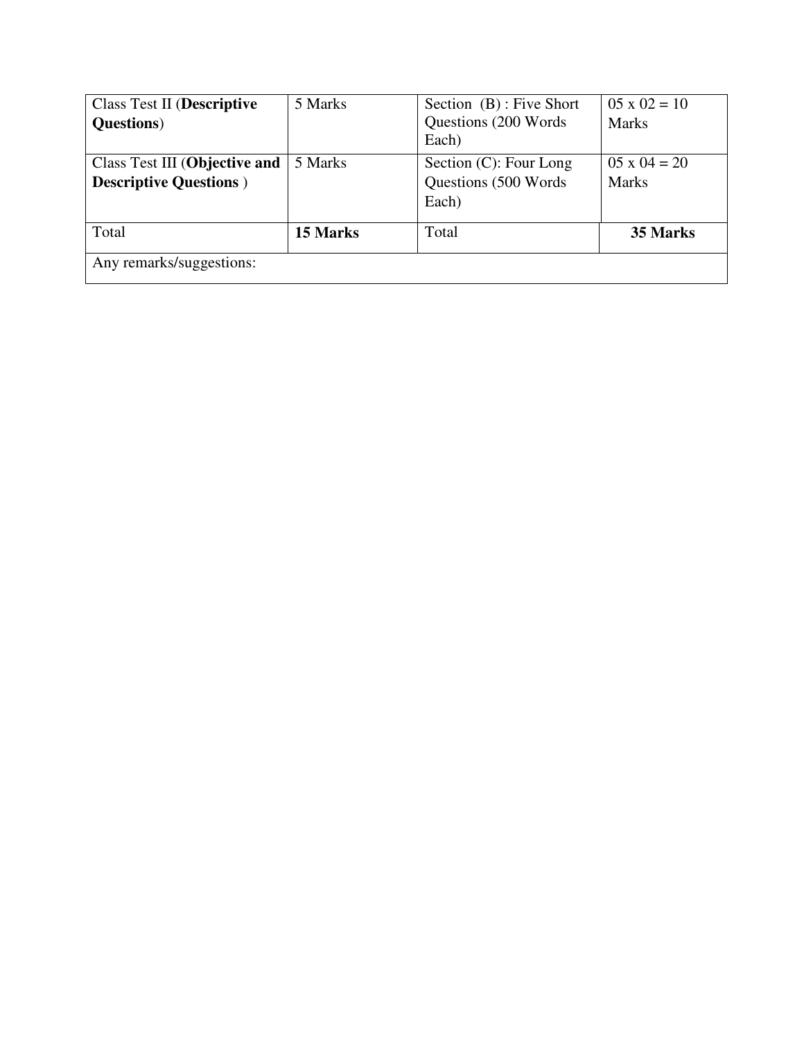| Class Test II (**Descriptive Questions**) | 5 Marks | Section (B) : Five Short Questions (200 Words Each) | 05 x 02 = 10 Marks |
|---|---|---|---|
| Class Test III (**Objective and Descriptive Questions** ) | 5 Marks | Section (C): Four Long Questions (500 Words Each) | 05 x 04 = 20 Marks |
| Total | **15 Marks** | Total | **35 Marks** |
| Any remarks/suggestions: | | | |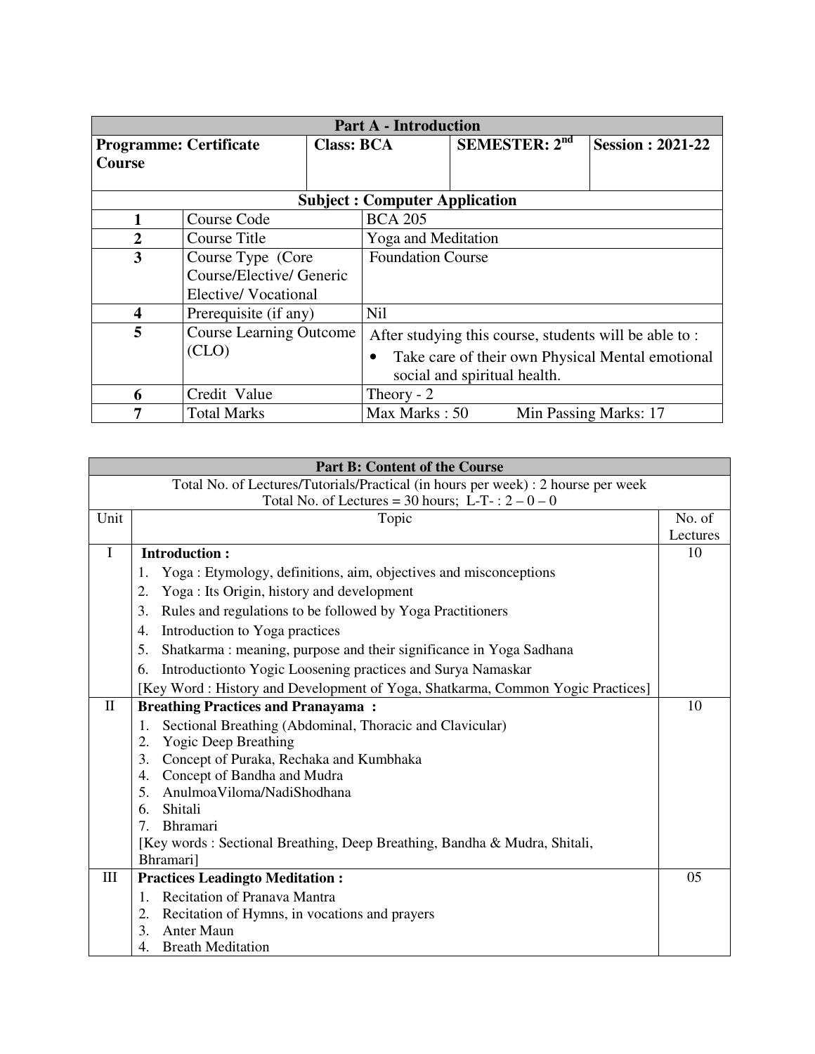| Part A - Introduction | | | |
|---|---|---|---|
| **Programme: Certificate Course** | **Class: BCA** | **SEMESTER: 2nd** | **Session : 2021-22** |

| Subject : Computer Application | | |
|---|---|---|
| **1** | Course Code | BCA 205 |
| **2** | Course Title | Yoga and Meditation |
| **3** | Course Type (Core Course/Elective/ Generic Elective/ Vocational | Foundation Course |
| **4** | Prerequisite (if any) | Nil |
| **5** | Course Learning Outcome (CLO) | After studying this course, students will be able to : <br>• Take care of their own Physical Mental emotional social and spiritual health. |
| **6** | Credit Value | Theory - 2 |
| **7** | Total Marks | Max Marks : 50 Min Passing Marks: 17 |

| Part B: Content of the Course | | |
|---|---|---|
| Total No. of Lectures/Tutorials/Practical (in hours per week) : 2 hourse per week<br>Total No. of Lectures = 30 hours; L-T- : 2 – 0 – 0 | | |
| Unit | Topic | No. of Lectures |
| I | **Introduction :**<br>1. Yoga : Etymology, definitions, aim, objectives and misconceptions<br>2. Yoga : Its Origin, history and development<br>3. Rules and regulations to be followed by Yoga Practitioners<br>4. Introduction to Yoga practices<br>5. Shatkarma : meaning, purpose and their significance in Yoga Sadhana<br>6. Introductionto Yogic Loosening practices and Surya Namaskar<br>[Key Word : History and Development of Yoga, Shatkarma, Common Yogic Practices] | 10 |
| II | **Breathing Practices and Pranayama :**<br>1. Sectional Breathing (Abdominal, Thoracic and Clavicular)<br>2. Yogic Deep Breathing<br>3. Concept of Puraka, Rechaka and Kumbhaka<br>4. Concept of Bandha and Mudra<br>5. AnulmoaViloma/NadiShodhana<br>6. Shitali<br>7. Bhramari<br>[Key words : Sectional Breathing, Deep Breathing, Bandha & Mudra, Shitali, Bhramari] | 10 |
| III | **Practices Leadingto Meditation :**<br>1. Recitation of Pranava Mantra<br>2. Recitation of Hymns, in vocations and prayers<br>3. Anter Maun<br>4. Breath Meditation | 05 |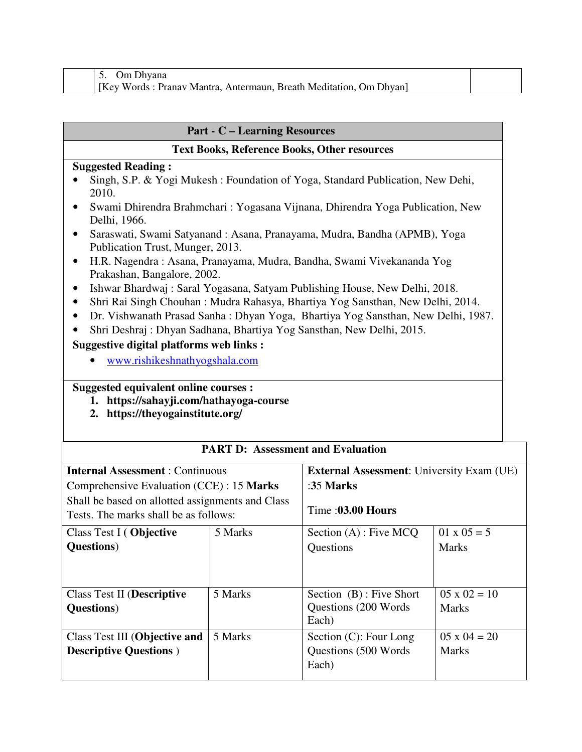| | 5. Om Dhyana<br>[Key Words : Pranav Mantra, Antermaun, Breath Meditation, Om Dhyan] | |
|---|---|---|

## Part - C – Learning Resources

### Text Books, Reference Books, Other resources

**Suggested Reading :**

- Singh, S.P. & Yogi Mukesh : Foundation of Yoga, Standard Publication, New Dehi, 2010.
- Swami Dhirendra Brahmchari : Yogasana Vijnana, Dhirendra Yoga Publication, New Delhi, 1966.
- Saraswati, Swami Satyanand : Asana, Pranayama, Mudra, Bandha (APMB), Yoga Publication Trust, Munger, 2013.
- H.R. Nagendra : Asana, Pranayama, Mudra, Bandha, Swami Vivekananda Yog Prakashan, Bangalore, 2002.
- Ishwar Bhardwaj : Saral Yogasana, Satyam Publishing House, New Delhi, 2018.
- Shri Rai Singh Chouhan : Mudra Rahasya, Bhartiya Yog Sansthan, New Delhi, 2014.
- Dr. Vishwanath Prasad Sanha : Dhyan Yoga, Bhartiya Yog Sansthan, New Delhi, 1987.
- Shri Deshraj : Dhyan Sadhana, Bhartiya Yog Sansthan, New Delhi, 2015.

**Suggestive digital platforms web links :**

- www.rishikeshnathyogshala.com

**Suggested equivalent online courses :**

1. **https://sahayji.com/hathayoga-course**
2. **https://theyogainstitute.org/**

## PART D: Assessment and Evaluation

| **Internal Assessment** : Continuous Comprehensive Evaluation (CCE) : 15 **Marks**<br>Shall be based on allotted assignments and Class Tests. The marks shall be as follows: | | **External Assessment**: University Exam (UE) :35 **Marks**<br>Time :**03.00 Hours** | |
|---|---|---|---|
| Class Test I ( **Objective Questions**) | 5 Marks | Section (A) : Five MCQ Questions | 01 x 05 = 5 Marks |
| Class Test II (**Descriptive Questions**) | 5 Marks | Section (B) : Five Short Questions (200 Words Each) | 05 x 02 = 10 Marks |
| Class Test III (**Objective and Descriptive Questions** ) | 5 Marks | Section (C): Four Long Questions (500 Words Each) | 05 x 04 = 20 Marks |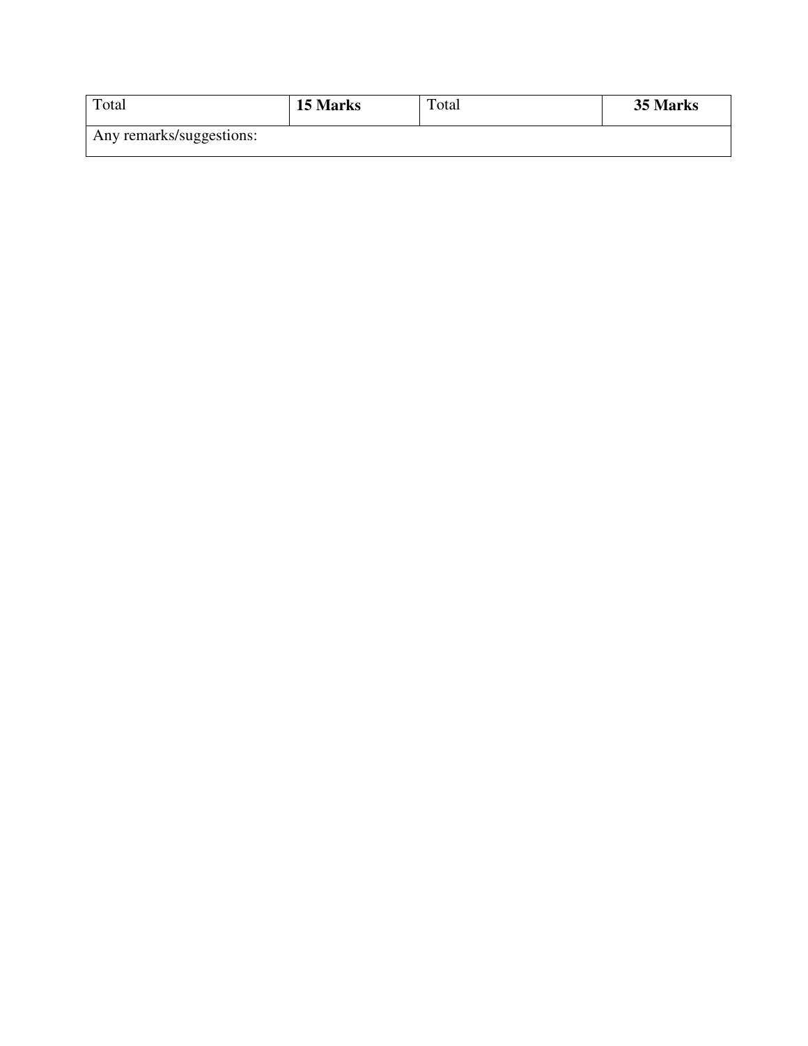| Total | **15 Marks** | Total | **35 Marks** |
|---|---|---|---|
| Any remarks/suggestions: | | | |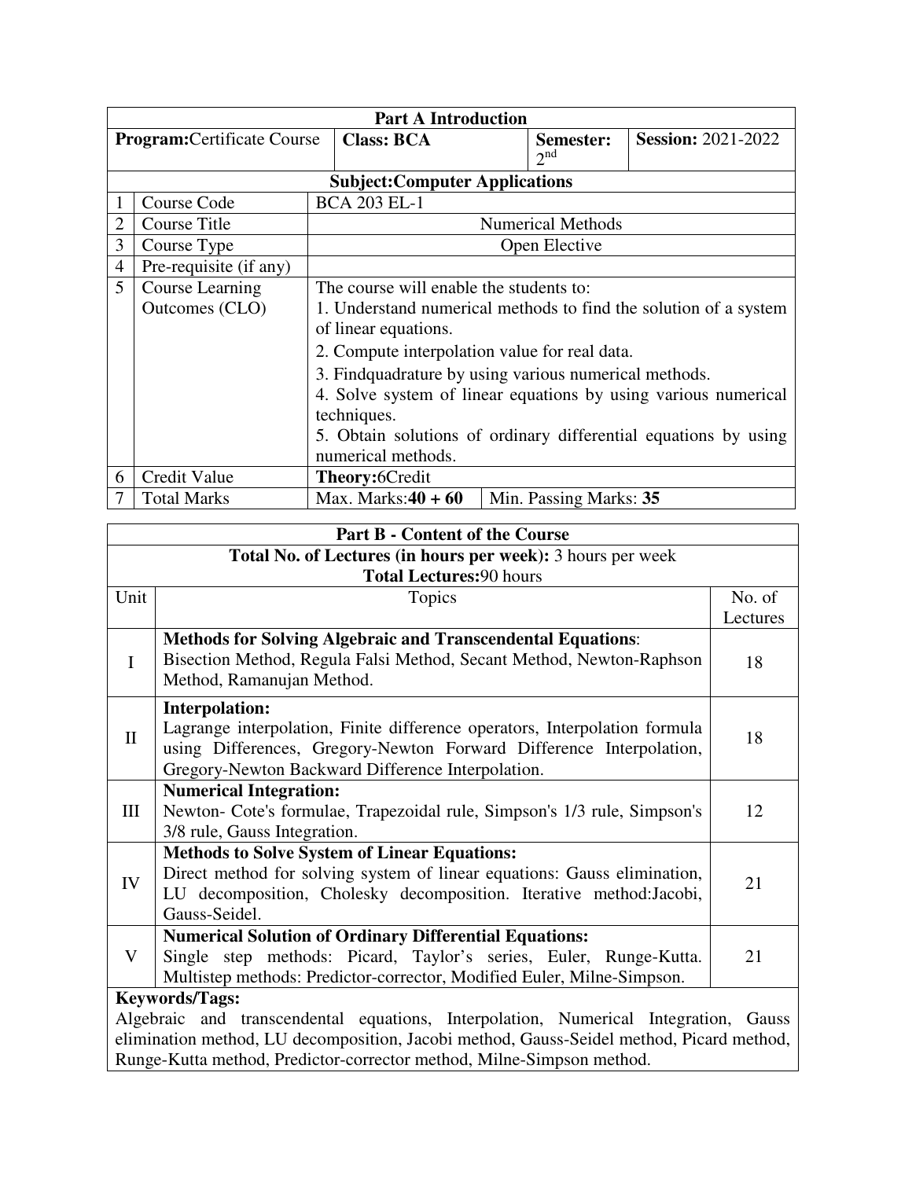| **Part A Introduction** | | | | |
|---|---|---|---|---|
| **Program:**Certificate Course | | **Class: BCA** | **Semester:** 2nd | **Session:** 2021-2022 |

| **Subject:Computer Applications** | | |
|---|---|---|
| 1 | Course Code | BCA 203 EL-1 |
| 2 | Course Title | Numerical Methods |
| 3 | Course Type | Open Elective |
| 4 | Pre-requisite (if any) | |
| 5 | Course Learning Outcomes (CLO) | The course will enable the students to:<br>1. Understand numerical methods to find the solution of a system of linear equations.<br>2. Compute interpolation value for real data.<br>3. Findquadrature by using various numerical methods.<br>4. Solve system of linear equations by using various numerical techniques.<br>5. Obtain solutions of ordinary differential equations by using numerical methods. |
| 6 | Credit Value | **Theory:**6Credit |
| 7 | Total Marks | Max. Marks:**40 + 60** &nbsp;&nbsp; Min. Passing Marks: **35** |

| **Part B - Content of the Course** | | |
|---|---|---|
| **Total No. of Lectures (in hours per week):** 3 hours per week<br>**Total Lectures:**90 hours | | |
| Unit | Topics | No. of Lectures |
| I | **Methods for Solving Algebraic and Transcendental Equations**:<br>Bisection Method, Regula Falsi Method, Secant Method, Newton-Raphson Method, Ramanujan Method. | 18 |
| II | **Interpolation:**<br>Lagrange interpolation, Finite difference operators, Interpolation formula using Differences, Gregory-Newton Forward Difference Interpolation, Gregory-Newton Backward Difference Interpolation. | 18 |
| III | **Numerical Integration:**<br>Newton- Cote's formulae, Trapezoidal rule, Simpson's 1/3 rule, Simpson's 3/8 rule, Gauss Integration. | 12 |
| IV | **Methods to Solve System of Linear Equations:**<br>Direct method for solving system of linear equations: Gauss elimination, LU decomposition, Cholesky decomposition. Iterative method:Jacobi, Gauss-Seidel. | 21 |
| V | **Numerical Solution of Ordinary Differential Equations:**<br>Single step methods: Picard, Taylor's series, Euler, Runge-Kutta. Multistep methods: Predictor-corrector, Modified Euler, Milne-Simpson. | 21 |
| **Keywords/Tags:**<br>Algebraic and transcendental equations, Interpolation, Numerical Integration, Gauss elimination method, LU decomposition, Jacobi method, Gauss-Seidel method, Picard method, Runge-Kutta method, Predictor-corrector method, Milne-Simpson method. | | |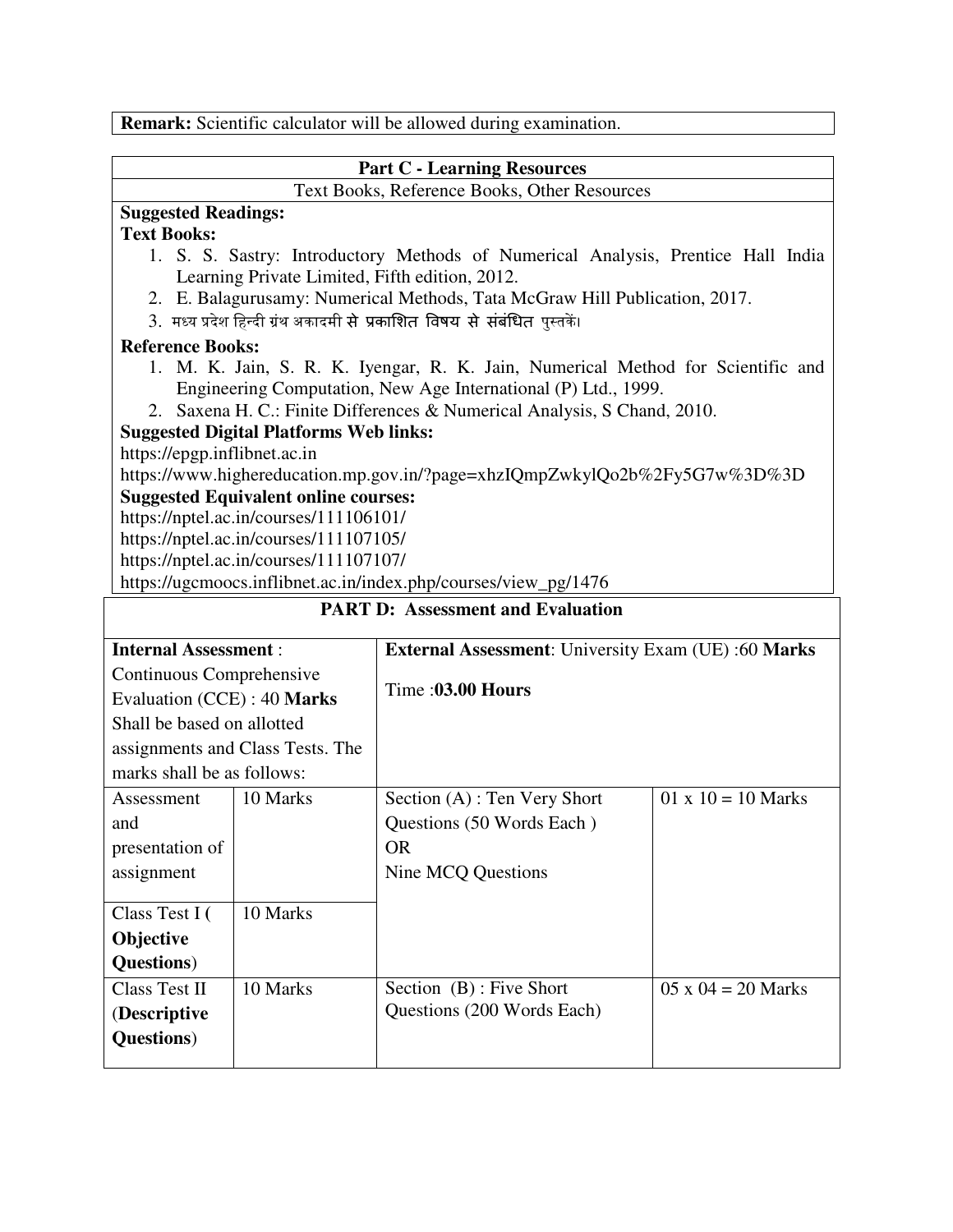**Remark:** Scientific calculator will be allowed during examination.

## Part C - Learning Resources

Text Books, Reference Books, Other Resources

**Suggested Readings:**

**Text Books:**

1. S. S. Sastry: Introductory Methods of Numerical Analysis, Prentice Hall India Learning Private Limited, Fifth edition, 2012.
2. E. Balagurusamy: Numerical Methods, Tata McGraw Hill Publication, 2017.
3. मध्य प्रदेश हिन्दी ग्रंथ अकादमी से प्रकाशित विषय से संबंधित पुस्तकें।

**Reference Books:**

1. M. K. Jain, S. R. K. Iyengar, R. K. Jain, Numerical Method for Scientific and Engineering Computation, New Age International (P) Ltd., 1999.
2. Saxena H. C.: Finite Differences & Numerical Analysis, S Chand, 2010.

**Suggested Digital Platforms Web links:**

https://epgp.inflibnet.ac.in

https://www.highereducation.mp.gov.in/?page=xhzIQmpZwkylQo2b%2Fy5G7w%3D%3D

**Suggested Equivalent online courses:**

https://nptel.ac.in/courses/111106101/

https://nptel.ac.in/courses/111107105/

https://nptel.ac.in/courses/111107107/

https://ugcmoocs.inflibnet.ac.in/index.php/courses/view_pg/1476

## PART D: Assessment and Evaluation

| **Internal Assessment** : Continuous Comprehensive Evaluation (CCE) : 40 **Marks** Shall be based on allotted assignments and Class Tests. The marks shall be as follows: | | **External Assessment**: University Exam (UE) :60 **Marks** Time :**03.00 Hours** | |
|---|---|---|---|
| Assessment and presentation of assignment | 10 Marks | Section (A) : Ten Very Short Questions (50 Words Each ) OR Nine MCQ Questions | 01 x 10 = 10 Marks |
| Class Test I ( **Objective Questions**) | 10 Marks | | |
| Class Test II (**Descriptive Questions**) | 10 Marks | Section (B) : Five Short Questions (200 Words Each) | 05 x 04 = 20 Marks |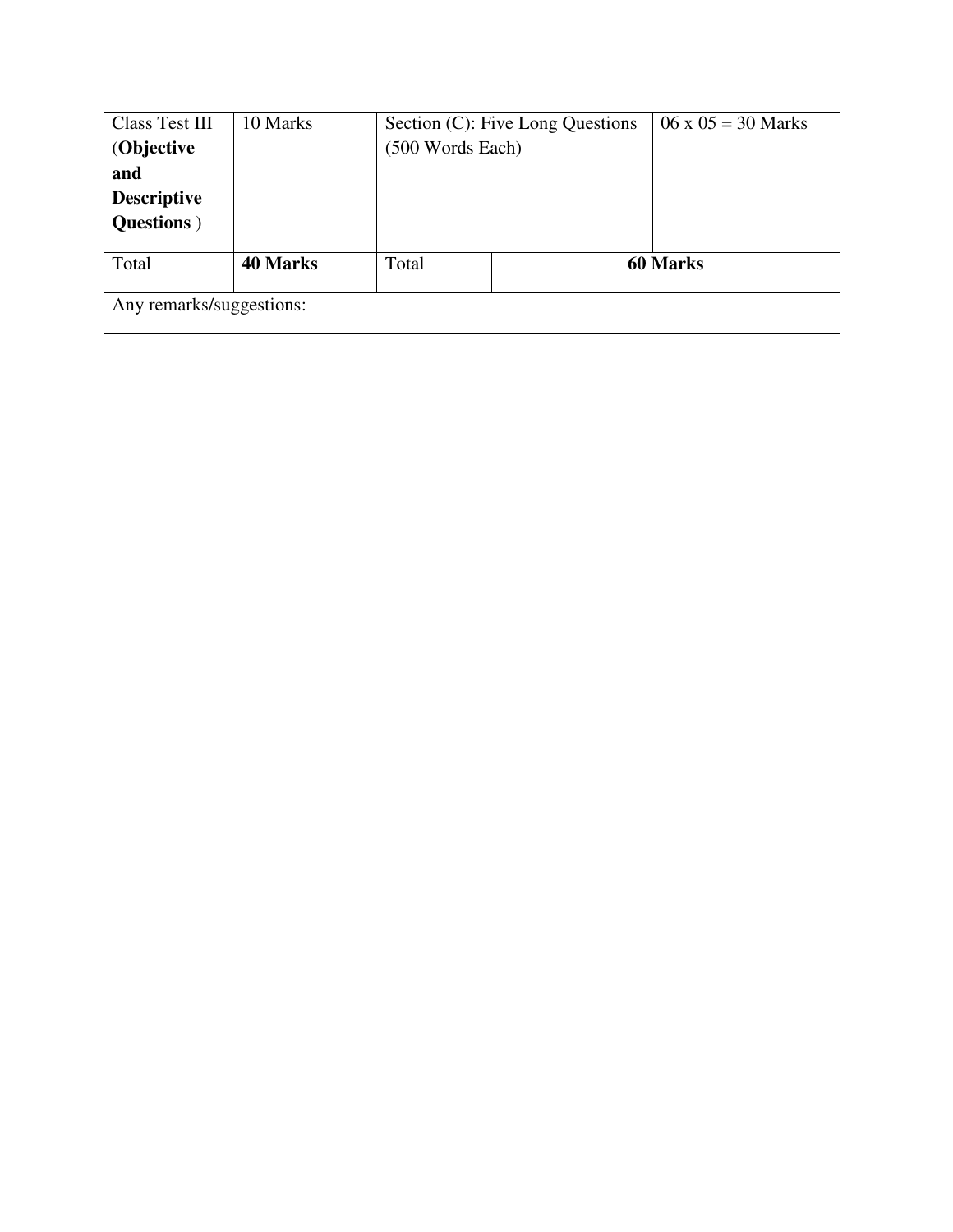| Class Test III (**Objective and Descriptive Questions** ) | 10 Marks | Section (C): Five Long Questions (500 Words Each) | 06 x 05 = 30 Marks |
|---|---|---|---|
| Total | **40 Marks** | Total | **60 Marks** |
| Any remarks/suggestions: | | | |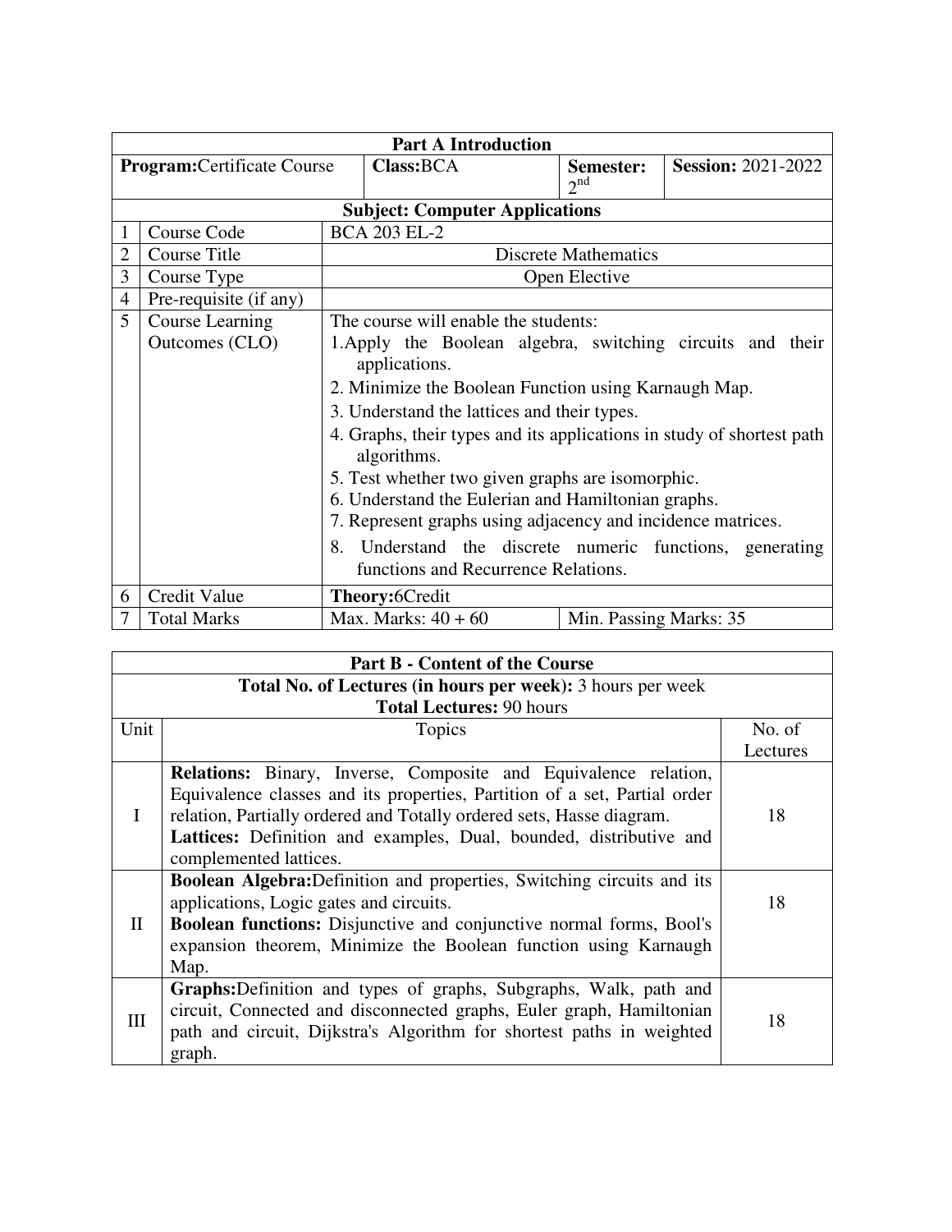| Part A Introduction | | | | |
|---|---|---|---|---|
| **Program:** Certificate Course | | **Class:** BCA | **Semester:** 2nd | **Session:** 2021-2022 |

| Subject: Computer Applications | | |
|---|---|---|
| 1 | Course Code | BCA 203 EL-2 |
| 2 | Course Title | Discrete Mathematics |
| 3 | Course Type | Open Elective |
| 4 | Pre-requisite (if any) | |
| 5 | Course Learning Outcomes (CLO) | The course will enable the students:<br>1. Apply the Boolean algebra, switching circuits and their applications.<br>2. Minimize the Boolean Function using Karnaugh Map.<br>3. Understand the lattices and their types.<br>4. Graphs, their types and its applications in study of shortest path algorithms.<br>5. Test whether two given graphs are isomorphic.<br>6. Understand the Eulerian and Hamiltonian graphs.<br>7. Represent graphs using adjacency and incidence matrices.<br>8. Understand the discrete numeric functions, generating functions and Recurrence Relations. |
| 6 | Credit Value | **Theory:** 6Credit |
| 7 | Total Marks | Max. Marks: 40 + 60 &nbsp;&nbsp;&nbsp; Min. Passing Marks: 35 |

| Part B - Content of the Course | | |
|---|---|---|
| **Total No. of Lectures (in hours per week):** 3 hours per week<br>**Total Lectures:** 90 hours | | |
| Unit | Topics | No. of Lectures |
| I | **Relations:** Binary, Inverse, Composite and Equivalence relation, Equivalence classes and its properties, Partition of a set, Partial order relation, Partially ordered and Totally ordered sets, Hasse diagram.<br>**Lattices:** Definition and examples, Dual, bounded, distributive and complemented lattices. | 18 |
| II | **Boolean Algebra:** Definition and properties, Switching circuits and its applications, Logic gates and circuits.<br>**Boolean functions:** Disjunctive and conjunctive normal forms, Bool's expansion theorem, Minimize the Boolean function using Karnaugh Map. | 18 |
| III | **Graphs:** Definition and types of graphs, Subgraphs, Walk, path and circuit, Connected and disconnected graphs, Euler graph, Hamiltonian path and circuit, Dijkstra's Algorithm for shortest paths in weighted graph. | 18 |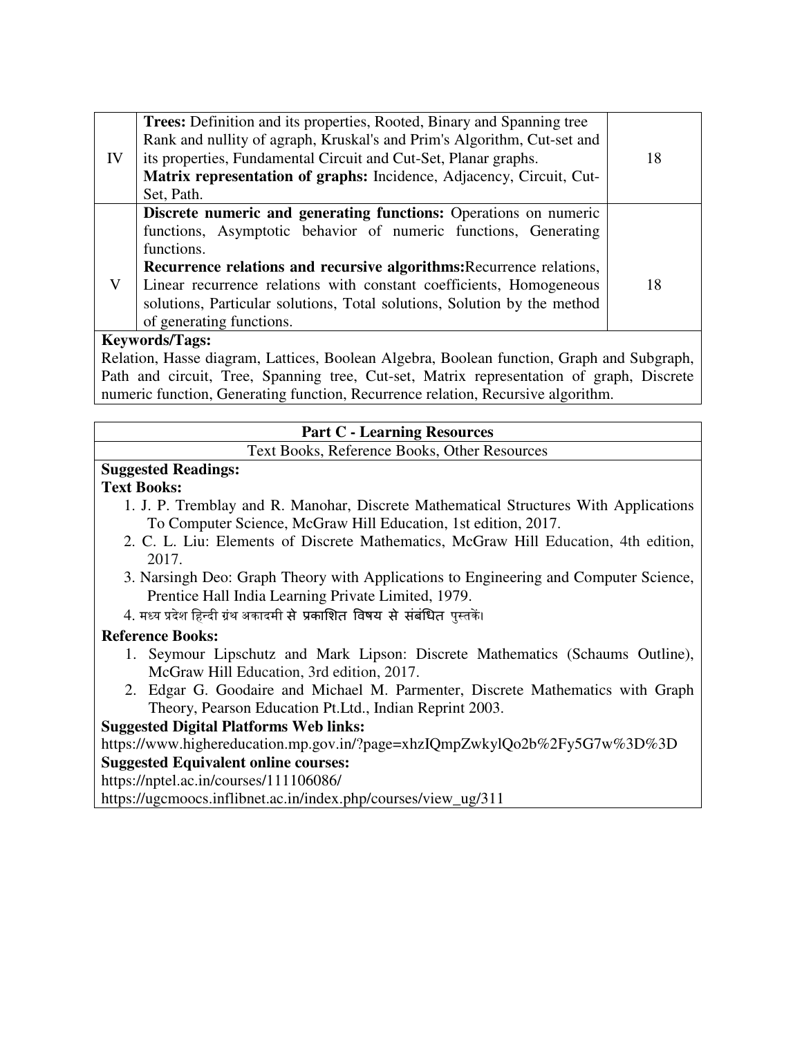| | | |
|---|---|---|
| IV | **Trees:** Definition and its properties, Rooted, Binary and Spanning tree Rank and nullity of agraph, Kruskal's and Prim's Algorithm, Cut-set and its properties, Fundamental Circuit and Cut-Set, Planar graphs. **Matrix representation of graphs:** Incidence, Adjacency, Circuit, Cut-Set, Path. | 18 |
| V | **Discrete numeric and generating functions:** Operations on numeric functions, Asymptotic behavior of numeric functions, Generating functions. **Recurrence relations and recursive algorithms:**Recurrence relations, Linear recurrence relations with constant coefficients, Homogeneous solutions, Particular solutions, Total solutions, Solution by the method of generating functions. | 18 |

**Keywords/Tags:**
Relation, Hasse diagram, Lattices, Boolean Algebra, Boolean function, Graph and Subgraph, Path and circuit, Tree, Spanning tree, Cut-set, Matrix representation of graph, Discrete numeric function, Generating function, Recurrence relation, Recursive algorithm.

## Part C - Learning Resources

Text Books, Reference Books, Other Resources

**Suggested Readings:**

**Text Books:**

1. J. P. Tremblay and R. Manohar, Discrete Mathematical Structures With Applications To Computer Science, McGraw Hill Education, 1st edition, 2017.
2. C. L. Liu: Elements of Discrete Mathematics, McGraw Hill Education, 4th edition, 2017.
3. Narsingh Deo: Graph Theory with Applications to Engineering and Computer Science, Prentice Hall India Learning Private Limited, 1979.
4. मध्य प्रदेश हिन्दी ग्रंथ अकादमी से प्रकाशित विषय से संबंधित पुस्तकें।

**Reference Books:**

1. Seymour Lipschutz and Mark Lipson: Discrete Mathematics (Schaums Outline), McGraw Hill Education, 3rd edition, 2017.
2. Edgar G. Goodaire and Michael M. Parmenter, Discrete Mathematics with Graph Theory, Pearson Education Pt.Ltd., Indian Reprint 2003.

**Suggested Digital Platforms Web links:**

https://www.highereducation.mp.gov.in/?page=xhzIQmpZwkylQo2b%2Fy5G7w%3D%3D

**Suggested Equivalent online courses:**

https://nptel.ac.in/courses/111106086/

https://ugcmoocs.inflibnet.ac.in/index.php/courses/view_ug/311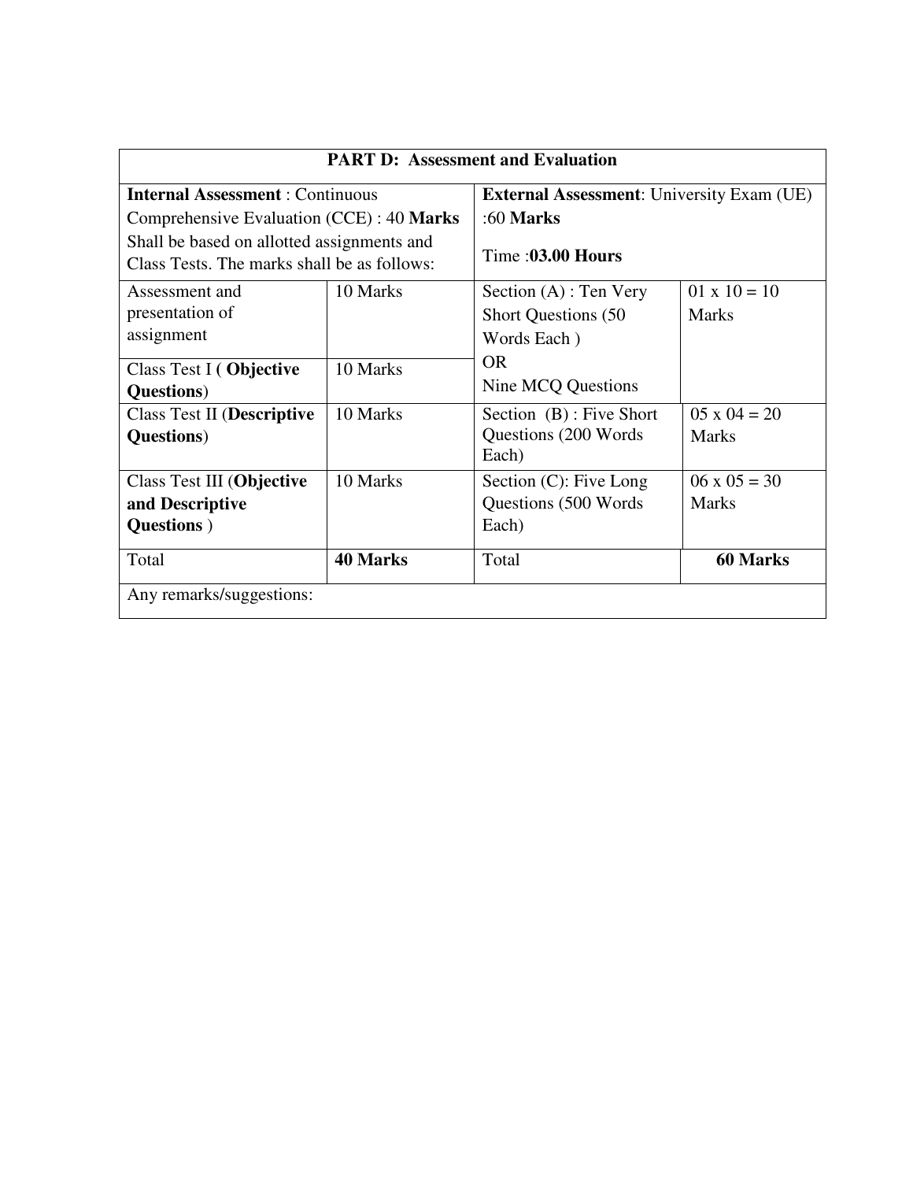| PART D: Assessment and Evaluation | | | |
|---|---|---|---|
| **Internal Assessment** : Continuous Comprehensive Evaluation (CCE) : 40 **Marks** Shall be based on allotted assignments and Class Tests. The marks shall be as follows: | | **External Assessment**: University Exam (UE) :60 **Marks** Time :**03.00 Hours** | |
| Assessment and presentation of assignment | 10 Marks | Section (A) : Ten Very Short Questions (50 Words Each ) OR Nine MCQ Questions | 01 x 10 = 10 Marks |
| Class Test I ( **Objective Questions**) | 10 Marks | | |
| Class Test II (**Descriptive Questions**) | 10 Marks | Section (B) : Five Short Questions (200 Words Each) | 05 x 04 = 20 Marks |
| Class Test III (**Objective and Descriptive Questions** ) | 10 Marks | Section (C): Five Long Questions (500 Words Each) | 06 x 05 = 30 Marks |
| Total | **40 Marks** | Total | **60 Marks** |
| Any remarks/suggestions: | | | |